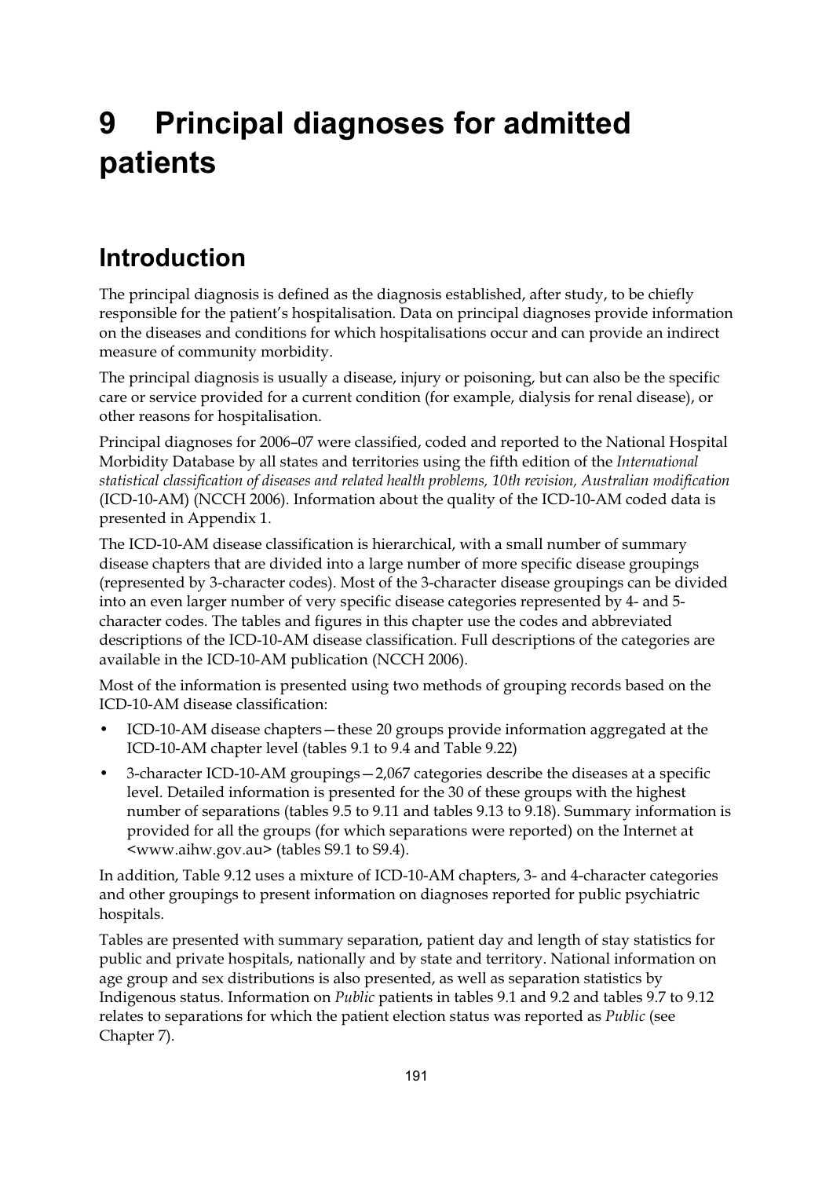# 9 Principal diagnoses for admitted patients

## Introduction

The principal diagnosis is defined as the diagnosis established, after study, to be chiefly responsible for the patient's hospitalisation. Data on principal diagnoses provide information on the diseases and conditions for which hospitalisations occur and can provide an indirect measure of community morbidity.

The principal diagnosis is usually a disease, injury or poisoning, but can also be the specific care or service provided for a current condition (for example, dialysis for renal disease), or other reasons for hospitalisation.

Principal diagnoses for 2006–07 were classified, coded and reported to the National Hospital Morbidity Database by all states and territories using the fifth edition of the *International statistical classification of diseases and related health problems, 10th revision, Australian modification* (ICD-10-AM) (NCCH 2006). Information about the quality of the ICD-10-AM coded data is presented in Appendix 1.

The ICD-10-AM disease classification is hierarchical, with a small number of summary disease chapters that are divided into a large number of more specific disease groupings (represented by 3-character codes). Most of the 3-character disease groupings can be divided into an even larger number of very specific disease categories represented by 4- and 5-character codes. The tables and figures in this chapter use the codes and abbreviated descriptions of the ICD-10-AM disease classification. Full descriptions of the categories are available in the ICD-10-AM publication (NCCH 2006).

Most of the information is presented using two methods of grouping records based on the ICD-10-AM disease classification:

- ICD-10-AM disease chapters—these 20 groups provide information aggregated at the ICD-10-AM chapter level (tables 9.1 to 9.4 and Table 9.22)
- 3-character ICD-10-AM groupings—2,067 categories describe the diseases at a specific level. Detailed information is presented for the 30 of these groups with the highest number of separations (tables 9.5 to 9.11 and tables 9.13 to 9.18). Summary information is provided for all the groups (for which separations were reported) on the Internet at <www.aihw.gov.au> (tables S9.1 to S9.4).

In addition, Table 9.12 uses a mixture of ICD-10-AM chapters, 3- and 4-character categories and other groupings to present information on diagnoses reported for public psychiatric hospitals.

Tables are presented with summary separation, patient day and length of stay statistics for public and private hospitals, nationally and by state and territory. National information on age group and sex distributions is also presented, as well as separation statistics by Indigenous status. Information on *Public* patients in tables 9.1 and 9.2 and tables 9.7 to 9.12 relates to separations for which the patient election status was reported as *Public* (see Chapter 7).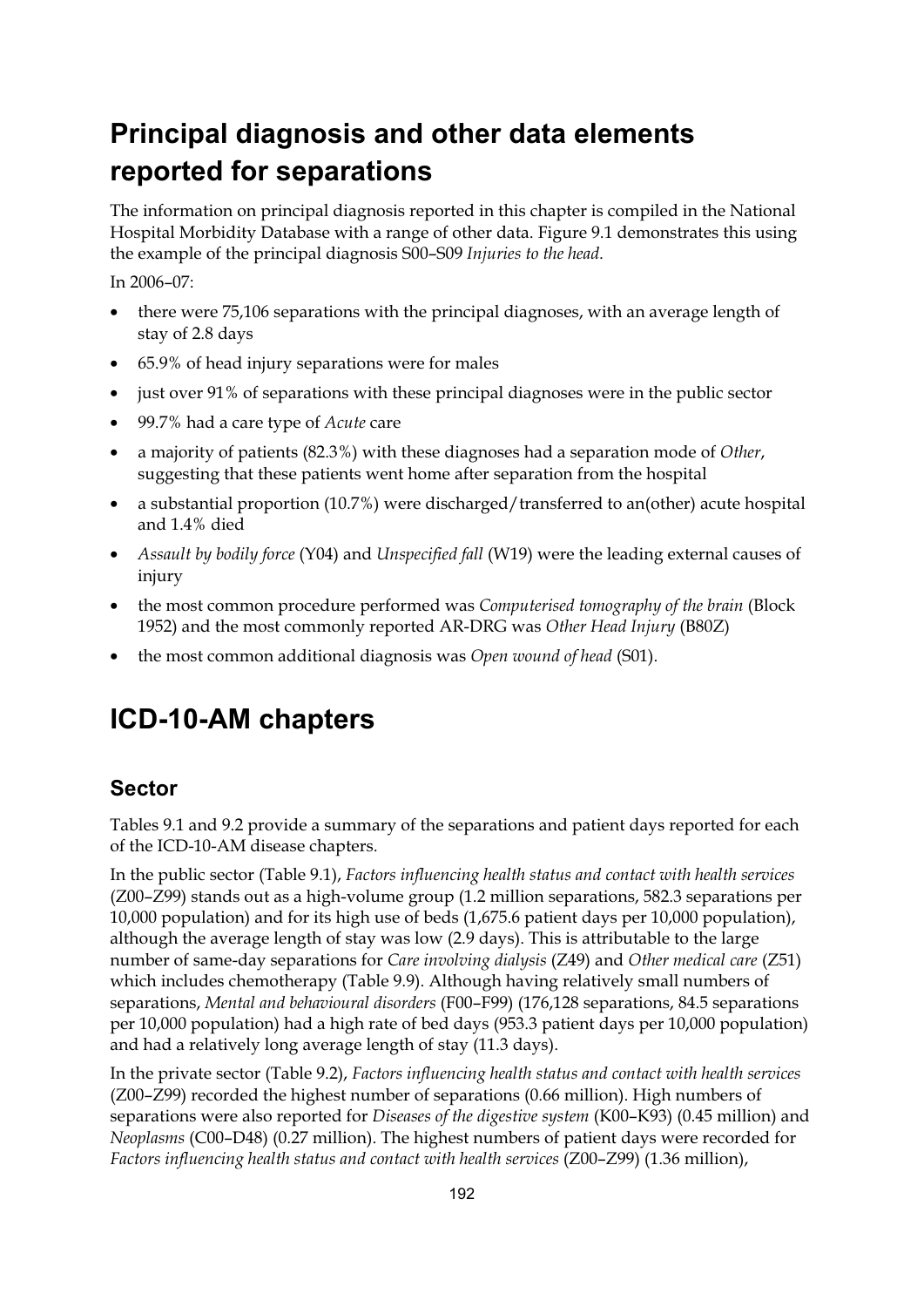# Principal diagnosis and other data elements reported for separations

The information on principal diagnosis reported in this chapter is compiled in the National Hospital Morbidity Database with a range of other data. Figure 9.1 demonstrates this using the example of the principal diagnosis S00–S09 *Injuries to the head*.

In 2006–07:

- there were 75,106 separations with the principal diagnoses, with an average length of stay of 2.8 days
- 65.9% of head injury separations were for males
- just over 91% of separations with these principal diagnoses were in the public sector
- 99.7% had a care type of *Acute* care
- a majority of patients (82.3%) with these diagnoses had a separation mode of *Other*, suggesting that these patients went home after separation from the hospital
- a substantial proportion (10.7%) were discharged/transferred to an(other) acute hospital and 1.4% died
- *Assault by bodily force* (Y04) and *Unspecified fall* (W19) were the leading external causes of injury
- the most common procedure performed was *Computerised tomography of the brain* (Block 1952) and the most commonly reported AR-DRG was *Other Head Injury* (B80Z)
- the most common additional diagnosis was *Open wound of head* (S01).

# ICD-10-AM chapters

## Sector

Tables 9.1 and 9.2 provide a summary of the separations and patient days reported for each of the ICD-10-AM disease chapters.

In the public sector (Table 9.1), *Factors influencing health status and contact with health services* (Z00–Z99) stands out as a high-volume group (1.2 million separations, 582.3 separations per 10,000 population) and for its high use of beds (1,675.6 patient days per 10,000 population), although the average length of stay was low (2.9 days). This is attributable to the large number of same-day separations for *Care involving dialysis* (Z49) and *Other medical care* (Z51) which includes chemotherapy (Table 9.9). Although having relatively small numbers of separations, *Mental and behavioural disorders* (F00–F99) (176,128 separations, 84.5 separations per 10,000 population) had a high rate of bed days (953.3 patient days per 10,000 population) and had a relatively long average length of stay (11.3 days).

In the private sector (Table 9.2), *Factors influencing health status and contact with health services* (Z00–Z99) recorded the highest number of separations (0.66 million). High numbers of separations were also reported for *Diseases of the digestive system* (K00–K93) (0.45 million) and *Neoplasms* (C00–D48) (0.27 million). The highest numbers of patient days were recorded for *Factors influencing health status and contact with health services* (Z00–Z99) (1.36 million),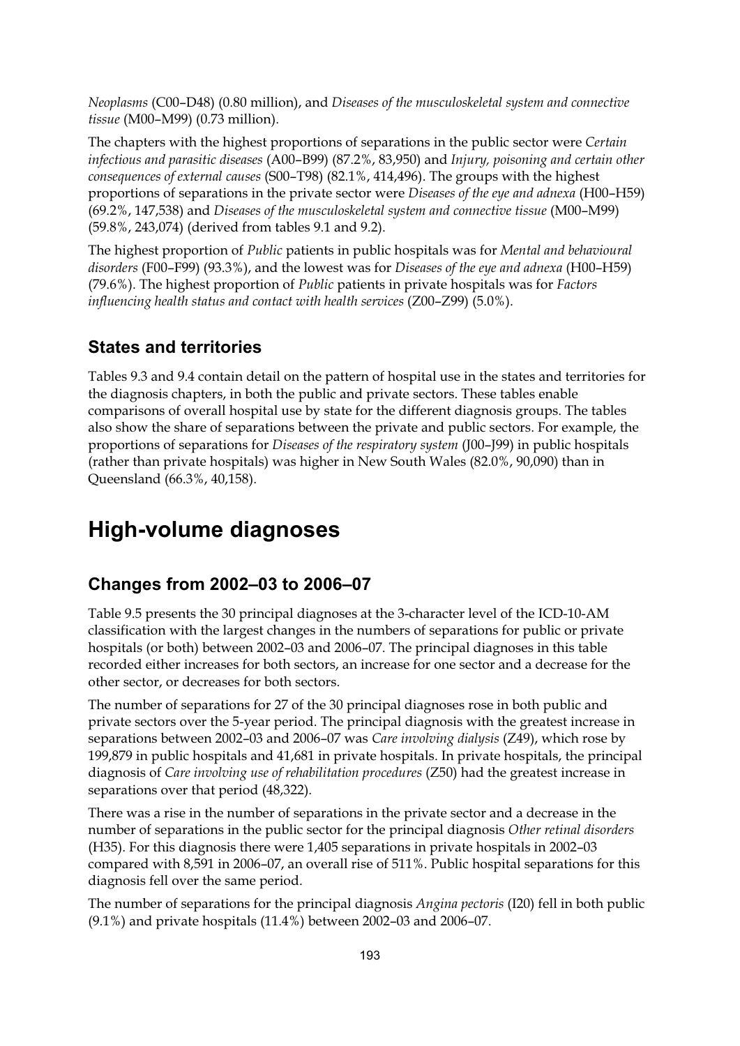*Neoplasms* (C00–D48) (0.80 million), and *Diseases of the musculoskeletal system and connective tissue* (M00–M99) (0.73 million).

The chapters with the highest proportions of separations in the public sector were *Certain infectious and parasitic diseases* (A00–B99) (87.2%, 83,950) and *Injury, poisoning and certain other consequences of external causes* (S00–T98) (82.1%, 414,496). The groups with the highest proportions of separations in the private sector were *Diseases of the eye and adnexa* (H00–H59) (69.2%, 147,538) and *Diseases of the musculoskeletal system and connective tissue* (M00–M99) (59.8%, 243,074) (derived from tables 9.1 and 9.2).

The highest proportion of *Public* patients in public hospitals was for *Mental and behavioural disorders* (F00–F99) (93.3%), and the lowest was for *Diseases of the eye and adnexa* (H00–H59) (79.6%). The highest proportion of *Public* patients in private hospitals was for *Factors influencing health status and contact with health services* (Z00–Z99) (5.0%).

### States and territories

Tables 9.3 and 9.4 contain detail on the pattern of hospital use in the states and territories for the diagnosis chapters, in both the public and private sectors. These tables enable comparisons of overall hospital use by state for the different diagnosis groups. The tables also show the share of separations between the private and public sectors. For example, the proportions of separations for *Diseases of the respiratory system* (J00–J99) in public hospitals (rather than private hospitals) was higher in New South Wales (82.0%, 90,090) than in Queensland (66.3%, 40,158).

## High-volume diagnoses

### Changes from 2002–03 to 2006–07

Table 9.5 presents the 30 principal diagnoses at the 3-character level of the ICD-10-AM classification with the largest changes in the numbers of separations for public or private hospitals (or both) between 2002–03 and 2006–07. The principal diagnoses in this table recorded either increases for both sectors, an increase for one sector and a decrease for the other sector, or decreases for both sectors.

The number of separations for 27 of the 30 principal diagnoses rose in both public and private sectors over the 5-year period. The principal diagnosis with the greatest increase in separations between 2002–03 and 2006–07 was *Care involving dialysis* (Z49), which rose by 199,879 in public hospitals and 41,681 in private hospitals. In private hospitals, the principal diagnosis of *Care involving use of rehabilitation procedures* (Z50) had the greatest increase in separations over that period (48,322).

There was a rise in the number of separations in the private sector and a decrease in the number of separations in the public sector for the principal diagnosis *Other retinal disorders* (H35). For this diagnosis there were 1,405 separations in private hospitals in 2002–03 compared with 8,591 in 2006–07, an overall rise of 511%. Public hospital separations for this diagnosis fell over the same period.

The number of separations for the principal diagnosis *Angina pectoris* (I20) fell in both public (9.1%) and private hospitals (11.4%) between 2002–03 and 2006–07.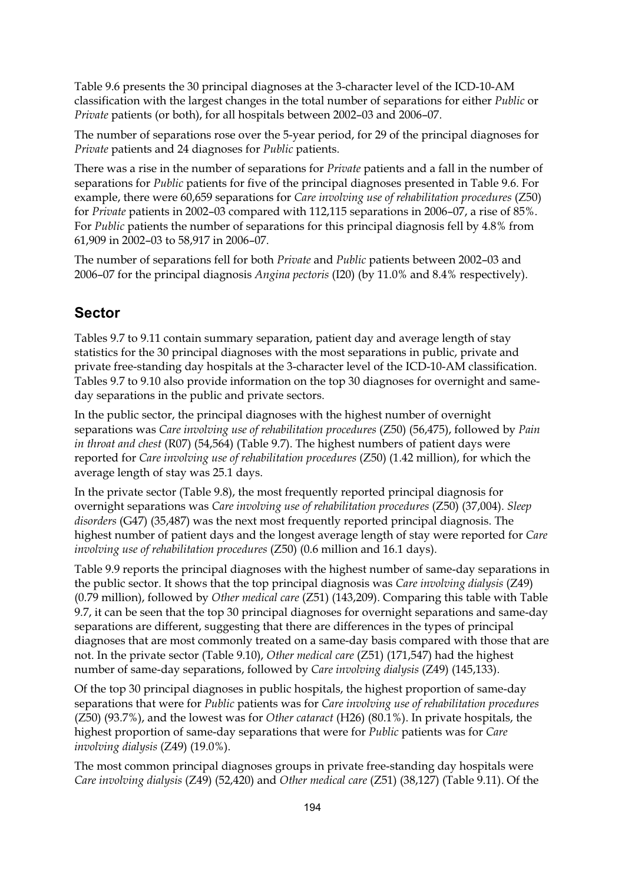Table 9.6 presents the 30 principal diagnoses at the 3-character level of the ICD-10-AM classification with the largest changes in the total number of separations for either *Public* or *Private* patients (or both), for all hospitals between 2002–03 and 2006–07.

The number of separations rose over the 5-year period, for 29 of the principal diagnoses for *Private* patients and 24 diagnoses for *Public* patients.

There was a rise in the number of separations for *Private* patients and a fall in the number of separations for *Public* patients for five of the principal diagnoses presented in Table 9.6. For example, there were 60,659 separations for *Care involving use of rehabilitation procedures* (Z50) for *Private* patients in 2002–03 compared with 112,115 separations in 2006–07, a rise of 85%. For *Public* patients the number of separations for this principal diagnosis fell by 4.8% from 61,909 in 2002–03 to 58,917 in 2006–07.

The number of separations fell for both *Private* and *Public* patients between 2002–03 and 2006–07 for the principal diagnosis *Angina pectoris* (I20) (by 11.0% and 8.4% respectively).

## Sector

Tables 9.7 to 9.11 contain summary separation, patient day and average length of stay statistics for the 30 principal diagnoses with the most separations in public, private and private free-standing day hospitals at the 3-character level of the ICD-10-AM classification. Tables 9.7 to 9.10 also provide information on the top 30 diagnoses for overnight and same-day separations in the public and private sectors.

In the public sector, the principal diagnoses with the highest number of overnight separations was *Care involving use of rehabilitation procedures* (Z50) (56,475), followed by *Pain in throat and chest* (R07) (54,564) (Table 9.7). The highest numbers of patient days were reported for *Care involving use of rehabilitation procedures* (Z50) (1.42 million), for which the average length of stay was 25.1 days.

In the private sector (Table 9.8), the most frequently reported principal diagnosis for overnight separations was *Care involving use of rehabilitation procedures* (Z50) (37,004). *Sleep disorders* (G47) (35,487) was the next most frequently reported principal diagnosis. The highest number of patient days and the longest average length of stay were reported for *Care involving use of rehabilitation procedures* (Z50) (0.6 million and 16.1 days).

Table 9.9 reports the principal diagnoses with the highest number of same-day separations in the public sector. It shows that the top principal diagnosis was *Care involving dialysis* (Z49) (0.79 million), followed by *Other medical care* (Z51) (143,209). Comparing this table with Table 9.7, it can be seen that the top 30 principal diagnoses for overnight separations and same-day separations are different, suggesting that there are differences in the types of principal diagnoses that are most commonly treated on a same-day basis compared with those that are not. In the private sector (Table 9.10), *Other medical care* (Z51) (171,547) had the highest number of same-day separations, followed by *Care involving dialysis* (Z49) (145,133).

Of the top 30 principal diagnoses in public hospitals, the highest proportion of same-day separations that were for *Public* patients was for *Care involving use of rehabilitation procedures* (Z50) (93.7%), and the lowest was for *Other cataract* (H26) (80.1%). In private hospitals, the highest proportion of same-day separations that were for *Public* patients was for *Care involving dialysis* (Z49) (19.0%).

The most common principal diagnoses groups in private free-standing day hospitals were *Care involving dialysis* (Z49) (52,420) and *Other medical care* (Z51) (38,127) (Table 9.11). Of the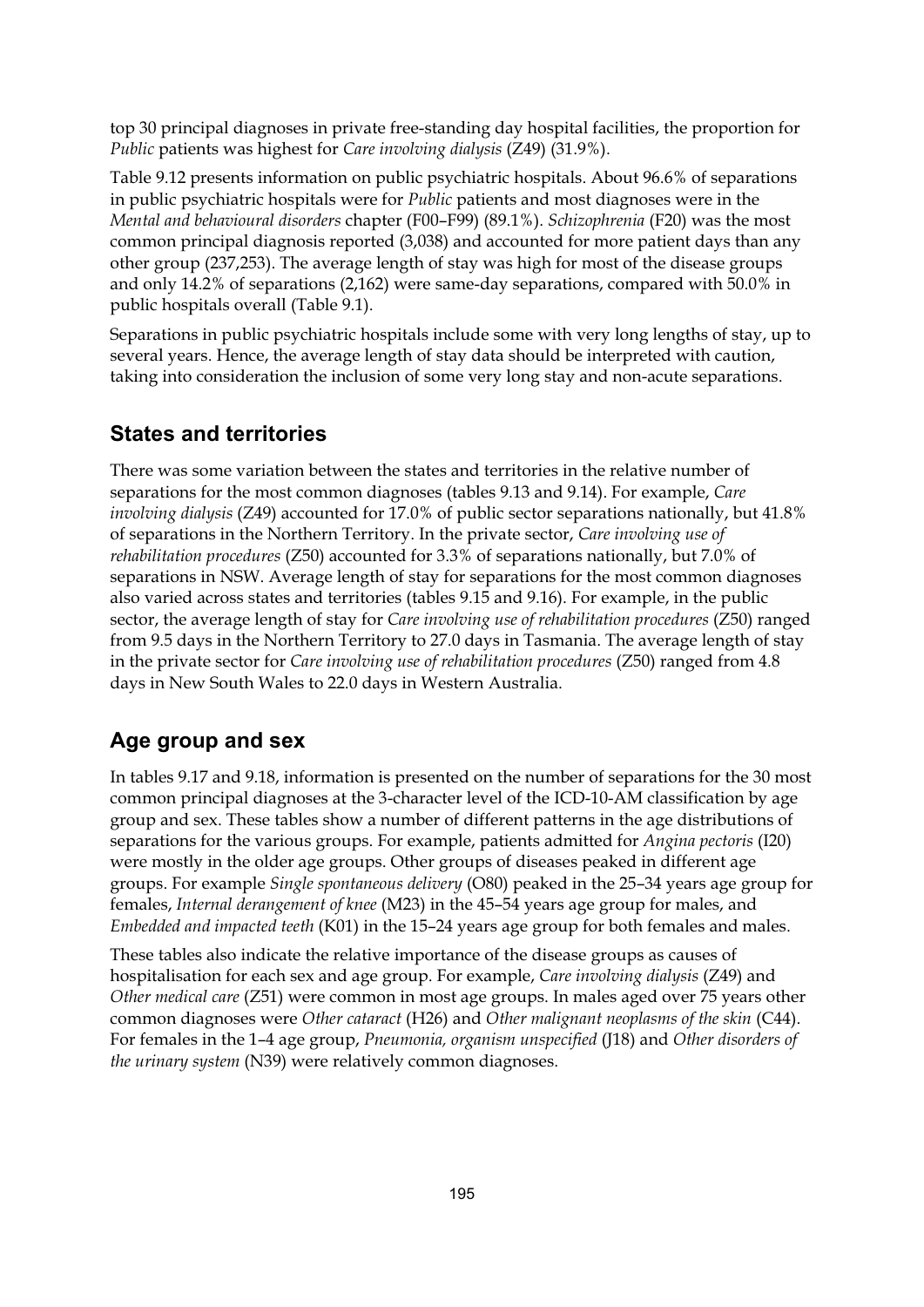top 30 principal diagnoses in private free-standing day hospital facilities, the proportion for *Public* patients was highest for *Care involving dialysis* (Z49) (31.9%).

Table 9.12 presents information on public psychiatric hospitals. About 96.6% of separations in public psychiatric hospitals were for *Public* patients and most diagnoses were in the *Mental and behavioural disorders* chapter (F00–F99) (89.1%). *Schizophrenia* (F20) was the most common principal diagnosis reported (3,038) and accounted for more patient days than any other group (237,253). The average length of stay was high for most of the disease groups and only 14.2% of separations (2,162) were same-day separations, compared with 50.0% in public hospitals overall (Table 9.1).

Separations in public psychiatric hospitals include some with very long lengths of stay, up to several years. Hence, the average length of stay data should be interpreted with caution, taking into consideration the inclusion of some very long stay and non-acute separations.

## States and territories

There was some variation between the states and territories in the relative number of separations for the most common diagnoses (tables 9.13 and 9.14). For example, *Care involving dialysis* (Z49) accounted for 17.0% of public sector separations nationally, but 41.8% of separations in the Northern Territory. In the private sector, *Care involving use of rehabilitation procedures* (Z50) accounted for 3.3% of separations nationally, but 7.0% of separations in NSW. Average length of stay for separations for the most common diagnoses also varied across states and territories (tables 9.15 and 9.16). For example, in the public sector, the average length of stay for *Care involving use of rehabilitation procedures* (Z50) ranged from 9.5 days in the Northern Territory to 27.0 days in Tasmania. The average length of stay in the private sector for *Care involving use of rehabilitation procedures* (Z50) ranged from 4.8 days in New South Wales to 22.0 days in Western Australia.

## Age group and sex

In tables 9.17 and 9.18, information is presented on the number of separations for the 30 most common principal diagnoses at the 3-character level of the ICD-10-AM classification by age group and sex. These tables show a number of different patterns in the age distributions of separations for the various groups. For example, patients admitted for *Angina pectoris* (I20) were mostly in the older age groups. Other groups of diseases peaked in different age groups. For example *Single spontaneous delivery* (O80) peaked in the 25–34 years age group for females, *Internal derangement of knee* (M23) in the 45–54 years age group for males, and *Embedded and impacted teeth* (K01) in the 15–24 years age group for both females and males.

These tables also indicate the relative importance of the disease groups as causes of hospitalisation for each sex and age group. For example, *Care involving dialysis* (Z49) and *Other medical care* (Z51) were common in most age groups. In males aged over 75 years other common diagnoses were *Other cataract* (H26) and *Other malignant neoplasms of the skin* (C44). For females in the 1–4 age group, *Pneumonia, organism unspecified* (J18) and *Other disorders of the urinary system* (N39) were relatively common diagnoses.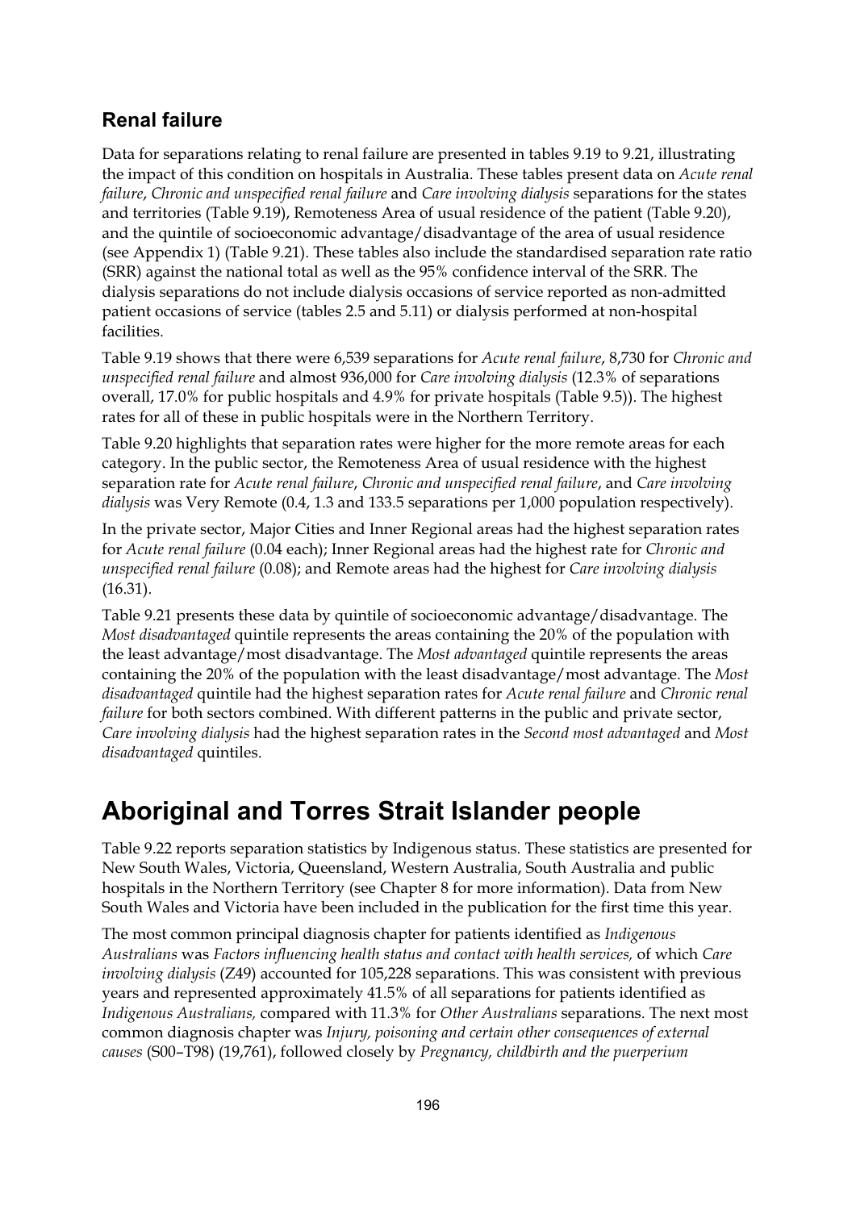### Renal failure

Data for separations relating to renal failure are presented in tables 9.19 to 9.21, illustrating the impact of this condition on hospitals in Australia. These tables present data on *Acute renal failure*, *Chronic and unspecified renal failure* and *Care involving dialysis* separations for the states and territories (Table 9.19), Remoteness Area of usual residence of the patient (Table 9.20), and the quintile of socioeconomic advantage/disadvantage of the area of usual residence (see Appendix 1) (Table 9.21). These tables also include the standardised separation rate ratio (SRR) against the national total as well as the 95% confidence interval of the SRR. The dialysis separations do not include dialysis occasions of service reported as non-admitted patient occasions of service (tables 2.5 and 5.11) or dialysis performed at non-hospital facilities.

Table 9.19 shows that there were 6,539 separations for *Acute renal failure*, 8,730 for *Chronic and unspecified renal failure* and almost 936,000 for *Care involving dialysis* (12.3% of separations overall, 17.0% for public hospitals and 4.9% for private hospitals (Table 9.5)). The highest rates for all of these in public hospitals were in the Northern Territory.

Table 9.20 highlights that separation rates were higher for the more remote areas for each category. In the public sector, the Remoteness Area of usual residence with the highest separation rate for *Acute renal failure*, *Chronic and unspecified renal failure*, and *Care involving dialysis* was Very Remote (0.4, 1.3 and 133.5 separations per 1,000 population respectively).

In the private sector, Major Cities and Inner Regional areas had the highest separation rates for *Acute renal failure* (0.04 each); Inner Regional areas had the highest rate for *Chronic and unspecified renal failure* (0.08); and Remote areas had the highest for *Care involving dialysis* (16.31).

Table 9.21 presents these data by quintile of socioeconomic advantage/disadvantage. The *Most disadvantaged* quintile represents the areas containing the 20% of the population with the least advantage/most disadvantage. The *Most advantaged* quintile represents the areas containing the 20% of the population with the least disadvantage/most advantage. The *Most disadvantaged* quintile had the highest separation rates for *Acute renal failure* and *Chronic renal failure* for both sectors combined. With different patterns in the public and private sector, *Care involving dialysis* had the highest separation rates in the *Second most advantaged* and *Most disadvantaged* quintiles.

## Aboriginal and Torres Strait Islander people

Table 9.22 reports separation statistics by Indigenous status. These statistics are presented for New South Wales, Victoria, Queensland, Western Australia, South Australia and public hospitals in the Northern Territory (see Chapter 8 for more information). Data from New South Wales and Victoria have been included in the publication for the first time this year.

The most common principal diagnosis chapter for patients identified as *Indigenous Australians* was *Factors influencing health status and contact with health services,* of which *Care involving dialysis* (Z49) accounted for 105,228 separations. This was consistent with previous years and represented approximately 41.5% of all separations for patients identified as *Indigenous Australians,* compared with 11.3% for *Other Australians* separations. The next most common diagnosis chapter was *Injury, poisoning and certain other consequences of external causes* (S00–T98) (19,761), followed closely by *Pregnancy, childbirth and the puerperium*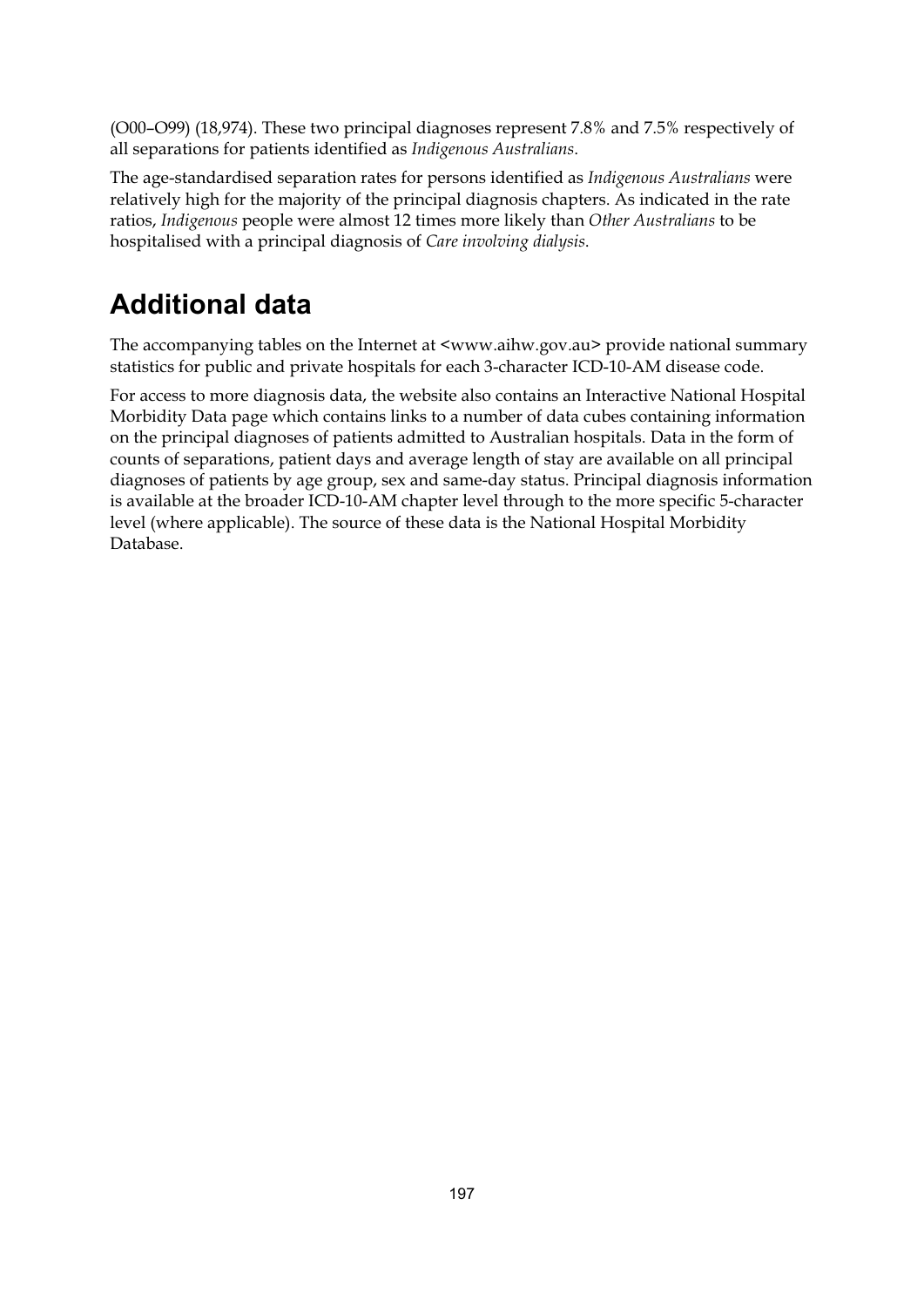(O00–O99) (18,974). These two principal diagnoses represent 7.8% and 7.5% respectively of all separations for patients identified as *Indigenous Australians*.

The age-standardised separation rates for persons identified as *Indigenous Australians* were relatively high for the majority of the principal diagnosis chapters. As indicated in the rate ratios, *Indigenous* people were almost 12 times more likely than *Other Australians* to be hospitalised with a principal diagnosis of *Care involving dialysis*.

## Additional data

The accompanying tables on the Internet at <www.aihw.gov.au> provide national summary statistics for public and private hospitals for each 3-character ICD-10-AM disease code.

For access to more diagnosis data, the website also contains an Interactive National Hospital Morbidity Data page which contains links to a number of data cubes containing information on the principal diagnoses of patients admitted to Australian hospitals. Data in the form of counts of separations, patient days and average length of stay are available on all principal diagnoses of patients by age group, sex and same-day status. Principal diagnosis information is available at the broader ICD-10-AM chapter level through to the more specific 5-character level (where applicable). The source of these data is the National Hospital Morbidity Database.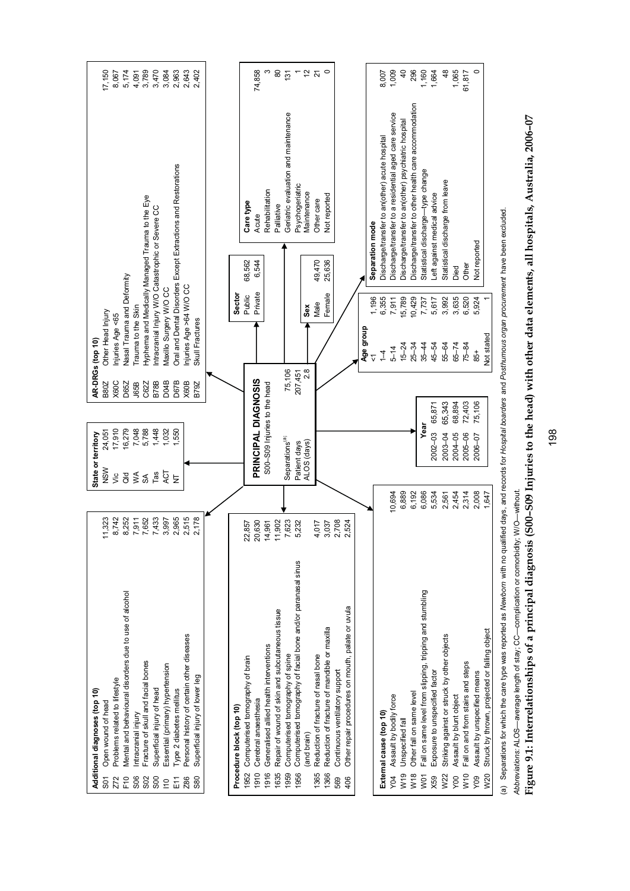**Additional diagnoses (top 10)**

| Code | Description | Count |
|---|---|---|
| S01 | Open wound of head | 11,323 |
| Z72 | Problems related to lifestyle | 8,742 |
| F10 | Mental and behavioural disorders due to use of alcohol | 8,252 |
| S06 | Intracranial injury | 7,911 |
| S02 | Fracture of skull and facial bones | 7,652 |
| S00 | Superficial injury of head | 7,433 |
| I10 | Essential (primary) hypertension | 3,997 |
| E11 | Type 2 diabetes mellitus | 2,965 |
| Z86 | Personal history of certain other diseases | 2,515 |
| S80 | Superficial injury of lower leg | 2,178 |

**Procedure block (top 10)**

| Code | Description | Count |
|---|---|---|
| 1952 | Computerised tomography of brain | 22,857 |
| 1910 | Cerebral anaesthesia | 20,630 |
| 1916 | Generalised allied health interventions | 14,961 |
| 1635 | Repair of wound of skin and subcutaneous tissue | 11,902 |
| 1959 | Computerised tomography of spine | 7,623 |
| 1956 | Computerised tomography of facial bone and/or paranasal sinus (and brain) | 5,232 |
| 1365 | Reduction of fracture of nasal bone | 4,017 |
| 1366 | Reduction of fracture of mandible or maxilla | 3,037 |
| 569 | Continuous ventilatory support | 2,708 |
| 406 | Other repair procedures on mouth, palate or uvula | 2,524 |

**External cause (top 10)**

| Code | Description | Count |
|---|---|---|
| Y04 | Assault by bodily force | 10,694 |
| W19 | Unspecified fall | 6,889 |
| W18 | Other fall on same level | 6,192 |
| W01 | Fall on same level from slipping, tripping and stumbling | 6,086 |
| X59 | Exposure to unspecified factor | 5,534 |
| W22 | Striking against or struck by other objects | 2,561 |
| Y00 | Assault by blunt object | 2,454 |
| W10 | Fall on and from stairs and steps | 2,314 |
| Y09 | Assault by unspecified means | 2,008 |
| W20 | Struck by thrown, projected or falling object | 1,647 |

**State or territory**

| State | Count |
|---|---|
| NSW | 24,051 |
| Vic | 17,910 |
| Qld | 16,279 |
| WA | 7,048 |
| SA | 5,788 |
| Tas | 1,448 |
| ACT | 1,032 |
| NT | 1,550 |

**PRINCIPAL DIAGNOSIS**

S00–S09 Injuries to the head

| | |
|---|---|
| Separations[(a)] | 75,106 |
| Patient days | 207,451 |
| ALOS (days) | 2.8 |

**Year**

| Year | Count |
|---|---|
| 2002–03 | 65,871 |
| 2003–04 | 65,343 |
| 2004–05 | 68,894 |
| 2005–06 | 72,403 |
| 2006–07 | 75,106 |

**AR-DRGs (top 10)**

| Code | Description | Count |
|---|---|---|
| B80Z | Other Head Injury | 17,150 |
| X60C | Injuries Age <65 | 8,067 |
| D65Z | Nasal Trauma and Deformity | 5,174 |
| J65B | Trauma to the Skin | 4,091 |
| C62Z | Hyphema and Medically Managed Trauma to the Eye | 3,789 |
| B78B | Intracranial Injury W/O Catastrophic or Severe CC | 3,470 |
| D04B | Maxillo Surgery W/O CC | 3,084 |
| D67B | Oral and Dental Disorders Except Extractions and Restorations | 2,963 |
| X60B | Injuries Age >64 W/O CC | 2,643 |
| B79Z | Skull Fractures | 2,402 |

**Sector**

| Sector | Count |
|---|---|
| Public | 68,562 |
| Private | 6,544 |

**Sex**

| Sex | Count |
|---|---|
| Male | 49,470 |
| Female | 25,636 |

**Care type**

| Care type | Count |
|---|---|
| Acute | 74,858 |
| Rehabilitation | 3 |
| Palliative | 80 |
| Geriatric evaluation and maintenance | 131 |
| Psychogeriatric | 1 |
| Maintenance | 12 |
| Other care | 21 |
| Not reported | 0 |

**Age group**

| Age group | Count |
|---|---|
| <1 | 1,196 |
| 1–4 | 6,355 |
| 5–14 | 7,911 |
| 15–24 | 15,789 |
| 25–34 | 10,429 |
| 35–44 | 7,737 |
| 45–54 | 5,617 |
| 55–64 | 3,992 |
| 65–74 | 3,635 |
| 75–84 | 6,520 |
| 85+ | 5,924 |
| Not stated | 1 |

**Separation mode**

| Separation mode | Count |
|---|---|
| Discharge/transfer to an(other) acute hospital | 8,007 |
| Discharge/transfer to a residential aged care service | 1,009 |
| Discharge/transfer to an(other) psychiatric hospital | 40 |
| Discharge/transfer to other health care accommodation | 296 |
| Statistical discharge—type change | 1,160 |
| Left against medical advice | 1,664 |
| Statistical discharge from leave | 48 |
| Died | 1,065 |
| Other | 61,817 |
| Not reported | 0 |

(a) Separations for which the care type was reported as *Newborn* with no qualified days, and records for *Hospital boarders* and *Posthumous organ procurement* have been excluded.

*Abbreviations:* ALOS—average length of stay; CC—complication or comorbidity; W/O—without.

**Figure 9.1: Interrelationships of a principal diagnosis (S00–S09 Injuries to the head) with other data elements, all hospitals, Australia, 2006–07**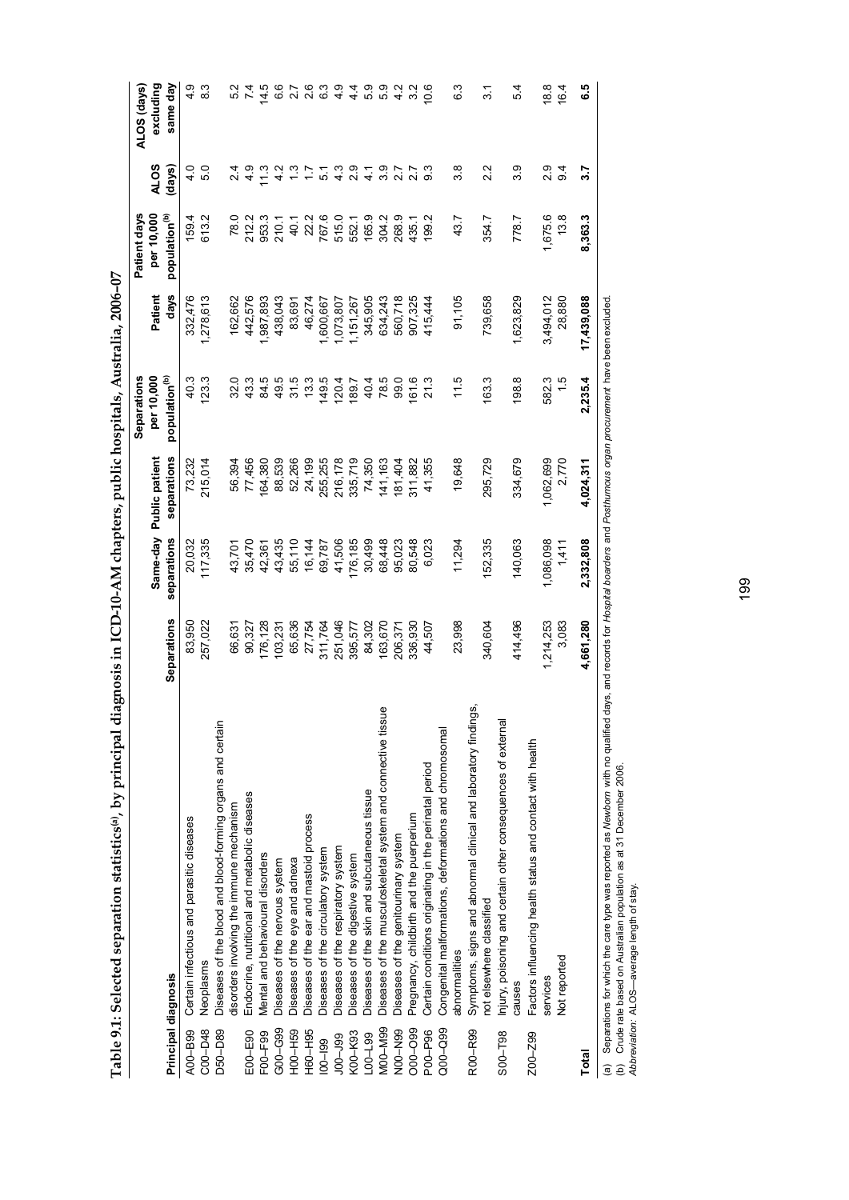**Table 9.1: Selected separation statistics[a], by principal diagnosis in ICD-10-AM chapters, public hospitals, Australia, 2006–07**

| Principal diagnosis | | Separations | Same-day separations | Public patient separations | Separations per 10,000 population[b] | Patient days | Patient days per 10,000 population[b] | ALOS (days) | ALOS (days) excluding same day |
|---|---|---|---|---|---|---|---|---|---|
| A00–B99 | Certain infectious and parasitic diseases | 83,950 | 20,032 | 73,232 | 40.3 | 332,476 | 159.4 | 4.0 | 4.9 |
| C00–D48 | Neoplasms | 257,022 | 117,335 | 215,014 | 123.3 | 1,278,613 | 613.2 | 5.0 | 8.3 |
| D50–D89 | Diseases of the blood and blood-forming organs and certain disorders involving the immune mechanism | 66,631 | 43,701 | 56,394 | 32.0 | 162,662 | 78.0 | 2.4 | 5.2 |
| E00–E90 | Endocrine, nutritional and metabolic diseases | 90,327 | 35,470 | 77,456 | 43.3 | 442,576 | 212.2 | 4.9 | 7.4 |
| F00–F99 | Mental and behavioural disorders | 176,128 | 42,361 | 164,380 | 84.5 | 1,987,893 | 953.3 | 11.3 | 14.5 |
| G00–G99 | Diseases of the nervous system | 103,231 | 43,435 | 88,539 | 49.5 | 438,043 | 210.1 | 4.2 | 6.6 |
| H00–H59 | Diseases of the eye and adnexa | 65,636 | 55,110 | 52,266 | 31.5 | 83,691 | 40.1 | 1.3 | 2.7 |
| H60–H95 | Diseases of the ear and mastoid process | 27,754 | 16,144 | 24,199 | 13.3 | 46,274 | 22.2 | 1.7 | 2.6 |
| I00–I99 | Diseases of the circulatory system | 311,764 | 69,787 | 255,255 | 149.5 | 1,600,667 | 767.6 | 5.1 | 6.3 |
| J00–J99 | Diseases of the respiratory system | 251,046 | 41,506 | 216,178 | 120.4 | 1,073,807 | 515.0 | 4.3 | 4.9 |
| K00–K93 | Diseases of the digestive system | 395,577 | 176,185 | 335,719 | 189.7 | 1,151,267 | 552.1 | 2.9 | 4.4 |
| L00–L99 | Diseases of the skin and subcutaneous tissue | 84,302 | 30,499 | 74,350 | 40.4 | 345,905 | 165.9 | 4.1 | 5.9 |
| M00–M99 | Diseases of the musculoskeletal system and connective tissue | 163,670 | 68,448 | 141,163 | 78.5 | 634,243 | 304.2 | 3.9 | 5.9 |
| N00–N99 | Diseases of the genitourinary system | 206,371 | 95,023 | 181,404 | 99.0 | 560,718 | 268.9 | 2.7 | 4.2 |
| O00–O99 | Pregnancy, childbirth and the puerperium | 336,930 | 80,548 | 311,882 | 161.6 | 907,325 | 435.1 | 2.7 | 3.2 |
| P00–P96 | Certain conditions originating in the perinatal period | 44,507 | 6,023 | 41,355 | 21.3 | 415,444 | 199.2 | 9.3 | 10.6 |
| Q00–Q99 | Congenital malformations, deformations and chromosomal abnormalities | 23,998 | 11,294 | 19,648 | 11.5 | 91,105 | 43.7 | 3.8 | 6.3 |
| R00–R99 | Symptoms, signs and abnormal clinical and laboratory findings, not elsewhere classified | 340,604 | 152,335 | 295,729 | 163.3 | 739,658 | 354.7 | 2.2 | 3.1 |
| S00–T98 | Injury, poisoning and certain other consequences of external causes | 414,496 | 140,063 | 334,679 | 198.8 | 1,623,829 | 778.7 | 3.9 | 5.4 |
| Z00–Z99 | Factors influencing health status and contact with health services | 1,214,253 | 1,086,098 | 1,062,699 | 582.3 | 3,494,012 | 1,675.6 | 2.9 | 18.8 |
| | Not reported | 3,083 | 1,411 | 2,770 | 1.5 | 28,880 | 13.8 | 9.4 | 16.4 |
| **Total** | | **4,661,280** | **2,332,808** | **4,024,311** | **2,235.4** | **17,439,088** | **8,363.3** | **3.7** | **6.5** |

(a) Separations for which the care type was reported as *Newborn* with no qualified days, and records for *Hospital boarders* and *Posthumous organ procurement* have been excluded.

(b) Crude rate based on Australian population as at 31 December 2006.

*Abbreviation:* ALOS—average length of stay.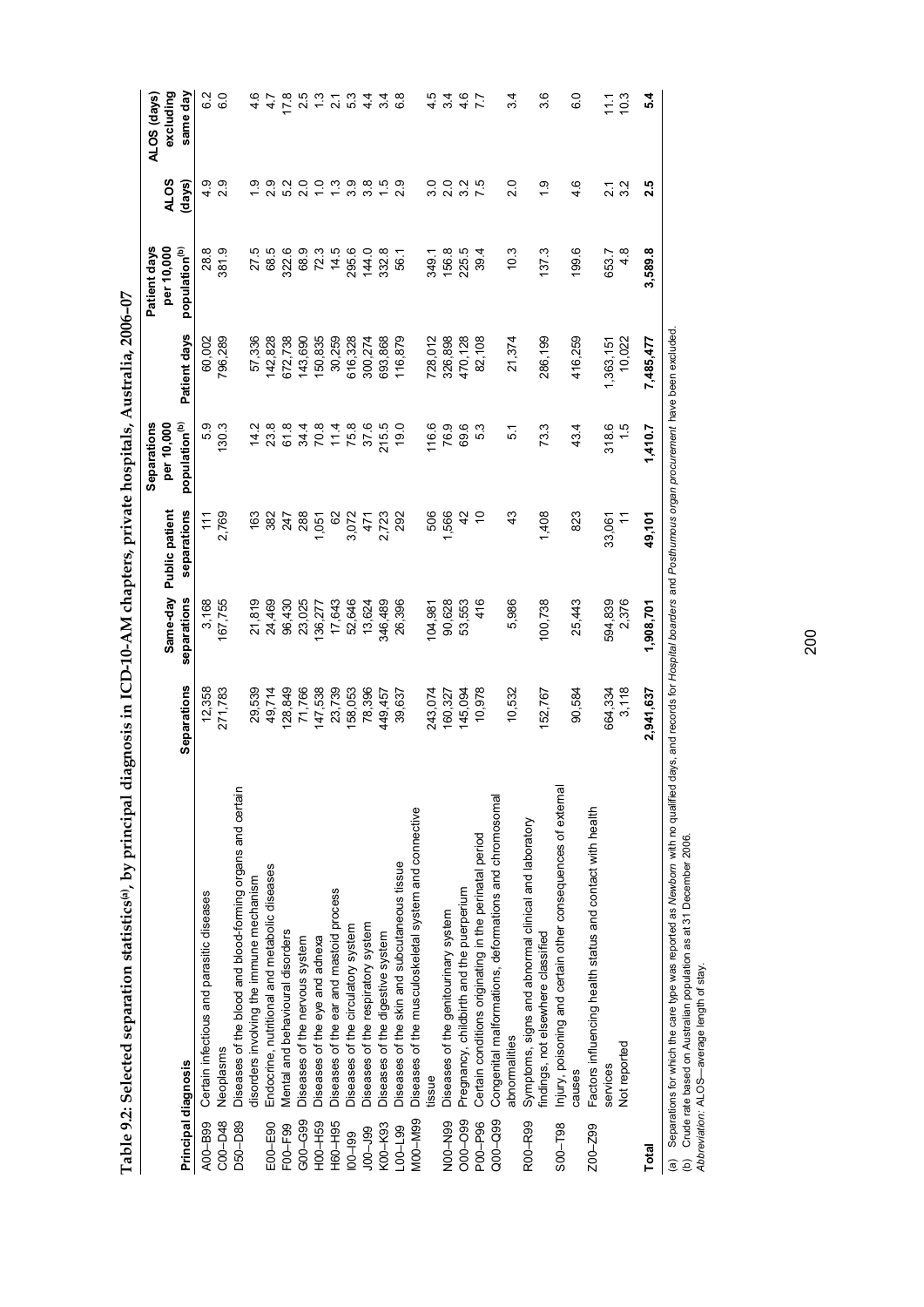**Table 9.2: Selected separation statistics[(a)], by principal diagnosis in ICD-10-AM chapters, private hospitals, Australia, 2006–07**

| Principal diagnosis | | Separations | Same-day separations | Public patient separations | Separations per 10,000 population[(b)] | Patient days | Patient days per 10,000 population[(b)] | ALOS (days) | ALOS (days) excluding same day |
|---|---|---|---|---|---|---|---|---|---|
| A00–B99 | Certain infectious and parasitic diseases | 12,358 | 3,168 | 111 | 5.9 | 60,002 | 28.8 | 4.9 | 6.2 |
| C00–D48 | Neoplasms | 271,783 | 167,755 | 2,769 | 130.3 | 796,289 | 381.9 | 2.9 | 6.0 |
| D50–D89 | Diseases of the blood and blood-forming organs and certain disorders involving the immune mechanism | 29,539 | 21,819 | 163 | 14.2 | 57,336 | 27.5 | 1.9 | 4.6 |
| E00–E90 | Endocrine, nutritional and metabolic diseases | 49,714 | 24,469 | 382 | 23.8 | 142,828 | 68.5 | 2.9 | 4.7 |
| F00–F99 | Mental and behavioural disorders | 128,849 | 96,430 | 247 | 61.8 | 672,738 | 322.6 | 5.2 | 17.8 |
| G00–G99 | Diseases of the nervous system | 71,766 | 23,025 | 288 | 34.4 | 143,690 | 68.9 | 2.0 | 2.5 |
| H00–H59 | Diseases of the eye and adnexa | 147,538 | 136,277 | 1,051 | 70.8 | 150,835 | 72.3 | 1.0 | 1.3 |
| H60–H95 | Diseases of the ear and mastoid process | 23,739 | 17,643 | 62 | 11.4 | 30,259 | 14.5 | 1.3 | 2.1 |
| I00–I99 | Diseases of the circulatory system | 158,053 | 52,646 | 3,072 | 75.8 | 616,328 | 295.6 | 3.9 | 5.3 |
| J00–J99 | Diseases of the respiratory system | 78,396 | 13,624 | 471 | 37.6 | 300,274 | 144.0 | 3.8 | 4.4 |
| K00–K93 | Diseases of the digestive system | 449,457 | 346,489 | 2,723 | 215.5 | 693,868 | 332.8 | 1.5 | 3.4 |
| L00–L99 | Diseases of the skin and subcutaneous tissue | 39,637 | 26,396 | 292 | 19.0 | 116,879 | 56.1 | 2.9 | 6.8 |
| M00–M99 | Diseases of the musculoskeletal system and connective tissue | 243,074 | 104,981 | 506 | 116.6 | 728,012 | 349.1 | 3.0 | 4.5 |
| N00–N99 | Diseases of the genitourinary system | 160,327 | 90,628 | 1,566 | 76.9 | 326,898 | 156.8 | 2.0 | 3.4 |
| O00–O99 | Pregnancy, childbirth and the puerperium | 145,094 | 53,553 | 42 | 69.6 | 470,128 | 225.5 | 3.2 | 4.6 |
| P00–P96 | Certain conditions originating in the perinatal period | 10,978 | 416 | 10 | 5.3 | 82,108 | 39.4 | 7.5 | 7.7 |
| Q00–Q99 | Congenital malformations, deformations and chromosomal abnormalities | 10,532 | 5,986 | 43 | 5.1 | 21,374 | 10.3 | 2.0 | 3.4 |
| R00–R99 | Symptoms, signs and abnormal clinical and laboratory findings, not elsewhere classified | 152,767 | 100,738 | 1,408 | 73.3 | 286,199 | 137.3 | 1.9 | 3.6 |
| S00–T98 | Injury, poisoning and certain other consequences of external causes | 90,584 | 25,443 | 823 | 43.4 | 416,259 | 199.6 | 4.6 | 6.0 |
| Z00–Z99 | Factors influencing health status and contact with health services | 664,334 | 594,839 | 33,061 | 318.6 | 1,363,151 | 653.7 | 2.1 | 11.1 |
| | Not reported | 3,118 | 2,376 | 11 | 1.5 | 10,022 | 4.8 | 3.2 | 10.3 |
| **Total** | | **2,941,637** | **1,908,701** | **49,101** | **1,410.7** | **7,485,477** | **3,589.8** | **2.5** | **5.4** |

(a) Separations for which the care type was reported as *Newborn* with no qualified days, and records for *Hospital boarders* and *Posthumous organ procurement* have been excluded.

(b) Crude rate based on Australian population as at 31 December 2006.

*Abbreviation:* ALOS—average length of stay.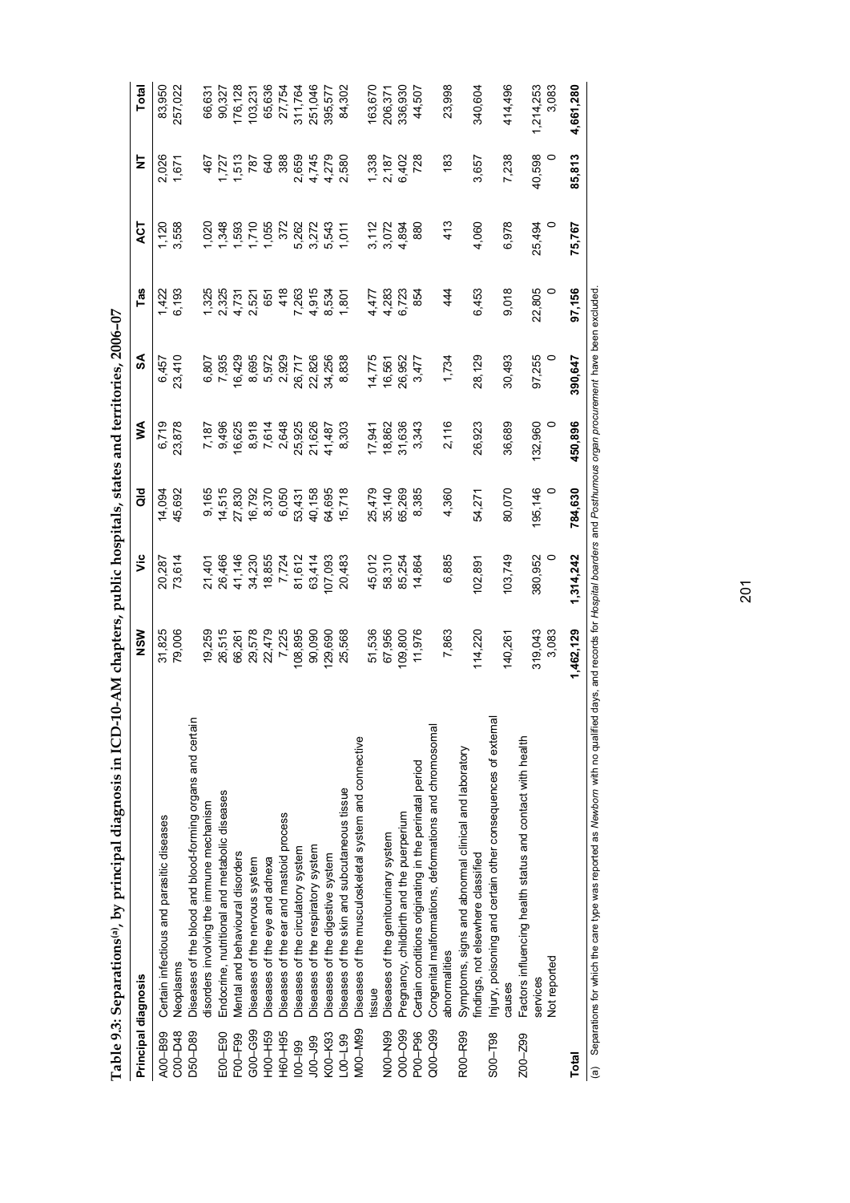**Table 9.3: Separations[(a)], by principal diagnosis in ICD-10-AM chapters, public hospitals, states and territories, 2006–07**

| Principal diagnosis | | NSW | Vic | Qld | WA | SA | Tas | ACT | NT | Total |
|---|---|---|---|---|---|---|---|---|---|---|
| A00–B99 | Certain infectious and parasitic diseases | 31,825 | 20,287 | 14,094 | 6,719 | 6,457 | 1,422 | 1,120 | 2,026 | 83,950 |
| C00–D48 | Neoplasms | 79,006 | 73,614 | 45,692 | 23,878 | 23,410 | 6,193 | 3,558 | 1,671 | 257,022 |
| D50–D89 | Diseases of the blood and blood-forming organs and certain disorders involving the immune mechanism | 19,259 | 21,401 | 9,165 | 7,187 | 6,807 | 1,325 | 1,020 | 467 | 66,631 |
| E00–E90 | Endocrine, nutritional and metabolic diseases | 26,515 | 26,466 | 14,515 | 9,496 | 7,935 | 2,325 | 1,348 | 1,727 | 90,327 |
| F00–F99 | Mental and behavioural disorders | 66,261 | 41,146 | 27,830 | 16,625 | 16,429 | 4,731 | 1,593 | 1,513 | 176,128 |
| G00–G99 | Diseases of the nervous system | 29,578 | 34,230 | 16,792 | 8,918 | 8,695 | 2,521 | 1,710 | 787 | 103,231 |
| H00–H59 | Diseases of the eye and adnexa | 22,479 | 18,855 | 8,370 | 7,614 | 5,972 | 651 | 1,055 | 640 | 65,636 |
| H60–H95 | Diseases of the ear and mastoid process | 7,225 | 7,724 | 6,050 | 2,648 | 2,929 | 418 | 372 | 388 | 27,754 |
| I00–I99 | Diseases of the circulatory system | 108,895 | 81,612 | 53,431 | 25,925 | 26,717 | 7,263 | 5,262 | 2,659 | 311,764 |
| J00–J99 | Diseases of the respiratory system | 90,090 | 63,414 | 40,158 | 21,626 | 22,826 | 4,915 | 3,272 | 4,745 | 251,046 |
| K00–K93 | Diseases of the digestive system | 129,690 | 107,093 | 64,695 | 41,487 | 34,256 | 8,534 | 5,543 | 4,279 | 395,577 |
| L00–L99 | Diseases of the skin and subcutaneous tissue | 25,568 | 20,483 | 15,718 | 8,303 | 8,838 | 1,801 | 1,011 | 2,580 | 84,302 |
| M00–M99 | Diseases of the musculoskeletal system and connective tissue | 51,536 | 45,012 | 25,479 | 17,941 | 14,775 | 4,477 | 3,112 | 1,338 | 163,670 |
| N00–N99 | Diseases of the genitourinary system | 67,956 | 58,310 | 35,140 | 18,862 | 16,561 | 4,283 | 3,072 | 2,187 | 206,371 |
| O00–O99 | Pregnancy, childbirth and the puerperium | 109,800 | 85,254 | 65,269 | 31,636 | 26,952 | 6,723 | 4,894 | 6,402 | 336,930 |
| P00–P96 | Certain conditions originating in the perinatal period | 11,976 | 14,864 | 8,385 | 3,343 | 3,477 | 854 | 880 | 728 | 44,507 |
| Q00–Q99 | Congenital malformations, deformations and chromosomal abnormalities | 7,863 | 6,885 | 4,360 | 2,116 | 1,734 | 444 | 413 | 183 | 23,998 |
| R00–R99 | Symptoms, signs and abnormal clinical and laboratory findings, not elsewhere classified | 114,220 | 102,891 | 54,271 | 26,923 | 28,129 | 6,453 | 4,060 | 3,657 | 340,604 |
| S00–T98 | Injury, poisoning and certain other consequences of external causes | 140,261 | 103,749 | 80,070 | 36,689 | 30,493 | 9,018 | 6,978 | 7,238 | 414,496 |
| Z00–Z99 | Factors influencing health status and contact with health services | 319,043 | 380,952 | 195,146 | 132,960 | 97,255 | 22,805 | 25,494 | 40,598 | 1,214,253 |
| | Not reported | 3,083 | 0 | 0 | 0 | 0 | 0 | 0 | 0 | 3,083 |
| **Total** | | **1,462,129** | **1,314,242** | **784,630** | **450,896** | **390,647** | **97,156** | **75,767** | **85,813** | **4,661,280** |

(a) Separations for which the care type was reported as *Newborn* with no qualified days, and records for *Hospital boarders* and *Posthumous organ procurement* have been excluded.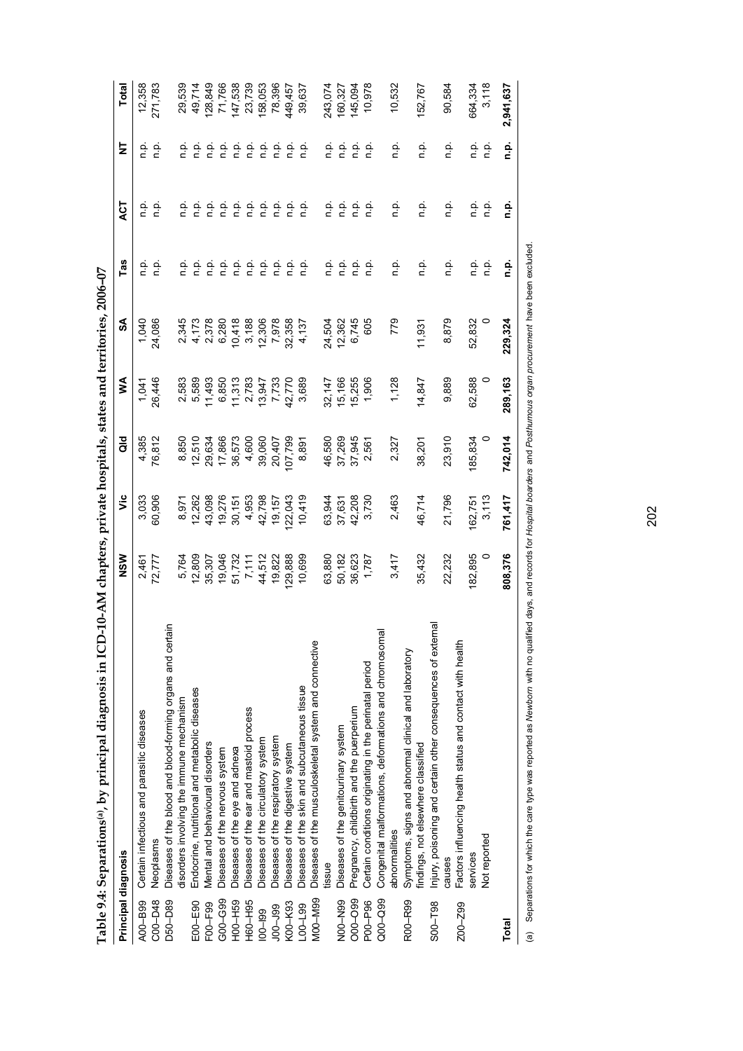**Table 9.4: Separations[(a)], by principal diagnosis in ICD-10-AM chapters, private hospitals, states and territories, 2006–07**

| Principal diagnosis | | NSW | Vic | Qld | WA | SA | Tas | ACT | NT | Total |
|---|---|---|---|---|---|---|---|---|---|---|
| A00–B99 | Certain infectious and parasitic diseases | 2,461 | 3,033 | 4,385 | 1,041 | 1,040 | n.p. | n.p. | n.p. | 12,358 |
| C00–D48 | Neoplasms | 72,777 | 60,906 | 76,812 | 26,446 | 24,086 | n.p. | n.p. | n.p. | 271,783 |
| D50–D89 | Diseases of the blood and blood-forming organs and certain disorders involving the immune mechanism | 5,764 | 8,971 | 8,850 | 2,583 | 2,345 | n.p. | n.p. | n.p. | 29,539 |
| E00–E90 | Endocrine, nutritional and metabolic diseases | 12,809 | 12,262 | 12,510 | 5,589 | 4,173 | n.p. | n.p. | n.p. | 49,714 |
| F00–F99 | Mental and behavioural disorders | 35,307 | 43,098 | 29,634 | 11,493 | 2,378 | n.p. | n.p. | n.p. | 128,849 |
| G00–G99 | Diseases of the nervous system | 19,046 | 19,276 | 17,866 | 6,850 | 6,280 | n.p. | n.p. | n.p. | 71,766 |
| H00–H59 | Diseases of the eye and adnexa | 51,732 | 30,151 | 36,573 | 11,313 | 10,418 | n.p. | n.p. | n.p. | 147,538 |
| H60–H95 | Diseases of the ear and mastoid process | 7,111 | 4,953 | 4,600 | 2,783 | 3,188 | n.p. | n.p. | n.p. | 23,739 |
| I00–I99 | Diseases of the circulatory system | 44,512 | 42,798 | 39,060 | 13,947 | 12,306 | n.p. | n.p. | n.p. | 158,053 |
| J00–J99 | Diseases of the respiratory system | 19,822 | 19,157 | 20,407 | 7,733 | 7,978 | n.p. | n.p. | n.p. | 78,396 |
| K00–K93 | Diseases of the digestive system | 129,888 | 122,043 | 107,799 | 42,770 | 32,358 | n.p. | n.p. | n.p. | 449,457 |
| L00–L99 | Diseases of the skin and subcutaneous tissue | 10,699 | 10,419 | 8,891 | 3,689 | 4,137 | n.p. | n.p. | n.p. | 39,637 |
| M00–M99 | Diseases of the musculoskeletal system and connective tissue | 63,880 | 63,944 | 46,580 | 32,147 | 24,504 | n.p. | n.p. | n.p. | 243,074 |
| N00–N99 | Diseases of the genitourinary system | 50,182 | 37,631 | 37,269 | 15,166 | 12,362 | n.p. | n.p. | n.p. | 160,327 |
| O00–O99 | Pregnancy, childbirth and the puerperium | 36,623 | 42,208 | 37,945 | 15,255 | 6,745 | n.p. | n.p. | n.p. | 145,094 |
| P00–P96 | Certain conditions originating in the perinatal period | 1,787 | 3,730 | 2,561 | 1,906 | 605 | n.p. | n.p. | n.p. | 10,978 |
| Q00–Q99 | Congenital malformations, deformations and chromosomal abnormalities | 3,417 | 2,463 | 2,327 | 1,128 | 779 | n.p. | n.p. | n.p. | 10,532 |
| R00–R99 | Symptoms, signs and abnormal clinical and laboratory findings, not elsewhere classified | 35,432 | 46,714 | 38,201 | 14,847 | 11,931 | n.p. | n.p. | n.p. | 152,767 |
| S00–T98 | Injury, poisoning and certain other consequences of external causes | 22,232 | 21,796 | 23,910 | 9,889 | 8,879 | n.p. | n.p. | n.p. | 90,584 |
| Z00–Z99 | Factors influencing health status and contact with health services | 182,895 | 162,751 | 185,834 | 62,588 | 52,832 | n.p. | n.p. | n.p. | 664,334 |
| | Not reported | 0 | 3,113 | 0 | 0 | 0 | n.p. | n.p. | n.p. | 3,118 |
| **Total** | | **808,376** | **761,417** | **742,014** | **289,163** | **229,324** | **n.p.** | **n.p.** | **n.p.** | **2,941,637** |

(a) Separations for which the care type was reported as *Newborn* with no qualified days, and records for *Hospital boarders* and *Posthumous organ procurement* have been excluded.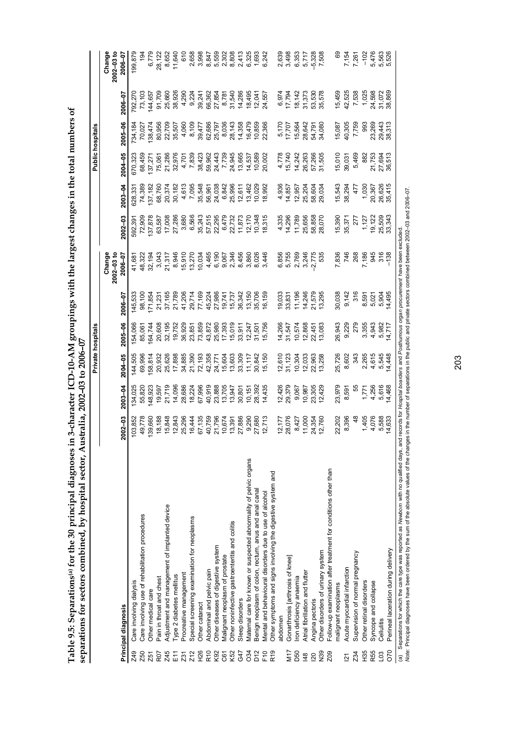**Table 9.5: Separations[(a)] for the 30 principal diagnoses in 3-character ICD-10-AM groupings with the largest changes in the total numbers of separations for sectors combined, by hospital sector, Australia, 2002–03 to 2006–07**

| | | Private hospitals | | | | | | Public hospitals | | | | | |
|---|---|---|---|---|---|---|---|---|---|---|---|---|---|
| Principal diagnosis | | 2002–03 | 2003–04 | 2004–05 | 2005–06 | 2006–07 | Change 2002–03 to 2006–07 | 2002–03 | 2003–04 | 2004–05 | 2005–06 | 2006–07 | Change 2002–03 to 2006–07 |
| Z49 | Care involving dialysis | 103,852 | 134,025 | 144,505 | 154,066 | 145,533 | 41,681 | 592,391 | 628,331 | 670,323 | 734,184 | 792,270 | 199,879 |
| Z50 | Care involving use of rehabilitation procedures | 49,778 | 55,820 | 69,996 | 85,061 | 98,100 | 48,322 | 72,909 | 74,389 | 68,459 | 70,027 | 73,103 | 194 |
| Z51 | Other medical care | 139,660 | 148,923 | 158,814 | 164,744 | 171,854 | 32,194 | 137,878 | 137,182 | 137,271 | 138,474 | 144,657 | 6,779 |
| R07 | Pain in throat and chest | 18,188 | 19,597 | 20,932 | 20,608 | 21,231 | 3,043 | 63,587 | 68,760 | 75,061 | 80,956 | 91,709 | 28,122 |
| Z45 | Adjustment and management of implanted device | 15,848 | 21,719 | 25,626 | 32,195 | 37,165 | 21,317 | 17,008 | 20,374 | 21,286 | 22,709 | 25,660 | 8,652 |
| E11 | Type 2 diabetes mellitus | 12,843 | 14,096 | 17,898 | 19,752 | 21,789 | 8,946 | 27,286 | 30,182 | 32,976 | 35,507 | 38,926 | 11,640 |
| Z31 | Procreative management | 25,296 | 28,686 | 34,885 | 36,929 | 41,206 | 15,910 | 3,680 | 4,613 | 4,701 | 4,060 | 4,290 | 610 |
| Z12 | Special screening examination for neoplasms | 16,444 | 18,224 | 21,390 | 23,851 | 29,714 | 13,270 | 6,566 | 7,095 | 7,839 | 8,109 | 9,224 | 2,658 |
| H26 | Other cataract | 67,135 | 67,996 | 72,193 | 73,859 | 77,169 | 10,034 | 35,243 | 35,548 | 38,423 | 39,477 | 39,241 | 3,998 |
| R10 | Abdominal and pelvic pain | 40,759 | 40,919 | 42,358 | 43,872 | 45,224 | 4,465 | 57,515 | 56,961 | 59,962 | 62,686 | 66,362 | 8,847 |
| K92 | Other diseases of digestive system | 21,796 | 23,888 | 24,771 | 25,980 | 27,986 | 6,190 | 22,295 | 24,038 | 24,443 | 25,797 | 27,854 | 5,559 |
| C61 | Malignant neoplasm of prostate | 10,674 | 13,705 | 15,604 | 17,393 | 19,741 | 9,067 | 6,479 | 6,842 | 7,739 | 8,036 | 8,781 | 2,302 |
| K52 | Other noninfective gastroenteritis and colitis | 13,391 | 13,947 | 13,603 | 15,019 | 15,737 | 2,346 | 22,732 | 25,996 | 24,945 | 28,143 | 31,540 | 8,808 |
| G47 | Sleep disorders | 27,886 | 30,801 | 33,309 | 33,911 | 36,342 | 8,456 | 11,873 | 12,611 | 13,665 | 14,358 | 14,286 | 2,413 |
| O34 | Maternal care for known or suspected abnormality of pelvic organs | 9,290 | 10,151 | 11,117 | 12,247 | 13,150 | 3,860 | 12,170 | 13,462 | 14,537 | 16,479 | 18,495 | 6,325 |
| D12 | Benign neoplasm of colon, rectum, anus and anal canal | 27,680 | 28,392 | 30,842 | 31,501 | 35,706 | 8,026 | 10,348 | 10,029 | 10,589 | 10,859 | 12,041 | 1,693 |
| F10 | Mental and behavioural disorders due to use of alcohol | 12,713 | 14,435 | 15,150 | 15,756 | 16,159 | 3,446 | 18,315 | 18,992 | 20,002 | 22,366 | 24,557 | 6,242 |
| R19 | Other symptoms and signs involving the digestive system and abdomen | 12,177 | 12,426 | 12,610 | 14,266 | 19,033 | 6,856 | 4,335 | 4,936 | 4,778 | 5,170 | 6,974 | 2,639 |
| M17 | Gonarthrosis [arthrosis of knee] | 28,076 | 29,379 | 31,123 | 31,547 | 33,831 | 5,755 | 14,296 | 14,857 | 15,740 | 17,707 | 17,794 | 3,498 |
| D50 | Iron deficiency anaemia | 8,427 | 9,067 | 10,304 | 10,574 | 11,196 | 2,769 | 11,789 | 12,957 | 14,242 | 15,564 | 18,142 | 6,353 |
| I48 | Atrial fibrillation and flutter | 11,000 | 10,987 | 12,033 | 12,868 | 14,246 | 3,246 | 25,656 | 25,204 | 26,263 | 28,642 | 31,373 | 5,717 |
| I20 | Angina pectoris | 24,354 | 23,305 | 22,963 | 22,451 | 21,579 | –2,775 | 58,858 | 58,604 | 57,266 | 54,791 | 53,530 | –5,328 |
| N39 | Other disorders of urinary system | 12,760 | 12,429 | 13,258 | 13,083 | 13,295 | 535 | 28,070 | 29,034 | 31,505 | 34,080 | 35,578 | 7,508 |
| Z09 | Follow-up examination after treatment for conditions other than malignant neoplasms | 22,202 | 23,979 | 25,726 | 26,943 | 30,038 | 7,836 | 15,390 | 15,543 | 15,010 | 15,087 | 15,459 | 69 |
| I21 | Acute myocardial infarction | 8,396 | 8,591 | 8,602 | 9,229 | 9,142 | 746 | 35,371 | 38,294 | 39,031 | 40,305 | 42,525 | 7,154 |
| Z34 | Supervision of normal pregnancy | 48 | 55 | 343 | 279 | 316 | 268 | 277 | 477 | 5,469 | 7,759 | 7,538 | 7,261 |
| H35 | Other retinal disorders | 1,405 | 1,771 | 2,265 | 3,355 | 8,591 | 7,186 | 1,127 | 1,030 | 882 | 993 | 1,025 | –102 |
| R55 | Syncope and collapse | 4,076 | 4,256 | 4,615 | 4,943 | 5,021 | 945 | 19,122 | 20,367 | 21,753 | 23,269 | 24,598 | 5,476 |
| L03 | Cellulitis | 5,588 | 5,616 | 5,545 | 5,982 | 5,904 | 316 | 25,509 | 26,626 | 27,694 | 29,443 | 31,072 | 5,563 |
| O70 | Perineal laceration during delivery | 14,633 | 14,468 | 14,448 | 14,717 | 14,495 | –138 | 33,343 | 35,415 | 36,513 | 38,313 | 38,869 | 5,526 |

(a) Separations for which the care type was reported as *Newborn* with no qualified days, and records for *Hospital boarders* and *Posthumous organ procurement* have been excluded.

*Note:* Principal diagnoses have been ordered by the sum of the absolute values of the changes in the number of separations in the public and private sectors combined between 2002–03 and 2006–07.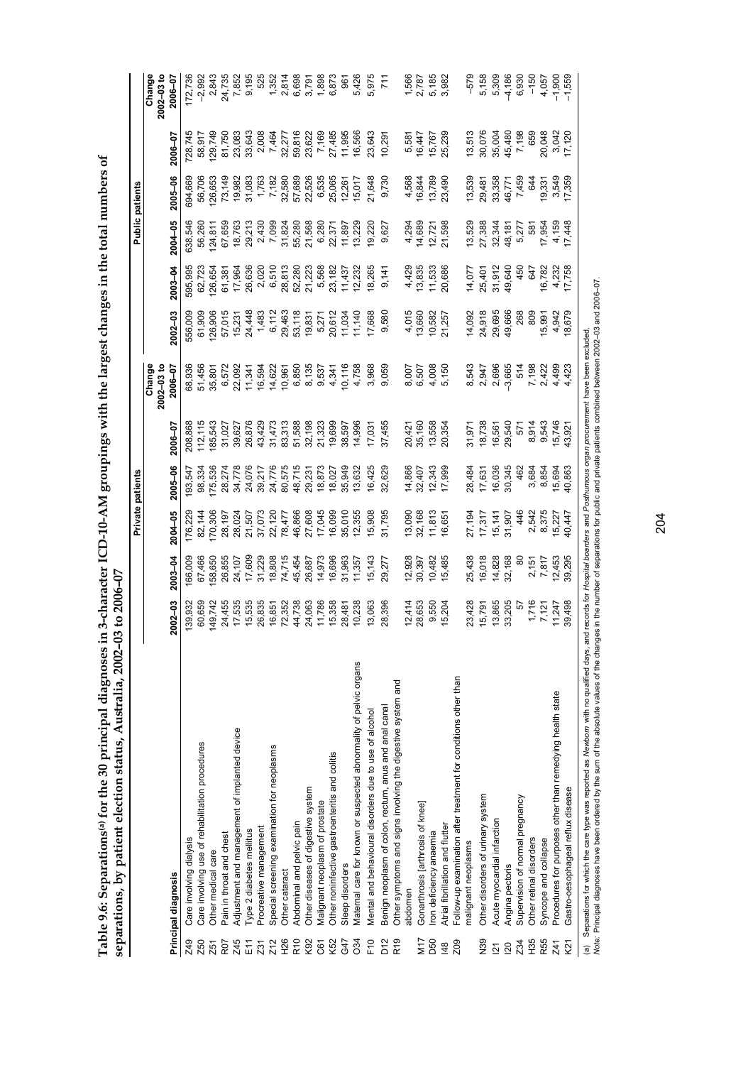**Table 9.6: Separations[(a)] for the 30 principal diagnoses in 3-character ICD-10-AM groupings with the largest changes in the total numbers of separations, by patient election status, Australia, 2002–03 to 2006–07**

| | | Private patients | | | | | | Public patients | | | | | |
|---|---|---|---|---|---|---|---|---|---|---|---|---|---|
| | Principal diagnosis | 2002–03 | 2003–04 | 2004–05 | 2005–06 | 2006–07 | Change 2002–03 to 2006–07 | 2002–03 | 2003–04 | 2004–05 | 2005–06 | 2006–07 | Change 2002–03 to 2006–07 |
| Z49 | Care involving dialysis | 139,932 | 166,009 | 176,229 | 193,547 | 208,868 | 68,936 | 556,009 | 595,995 | 638,546 | 694,669 | 728,745 | 172,736 |
| Z50 | Care involving use of rehabilitation procedures | 60,659 | 67,466 | 82,144 | 98,334 | 112,115 | 51,456 | 61,909 | 62,723 | 56,260 | 56,706 | 58,917 | –2,992 |
| Z51 | Other medical care | 149,742 | 158,650 | 170,306 | 175,536 | 185,543 | 35,801 | 126,906 | 126,654 | 124,811 | 126,653 | 129,749 | 2,843 |
| R07 | Pain in throat and chest | 24,455 | 26,855 | 28,197 | 28,274 | 31,027 | 6,572 | 57,015 | 61,381 | 67,659 | 73,149 | 81,750 | 24,735 |
| Z45 | Adjustment and management of implanted device | 17,535 | 24,107 | 28,024 | 34,778 | 39,627 | 22,092 | 15,231 | 17,964 | 18,763 | 19,982 | 23,083 | 7,852 |
| E11 | Type 2 diabetes mellitus | 15,535 | 17,609 | 21,507 | 24,076 | 26,876 | 11,341 | 24,448 | 26,636 | 29,213 | 31,083 | 33,643 | 9,195 |
| Z31 | Procreative management | 26,835 | 31,229 | 37,073 | 39,217 | 43,429 | 16,594 | 1,483 | 2,020 | 2,430 | 1,763 | 2,008 | 525 |
| Z12 | Special screening examination for neoplasms | 16,851 | 18,808 | 22,120 | 24,776 | 31,473 | 14,622 | 6,112 | 6,510 | 7,099 | 7,182 | 7,464 | 1,352 |
| H26 | Other cataract | 72,352 | 74,715 | 78,477 | 80,575 | 83,313 | 10,961 | 29,463 | 28,813 | 31,824 | 32,580 | 32,277 | 2,814 |
| R10 | Abdominal and pelvic pain | 44,738 | 45,454 | 46,866 | 48,715 | 51,588 | 6,850 | 53,118 | 52,280 | 55,280 | 57,689 | 59,816 | 6,698 |
| K92 | Other diseases of digestive system | 24,063 | 26,687 | 27,608 | 29,231 | 32,198 | 8,135 | 19,831 | 21,223 | 21,568 | 22,526 | 23,622 | 3,791 |
| C61 | Malignant neoplasm of prostate | 11,786 | 14,973 | 17,045 | 18,873 | 21,323 | 9,537 | 5,271 | 5,568 | 6,280 | 6,535 | 7,169 | 1,898 |
| K52 | Other noninfective gastroenteritis and colitis | 15,358 | 16,696 | 16,099 | 18,027 | 19,699 | 4,341 | 20,612 | 23,182 | 22,371 | 25,065 | 27,485 | 6,873 |
| G47 | Sleep disorders | 28,481 | 31,963 | 35,010 | 35,949 | 38,597 | 10,116 | 11,034 | 11,437 | 11,897 | 12,261 | 11,995 | 961 |
| O34 | Maternal care for known or suspected abnormality of pelvic organs | 10,238 | 11,357 | 12,355 | 13,632 | 14,996 | 4,758 | 11,140 | 12,232 | 13,229 | 15,017 | 16,566 | 5,426 |
| F10 | Mental and behavioural disorders due to use of alcohol | 13,063 | 15,143 | 15,908 | 16,425 | 17,031 | 3,968 | 17,668 | 18,265 | 19,220 | 21,648 | 23,643 | 5,975 |
| D12 | Benign neoplasm of colon, rectum, anus and anal canal | 28,396 | 29,277 | 31,795 | 32,629 | 37,455 | 9,059 | 9,580 | 9,141 | 9,627 | 9,730 | 10,291 | 711 |
| R19 | Other symptoms and signs involving the digestive system and abdomen | 12,414 | 12,928 | 13,090 | 14,866 | 20,421 | 8,007 | 4,015 | 4,429 | 4,294 | 4,568 | 5,581 | 1,566 |
| M17 | Gonarthrosis [arthrosis of knee] | 28,653 | 30,397 | 32,168 | 32,407 | 35,160 | 6,507 | 13,660 | 13,835 | 14,689 | 16,844 | 16,447 | 2,787 |
| D50 | Iron deficiency anaemia | 9,550 | 10,482 | 11,813 | 12,343 | 13,558 | 4,008 | 10,582 | 11,533 | 12,721 | 13,789 | 15,767 | 5,185 |
| I48 | Atrial fibrillation and flutter | 15,204 | 15,485 | 16,651 | 17,999 | 20,354 | 5,150 | 21,257 | 20,686 | 21,598 | 23,490 | 25,239 | 3,982 |
| Z09 | Follow-up examination after treatment for conditions other than malignant neoplasms | 23,428 | 25,438 | 27,194 | 28,484 | 31,971 | 8,543 | 14,092 | 14,077 | 13,529 | 13,539 | 13,513 | –579 |
| N39 | Other disorders of urinary system | 15,791 | 16,018 | 17,317 | 17,631 | 18,738 | 2,947 | 24,918 | 25,401 | 27,388 | 29,481 | 30,076 | 5,158 |
| I21 | Acute myocardial infarction | 13,865 | 14,828 | 15,141 | 16,036 | 16,561 | 2,696 | 29,695 | 31,912 | 32,344 | 33,358 | 35,004 | 5,309 |
| I20 | Angina pectoris | 33,205 | 32,168 | 31,907 | 30,345 | 29,540 | –3,665 | 49,666 | 49,640 | 48,181 | 46,771 | 45,480 | –4,186 |
| Z34 | Supervision of normal pregnancy | 57 | 80 | 446 | 462 | 571 | 514 | 268 | 450 | 5,277 | 7,459 | 7,198 | 6,930 |
| H35 | Other retinal disorders | 1,716 | 2,151 | 2,542 | 3,684 | 8,914 | 7,198 | 809 | 647 | 581 | 644 | 659 | –150 |
| R55 | Syncope and collapse | 7,121 | 7,817 | 8,375 | 8,854 | 9,543 | 2,422 | 15,991 | 16,782 | 17,954 | 19,331 | 20,048 | 4,057 |
| Z41 | Procedures for purposes other than remedying health state | 11,247 | 12,453 | 15,227 | 15,694 | 15,746 | 4,499 | 4,942 | 4,232 | 4,159 | 3,549 | 3,042 | –1,900 |
| K21 | Gastro-oesophageal reflux disease | 39,498 | 39,295 | 40,447 | 40,863 | 43,921 | 4,423 | 18,679 | 17,758 | 17,448 | 17,359 | 17,120 | –1,559 |

(a) Separations for which the care type was reported as *Newborn* with no qualified days, and records for *Hospital boarders* and *Posthumous organ procurement* have been excluded.

*Note:* Principal diagnoses have been ordered by the sum of the absolute values of the changes in the number of separations for public and private patients combined between 2002–03 and 2006–07.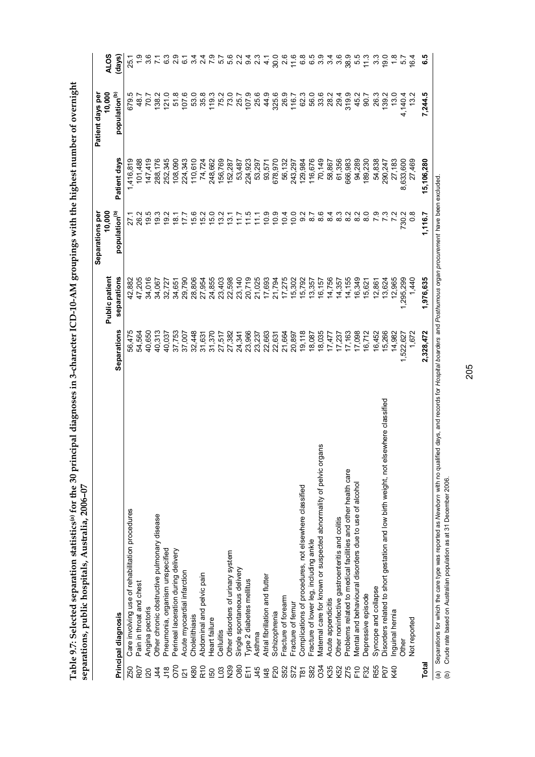**Table 9.7: Selected separation statistics[(a)] for the 30 principal diagnoses in 3-character ICD-10-AM groupings with the highest number of overnight separations, public hospitals, Australia, 2006–07**

| Principal diagnosis | | Separations | Public patient separations | Separations per 10,000 population[(b)] | Patient days | Patient days per 10,000 population[(b)] | ALOS (days) |
|---|---|---|---|---|---|---|---|
| Z50 | Care involving use of rehabilitation procedures | 56,475 | 42,882 | 27.1 | 1,416,819 | 679.5 | 25.1 |
| R07 | Pain in throat and chest | 54,564 | 47,205 | 26.2 | 101,488 | 48.7 | 1.9 |
| I20 | Angina pectoris | 40,650 | 34,016 | 19.5 | 147,419 | 70.7 | 3.6 |
| J44 | Other chronic obstructive pulmonary disease | 40,313 | 34,067 | 19.3 | 288,176 | 138.2 | 7.1 |
| J18 | Pneumonia, organism unspecified | 40,037 | 32,727 | 19.2 | 252,345 | 121.0 | 6.3 |
| O70 | Perineal laceration during delivery | 37,753 | 34,651 | 18.1 | 108,090 | 51.8 | 2.9 |
| I21 | Acute myocardial infarction | 37,007 | 29,790 | 17.7 | 224,343 | 107.6 | 6.1 |
| K80 | Cholelithiasis | 32,448 | 28,806 | 15.6 | 110,610 | 53.0 | 3.4 |
| R10 | Abdominal and pelvic pain | 31,631 | 27,954 | 15.2 | 74,724 | 35.8 | 2.4 |
| I50 | Heart failure | 31,370 | 24,855 | 15.0 | 248,662 | 119.3 | 7.9 |
| L03 | Cellulitis | 27,517 | 23,403 | 13.2 | 156,769 | 75.2 | 5.7 |
| N39 | Other disorders of urinary system | 27,382 | 22,598 | 13.1 | 152,287 | 73.0 | 5.6 |
| O80 | Single spontaneous delivery | 24,341 | 23,140 | 11.7 | 53,487 | 25.7 | 2.2 |
| E11 | Type 2 diabetes mellitus | 23,966 | 20,719 | 11.5 | 224,923 | 107.9 | 9.4 |
| J45 | Asthma | 23,237 | 21,025 | 11.1 | 53,297 | 25.6 | 2.3 |
| I48 | Atrial fibrillation and flutter | 22,663 | 17,693 | 10.9 | 93,571 | 44.9 | 4.1 |
| F20 | Schizophrenia | 22,631 | 21,794 | 10.9 | 678,970 | 325.6 | 30.0 |
| S52 | Fracture of forearm | 21,664 | 17,275 | 10.4 | 56,132 | 26.9 | 2.6 |
| S72 | Fracture of femur | 20,897 | 15,302 | 10.0 | 243,297 | 116.7 | 11.6 |
| T81 | Complications of procedures, not elsewhere classified | 19,118 | 15,792 | 9.2 | 129,984 | 62.3 | 6.8 |
| S82 | Fracture of lower leg, including ankle | 18,087 | 13,357 | 8.7 | 116,676 | 56.0 | 6.5 |
| O34 | Maternal care for known or suspected abnormality of pelvic organs | 18,035 | 16,157 | 8.6 | 70,149 | 33.6 | 3.9 |
| K35 | Acute appendicitis | 17,477 | 14,756 | 8.4 | 58,867 | 28.2 | 3.4 |
| K52 | Other noninfective gastroenteritis and colitis | 17,237 | 14,357 | 8.3 | 61,356 | 29.4 | 3.6 |
| Z75 | Problems related to medical facilities and other health care | 17,163 | 14,155 | 8.2 | 666,983 | 319.9 | 38.9 |
| F10 | Mental and behavioural disorders due to use of alcohol | 17,098 | 16,349 | 8.2 | 94,289 | 45.2 | 5.5 |
| F32 | Depressive episode | 16,712 | 15,621 | 8.0 | 189,230 | 90.7 | 11.3 |
| R55 | Syncope and collapse | 16,452 | 12,861 | 7.9 | 54,838 | 26.3 | 3.3 |
| P07 | Disorders related to short gestation and low birth weight, not elsewhere classified | 15,266 | 13,624 | 7.3 | 290,247 | 139.2 | 19.0 |
| K40 | Inguinal hernia | 14,982 | 12,965 | 7.2 | 27,183 | 13.0 | 1.8 |
| | Other | 1,522,627 | 1,295,299 | 730.2 | 8,633,600 | 4,140.4 | 5.7 |
| | Not reported | 1,672 | 1,440 | 0.8 | 27,469 | 13.2 | 16.4 |
| **Total** | | **2,328,472** | **1,976,635** | **1,116.7** | **15,106,280** | **7,244.5** | **6.5** |

(a) Separations for which the care type was reported as *Newborn* with no qualified days, and records for *Hospital boarders* and *Posthumous organ procurement* have been excluded.

(b) Crude rate based on Australian population as at 31 December 2006.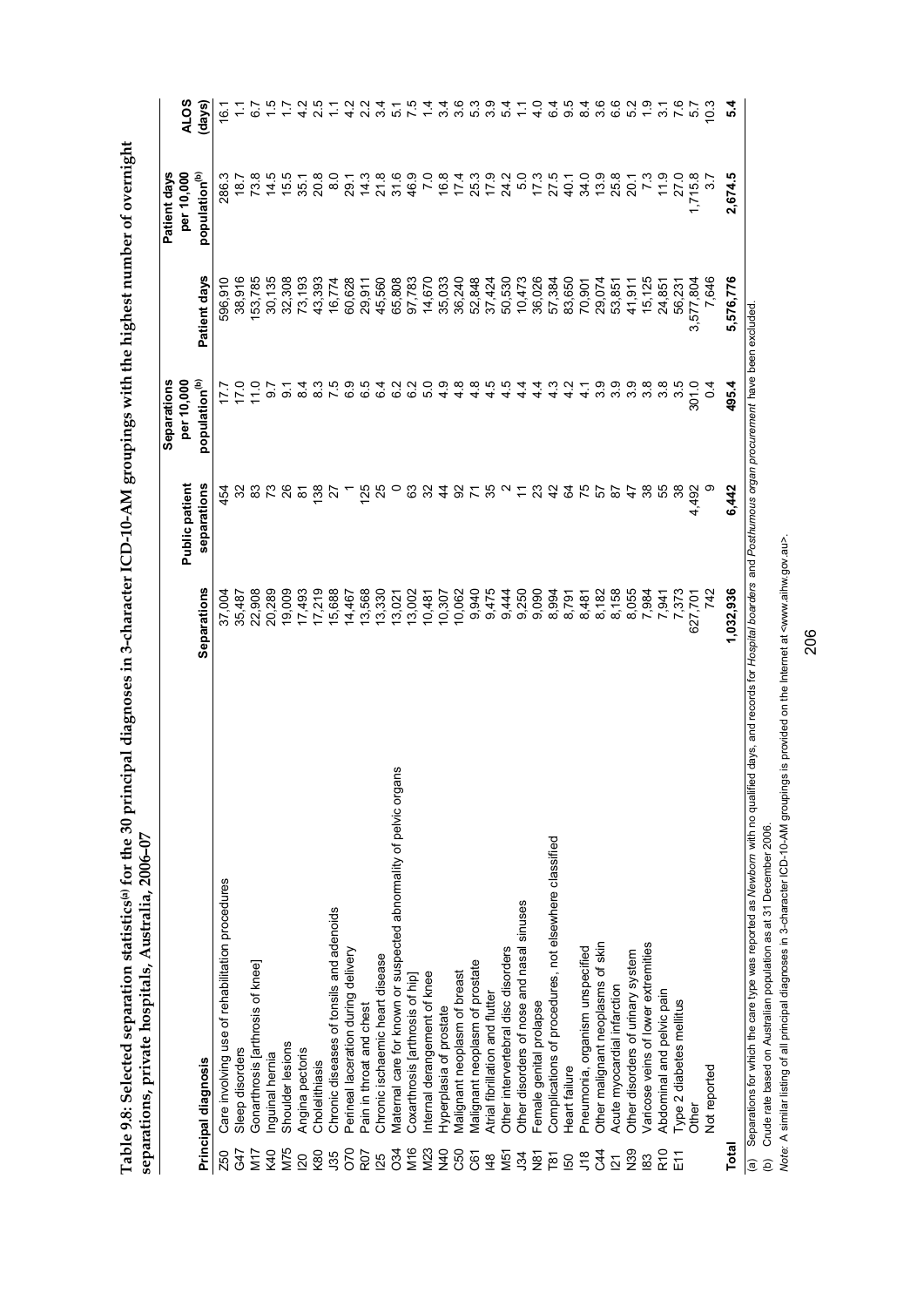**Table 9.8: Selected separation statistics[(a)] for the 30 principal diagnoses in 3-character ICD-10-AM groupings with the highest number of overnight separations, private hospitals, Australia, 2006–07**

| | Principal diagnosis | Separations | Public patient separations | Separations per 10,000 population[(b)] | Patient days | Patient days per 10,000 population[(b)] | ALOS (days) |
|---|---|---|---|---|---|---|---|
| Z50 | Care involving use of rehabilitation procedures | 37,004 | 454 | 17.7 | 596,910 | 286.3 | 16.1 |
| G47 | Sleep disorders | 35,487 | 32 | 17.0 | 38,916 | 18.7 | 1.1 |
| M17 | Gonarthrosis [arthrosis of knee] | 22,908 | 83 | 11.0 | 153,785 | 73.8 | 6.7 |
| K40 | Inguinal hernia | 20,289 | 73 | 9.7 | 30,135 | 14.5 | 1.5 |
| M75 | Shoulder lesions | 19,009 | 26 | 9.1 | 32,308 | 15.5 | 1.7 |
| I20 | Angina pectoris | 17,493 | 81 | 8.4 | 73,193 | 35.1 | 4.2 |
| K80 | Cholelithiasis | 17,219 | 138 | 8.3 | 43,393 | 20.8 | 2.5 |
| J35 | Chronic diseases of tonsils and adenoids | 15,688 | 27 | 7.5 | 16,774 | 8.0 | 1.1 |
| O70 | Perineal laceration during delivery | 14,467 | 1 | 6.9 | 60,628 | 29.1 | 4.2 |
| R07 | Pain in throat and chest | 13,568 | 125 | 6.5 | 29,911 | 14.3 | 2.2 |
| I25 | Chronic ischaemic heart disease | 13,330 | 25 | 6.4 | 45,560 | 21.8 | 3.4 |
| O34 | Maternal care for known or suspected abnormality of pelvic organs | 13,021 | 0 | 6.2 | 65,808 | 31.6 | 5.1 |
| M16 | Coxarthrosis [arthrosis of hip] | 13,002 | 63 | 6.2 | 97,783 | 46.9 | 7.5 |
| M23 | Internal derangement of knee | 10,481 | 32 | 5.0 | 14,670 | 7.0 | 1.4 |
| N40 | Hyperplasia of prostate | 10,307 | 44 | 4.9 | 35,033 | 16.8 | 3.4 |
| C50 | Malignant neoplasm of breast | 10,062 | 92 | 4.8 | 36,240 | 17.4 | 3.6 |
| C61 | Malignant neoplasm of prostate | 9,940 | 71 | 4.8 | 52,848 | 25.3 | 5.3 |
| I48 | Atrial fibrillation and flutter | 9,475 | 35 | 4.5 | 37,424 | 17.9 | 3.9 |
| M51 | Other intervertebral disc disorders | 9,444 | 2 | 4.5 | 50,530 | 24.2 | 5.4 |
| J34 | Other disorders of nose and nasal sinuses | 9,250 | 11 | 4.4 | 10,473 | 5.0 | 1.1 |
| N81 | Female genital prolapse | 9,090 | 23 | 4.4 | 36,026 | 17.3 | 4.0 |
| T81 | Complications of procedures, not elsewhere classified | 8,994 | 42 | 4.3 | 57,384 | 27.5 | 6.4 |
| I50 | Heart failure | 8,791 | 64 | 4.2 | 83,650 | 40.1 | 9.5 |
| J18 | Pneumonia, organism unspecified | 8,481 | 75 | 4.1 | 70,901 | 34.0 | 8.4 |
| C44 | Other malignant neoplasms of skin | 8,182 | 57 | 3.9 | 29,074 | 13.9 | 3.6 |
| I21 | Acute myocardial infarction | 8,158 | 87 | 3.9 | 53,851 | 25.8 | 6.6 |
| N39 | Other disorders of urinary system | 8,055 | 47 | 3.9 | 41,911 | 20.1 | 5.2 |
| I83 | Varicose veins of lower extremities | 7,984 | 38 | 3.8 | 15,125 | 7.3 | 1.9 |
| R10 | Abdominal and pelvic pain | 7,941 | 55 | 3.8 | 24,851 | 11.9 | 3.1 |
| E11 | Type 2 diabetes mellitus | 7,373 | 38 | 3.5 | 56,231 | 27.0 | 7.6 |
| | Other | 627,701 | 4,492 | 301.0 | 3,577,804 | 1,715.8 | 5.7 |
| | Not reported | 742 | 9 | 0.4 | 7,646 | 3.7 | 10.3 |
| **Total** | | **1,032,936** | **6,442** | **495.4** | **5,576,776** | **2,674.5** | **5.4** |

(a) Separations for which the care type was reported as *Newborn* with no qualified days, and records for *Hospital boarders* and *Posthumous organ procurement* have been excluded.

(b) Crude rate based on Australian population as at 31 December 2006.

*Note:* A similar listing of all principal diagnoses in 3-character ICD-10-AM groupings is provided on the Internet at <www.aihw.gov.au>.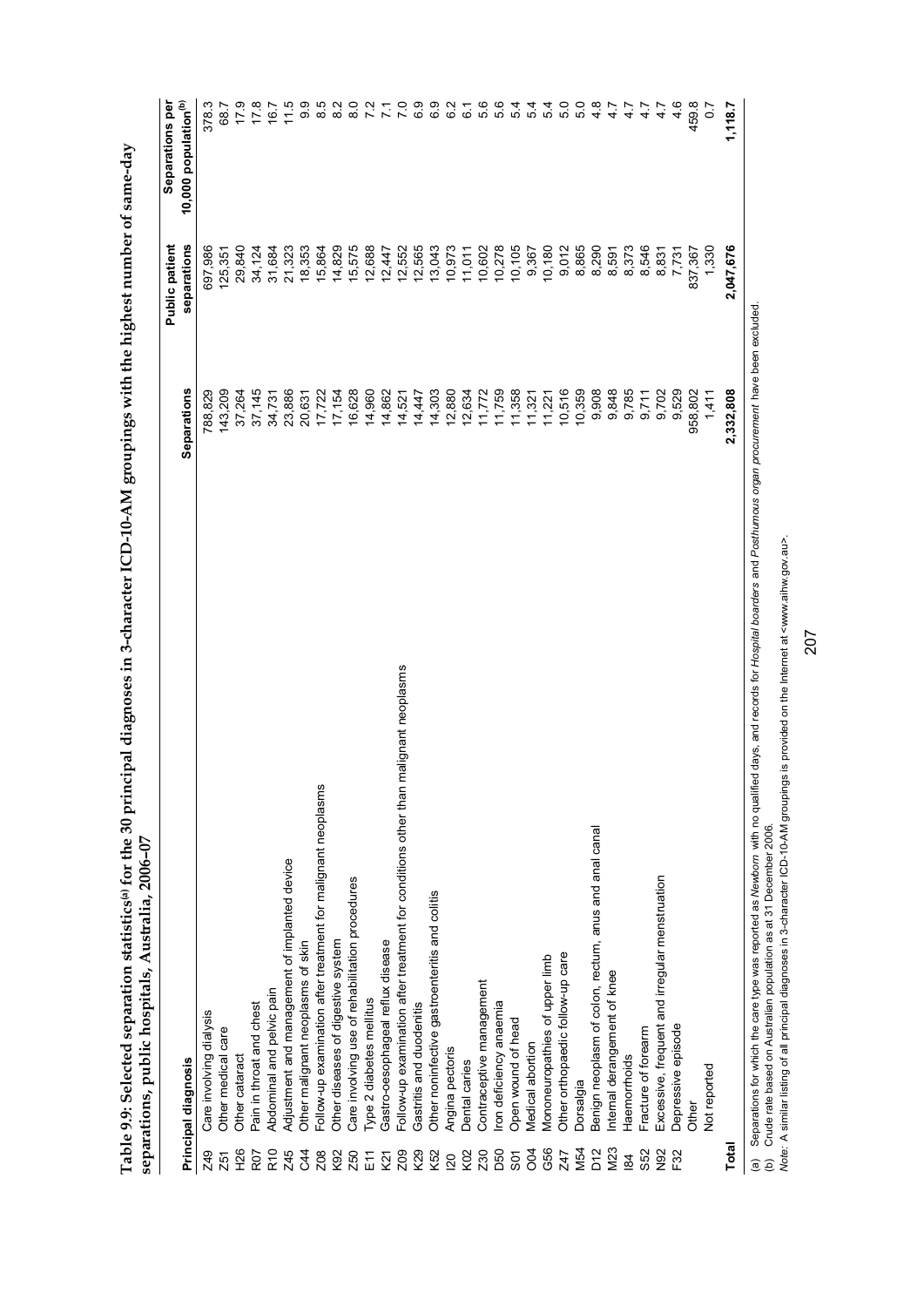**Table 9.9: Selected separation statistics[(a)] for the 30 principal diagnoses in 3-character ICD-10-AM groupings with the highest number of same-day separations, public hospitals, Australia, 2006–07**

| | Principal diagnosis | Separations | Public patient separations | Separations per 10,000 population[(b)] |
|---|---|---|---|---|
| Z49 | Care involving dialysis | 788,829 | 697,986 | 378.3 |
| Z51 | Other medical care | 143,209 | 125,351 | 68.7 |
| H26 | Other cataract | 37,264 | 29,840 | 17.9 |
| R07 | Pain in throat and chest | 37,145 | 34,124 | 17.8 |
| R10 | Abdominal and pelvic pain | 34,731 | 31,684 | 16.7 |
| Z45 | Adjustment and management of implanted device | 23,886 | 21,323 | 11.5 |
| C44 | Other malignant neoplasms of skin | 20,631 | 18,353 | 9.9 |
| Z08 | Follow-up examination after treatment for malignant neoplasms | 17,722 | 15,864 | 8.5 |
| K92 | Other diseases of digestive system | 17,154 | 14,829 | 8.2 |
| Z50 | Care involving use of rehabilitation procedures | 16,628 | 15,575 | 8.0 |
| E11 | Type 2 diabetes mellitus | 14,960 | 12,688 | 7.2 |
| K21 | Gastro-oesophageal reflux disease | 14,862 | 12,447 | 7.1 |
| Z09 | Follow-up examination after treatment for conditions other than malignant neoplasms | 14,521 | 12,552 | 7.0 |
| K29 | Gastritis and duodenitis | 14,447 | 12,565 | 6.9 |
| K52 | Other noninfective gastroenteritis and colitis | 14,303 | 13,043 | 6.9 |
| I20 | Angina pectoris | 12,880 | 10,973 | 6.2 |
| K02 | Dental caries | 12,634 | 11,011 | 6.1 |
| Z30 | Contraceptive management | 11,772 | 10,602 | 5.6 |
| D50 | Iron deficiency anaemia | 11,759 | 10,278 | 5.6 |
| S01 | Open wound of head | 11,358 | 10,105 | 5.4 |
| O04 | Medical abortion | 11,321 | 9,367 | 5.4 |
| G56 | Mononeuropathies of upper limb | 11,221 | 10,180 | 5.4 |
| Z47 | Other orthopaedic follow-up care | 10,516 | 9,012 | 5.0 |
| M54 | Dorsalgia | 10,359 | 8,865 | 5.0 |
| D12 | Benign neoplasm of colon, rectum, anus and anal canal | 9,908 | 8,290 | 4.8 |
| M23 | Internal derangement of knee | 9,848 | 8,591 | 4.7 |
| I84 | Haemorrhoids | 9,785 | 8,373 | 4.7 |
| S52 | Fracture of forearm | 9,711 | 8,546 | 4.7 |
| N92 | Excessive, frequent and irregular menstruation | 9,702 | 8,831 | 4.7 |
| F32 | Depressive episode | 9,529 | 7,731 | 4.6 |
| | Other | 958,802 | 837,367 | 459.8 |
| | Not reported | 1,411 | 1,330 | 0.7 |
| **Total** | | **2,332,808** | **2,047,676** | **1,118.7** |

(a) Separations for which the care type was reported as *Newborn* with no qualified days, and records for *Hospital boarders* and *Posthumous organ procurement* have been excluded.

(b) Crude rate based on Australian population as at 31 December 2006.

*Note:* A similar listing of all principal diagnoses in 3-character ICD-10-AM groupings is provided on the Internet at <www.aihw.gov.au>.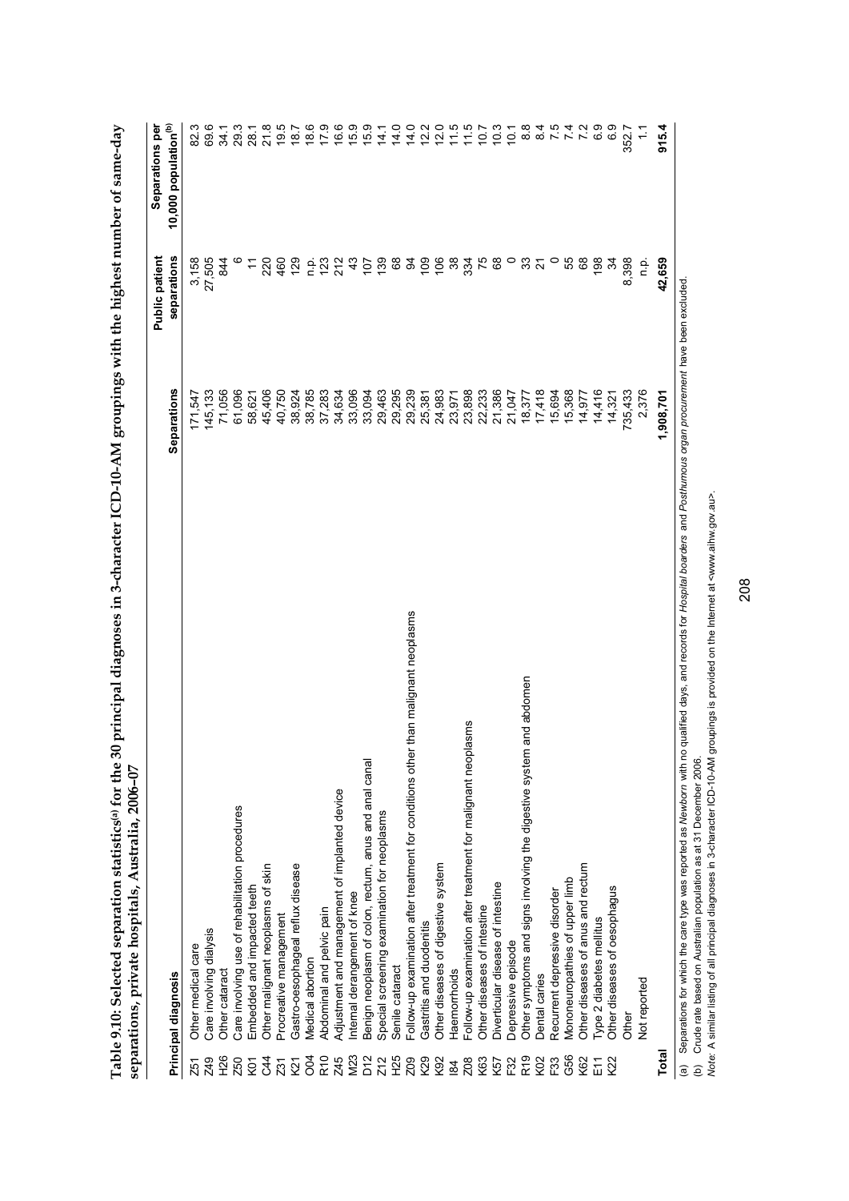**Table 9.10: Selected separation statistics[a] for the 30 principal diagnoses in 3-character ICD-10-AM groupings with the highest number of same-day separations, private hospitals, Australia, 2006–07**

| | Principal diagnosis | Separations | Public patient separations | Separations per 10,000 population[b] |
|---|---|---|---|---|
| Z51 | Other medical care | 171,547 | 3,158 | 82.3 |
| Z49 | Care involving dialysis | 145,133 | 27,505 | 69.6 |
| H26 | Other cataract | 71,056 | 844 | 34.1 |
| Z50 | Care involving use of rehabilitation procedures | 61,096 | 6 | 29.3 |
| K01 | Embedded and impacted teeth | 58,621 | 11 | 28.1 |
| C44 | Other malignant neoplasms of skin | 45,406 | 220 | 21.8 |
| Z31 | Procreative management | 40,750 | 460 | 19.5 |
| K21 | Gastro-oesophageal reflux disease | 38,924 | 129 | 18.7 |
| O04 | Medical abortion | 38,785 | n.p. | 18.6 |
| R10 | Abdominal and pelvic pain | 37,283 | 123 | 17.9 |
| Z45 | Adjustment and management of implanted device | 34,634 | 212 | 16.6 |
| M23 | Internal derangement of knee | 33,096 | 43 | 15.9 |
| D12 | Benign neoplasm of colon, rectum, anus and anal canal | 33,094 | 107 | 15.9 |
| Z12 | Special screening examination for neoplasms | 29,463 | 139 | 14.1 |
| H25 | Senile cataract | 29,295 | 68 | 14.0 |
| Z09 | Follow-up examination after treatment for conditions other than malignant neoplasms | 29,239 | 94 | 14.0 |
| K29 | Gastritis and duodenitis | 25,381 | 109 | 12.2 |
| K92 | Other diseases of digestive system | 24,983 | 106 | 12.0 |
| I84 | Haemorrhoids | 23,971 | 38 | 11.5 |
| Z08 | Follow-up examination after treatment for malignant neoplasms | 23,898 | 334 | 11.5 |
| K63 | Other diseases of intestine | 22,233 | 75 | 10.7 |
| K57 | Diverticular disease of intestine | 21,386 | 68 | 10.3 |
| F32 | Depressive episode | 21,047 | 0 | 10.1 |
| R19 | Other symptoms and signs involving the digestive system and abdomen | 18,377 | 33 | 8.8 |
| K02 | Dental caries | 17,418 | 21 | 8.4 |
| F33 | Recurrent depressive disorder | 15,694 | 0 | 7.5 |
| G56 | Mononeuropathies of upper limb | 15,368 | 55 | 7.4 |
| K62 | Other diseases of anus and rectum | 14,977 | 68 | 7.2 |
| E11 | Type 2 diabetes mellitus | 14,416 | 198 | 6.9 |
| K22 | Other diseases of oesophagus | 14,321 | 34 | 6.9 |
| | Other | 735,433 | 8,398 | 352.7 |
| | Not reported | 2,376 | n.p. | 1.1 |
| **Total** | | **1,908,701** | **42,659** | **915.4** |

(a) Separations for which the care type was reported as *Newborn* with no qualified days, and records for *Hospital boarders* and *Posthumous organ procurement* have been excluded.

(b) Crude rate based on Australian population as at 31 December 2006.

*Note:* A similar listing of all principal diagnoses in 3-character ICD-10-AM groupings is provided on the Internet at <www.aihw.gov.au>.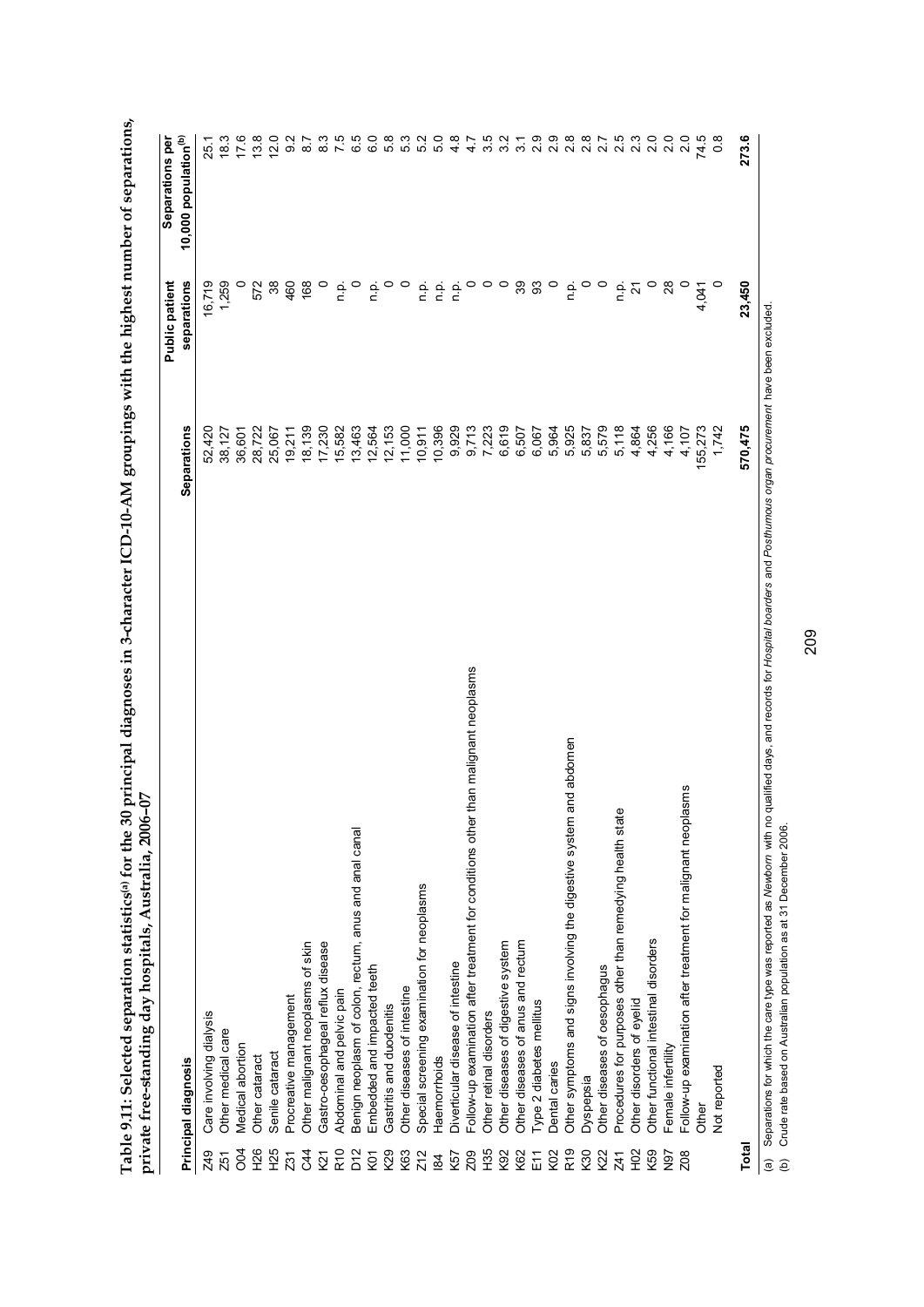**Table 9.11: Selected separation statistics[a] for the 30 principal diagnoses in 3-character ICD-10-AM groupings with the highest number of separations, private free-standing day hospitals, Australia, 2006–07**

| | Principal diagnosis | Separations | Public patient separations | Separations per 10,000 population[b] |
|---|---|---|---|---|
| Z49 | Care involving dialysis | 52,420 | 16,719 | 25.1 |
| Z51 | Other medical care | 38,127 | 1,259 | 18.3 |
| O04 | Medical abortion | 36,601 | 0 | 17.6 |
| H26 | Other cataract | 28,722 | 572 | 13.8 |
| H25 | Senile cataract | 25,067 | 38 | 12.0 |
| Z31 | Procreative management | 19,211 | 460 | 9.2 |
| C44 | Other malignant neoplasms of skin | 18,139 | 168 | 8.7 |
| K21 | Gastro-oesophageal reflux disease | 17,230 | 0 | 8.3 |
| R10 | Abdominal and pelvic pain | 15,582 | n.p. | 7.5 |
| D12 | Benign neoplasm of colon, rectum, anus and anal canal | 13,463 | 0 | 6.5 |
| K01 | Embedded and impacted teeth | 12,564 | n.p. | 6.0 |
| K29 | Gastritis and duodenitis | 12,153 | 0 | 5.8 |
| K63 | Other diseases of intestine | 11,000 | 0 | 5.3 |
| Z12 | Special screening examination for neoplasms | 10,911 | n.p. | 5.2 |
| I84 | Haemorrhoids | 10,396 | n.p. | 5.0 |
| K57 | Diverticular disease of intestine | 9,929 | n.p. | 4.8 |
| Z09 | Follow-up examination after treatment for conditions other than malignant neoplasms | 9,713 | 0 | 4.7 |
| H35 | Other retinal disorders | 7,223 | 0 | 3.5 |
| K92 | Other diseases of digestive system | 6,619 | 0 | 3.2 |
| K62 | Other diseases of anus and rectum | 6,507 | 39 | 3.1 |
| E11 | Type 2 diabetes mellitus | 6,067 | 93 | 2.9 |
| K02 | Dental caries | 5,964 | 0 | 2.9 |
| R19 | Other symptoms and signs involving the digestive system and abdomen | 5,925 | n.p. | 2.8 |
| K30 | Dyspepsia | 5,837 | 0 | 2.8 |
| K22 | Other diseases of oesophagus | 5,579 | 0 | 2.7 |
| Z41 | Procedures for purposes other than remedying health state | 5,118 | n.p. | 2.5 |
| H02 | Other disorders of eyelid | 4,864 | 21 | 2.3 |
| K59 | Other functional intestinal disorders | 4,256 | 0 | 2.0 |
| N97 | Female infertility | 4,166 | 28 | 2.0 |
| Z08 | Follow-up examination after treatment for malignant neoplasms | 4,107 | 0 | 2.0 |
| | Other | 155,273 | 4,041 | 74.5 |
| | Not reported | 1,742 | 0 | 0.8 |
| **Total** | | **570,475** | **23,450** | **273.6** |

(a) Separations for which the care type was reported as *Newborn* with no qualified days, and records for *Hospital boarders* and *Posthumous organ procurement* have been excluded.

(b) Crude rate based on Australian population as at 31 December 2006.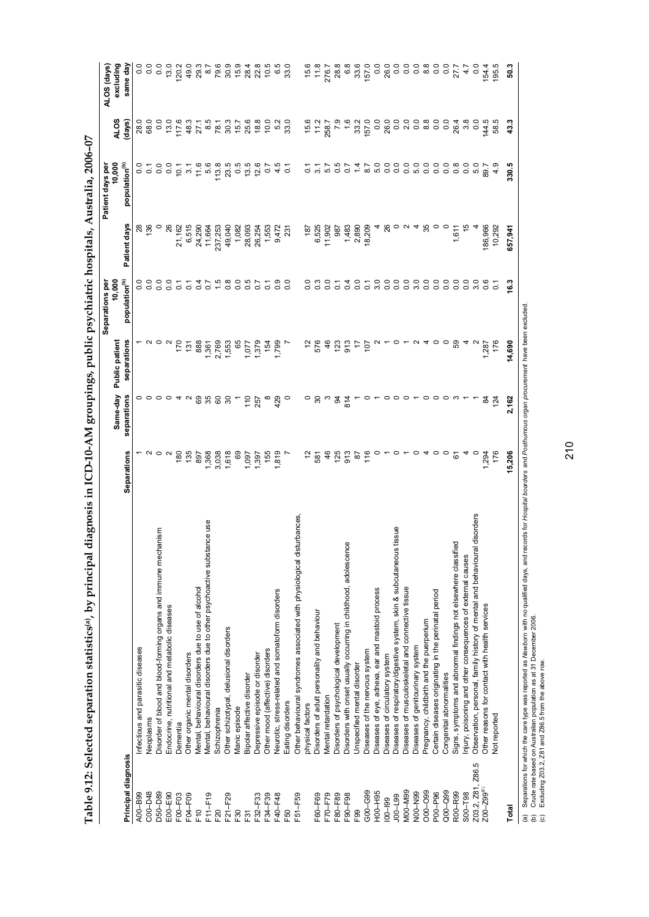**Table 9.12: Selected separation statistics[(a)], by principal diagnosis in ICD-10-AM groupings, public psychiatric hospitals, Australia, 2006–07**

| Principal diagnosis | | Separations | Same-day separations | Public patient separations | Separations per 10,000 population[(b)] | Patient days | Patient days per 10,000 population[(b)] | ALOS (days) | ALOS (days) excluding same day |
|---|---|---|---|---|---|---|---|---|---|
| A00–B99 | Infectious and parasitic diseases | 1 | 0 | 1 | 0.0 | 28 | 0.0 | 28.0 | 0.0 |
| C00–D48 | Neoplasms | 2 | 0 | 2 | 0.0 | 136 | 0.1 | 68.0 | 0.0 |
| D50–D89 | Disorder of blood and blood-forming organs and immune mechanism | 0 | 0 | 0 | 0.0 | 0 | 0.0 | 0.0 | 0.0 |
| E00–E90 | Endocrine, nutritional and metabolic diseases | 2 | 0 | 2 | 0.0 | 26 | 0.0 | 13.0 | 13.0 |
| F00–F03 | Dementia | 180 | 4 | 170 | 0.1 | 21,162 | 10.1 | 117.6 | 120.2 |
| F04–F09 | Other organic mental disorders | 135 | 2 | 131 | 0.1 | 6,515 | 3.1 | 48.3 | 49.0 |
| F10 | Mental, behavioural disorders due to use of alcohol | 897 | 69 | 888 | 0.4 | 24,290 | 11.6 | 27.1 | 29.3 |
| F11–F19 | Mental, behavioural disorders due to other psychoactive substance use | 1,368 | 35 | 1,361 | 0.7 | 11,664 | 5.6 | 8.5 | 8.7 |
| F20 | Schizophrenia | 3,038 | 60 | 2,769 | 1.5 | 237,253 | 113.8 | 78.1 | 79.6 |
| F21–F29 | Other schizotypal, delusional disorders | 1,618 | 30 | 1,553 | 0.8 | 49,040 | 23.5 | 30.3 | 30.9 |
| F30 | Manic episode | 69 | 1 | 65 | 0.0 | 1,082 | 0.5 | 15.7 | 15.9 |
| F31 | Bipolar affective disorder | 1,097 | 110 | 1,077 | 0.5 | 28,093 | 13.5 | 25.6 | 28.4 |
| F32–F33 | Depressive episode or disorder | 1,397 | 257 | 1,379 | 0.7 | 26,254 | 12.6 | 18.8 | 22.8 |
| F34–F39 | Other mood (affective) disorders | 155 | 8 | 154 | 0.1 | 1,553 | 0.7 | 10.0 | 10.5 |
| F40–F48 | Neurotic, stress-related and somatoform disorders | 1,819 | 429 | 1,799 | 0.9 | 9,472 | 4.5 | 5.2 | 6.5 |
| F50 | Eating disorders | 7 | 0 | 7 | 0.0 | 231 | 0.1 | 33.0 | 33.0 |
| F51–F59 | Other behavioural syndromes associated with physiological disturbances, physical factors | 12 | 0 | 12 | 0.0 | 187 | 0.1 | 15.6 | 15.6 |
| F60–F69 | Disorders of adult personality and behaviour | 581 | 30 | 576 | 0.3 | 6,525 | 3.1 | 11.2 | 11.8 |
| F70–F79 | Mental retardation | 46 | 3 | 46 | 0.0 | 11,902 | 5.7 | 258.7 | 276.7 |
| F80–F89 | Disorders of psychological development | 125 | 94 | 123 | 0.1 | 987 | 0.5 | 7.9 | 28.8 |
| F90–F98 | Disorders with onset usually occurring in childhood, adolescence | 913 | 814 | 913 | 0.4 | 1,483 | 0.7 | 1.6 | 6.8 |
| F99 | Unspecified mental disorder | 87 | 1 | 17 | 0.0 | 2,890 | 1.4 | 33.2 | 33.6 |
| G00–G99 | Diseases of the nervous system | 116 | 0 | 107 | 0.1 | 18,209 | 8.7 | 157.0 | 157.0 |
| H00–H95 | Diseases of eye, adnexa, ear and mastoid process | 0 | 1 | 2 | 3.0 | 4 | 5.0 | 0.0 | 0.0 |
| I00–I99 | Diseases of circulatory system | 1 | 0 | 1 | 0.0 | 26 | 0.0 | 26.0 | 26.0 |
| J00–L99 | Diseases of respiratory/digestive system, skin & subcutaneous tissue | 0 | 0 | 0 | 0.0 | 0 | 0.0 | 0.0 | 0.0 |
| M00–M99 | Diseases of musculoskeletal and connective tissue | 1 | 0 | 1 | 0.0 | 2 | 0.0 | 2.0 | 0.0 |
| N00–N99 | Diseases of genitourinary system | 0 | 1 | 2 | 3.0 | 4 | 5.0 | 0.0 | 0.0 |
| O00–O99 | Pregnancy, childbirth and the puerperium | 4 | 0 | 4 | 0.0 | 35 | 0.0 | 8.8 | 8.8 |
| P00–P96 | Certain diseases originating in the perinatal period | 0 | 0 | 0 | 0.0 | 0 | 0.0 | 0.0 | 0.0 |
| Q00–Q99 | Congenital abnormalities | 0 | 0 | 0 | 0.0 | 0 | 0.0 | 0.0 | 0.0 |
| R00–R99 | Signs, symptoms and abnormal findings not elsewhere classified | 61 | 3 | 59 | 0.0 | 1,611 | 0.8 | 26.4 | 27.7 |
| S00–T98 | Injury, poisoning and other consequences of external causes | 4 | 1 | 4 | 0.0 | 15 | 0.0 | 3.8 | 4.7 |
| Z03.2, Z81, Z86.5 | Observation, personal, family history of mental and behavioural disorders | 0 | 1 | 2 | 3.0 | 4 | 5.0 | 0.0 | 0.0 |
| Z00–Z99[(c)] | Other reasons for contact with health services | 1,294 | 84 | 1,287 | 0.6 | 186,966 | 89.7 | 144.5 | 154.4 |
| | Not reported | 176 | 124 | 176 | 0.1 | 10,292 | 4.9 | 58.5 | 195.5 |
| **Total** | | **15,206** | **2,162** | **14,690** | **16.3** | **657,941** | **330.5** | **43.3** | **50.3** |

(a) Separations for which the care type was reported as *Newborn* with no qualified days, and records for *Hospital boarders* and *Posthumous organ procurement* have been excluded.
(b) Crude rate based on Australian population as at 31 December 2006.
(c) Excluding Z03.2, Z81 and Z86.5 from the above row.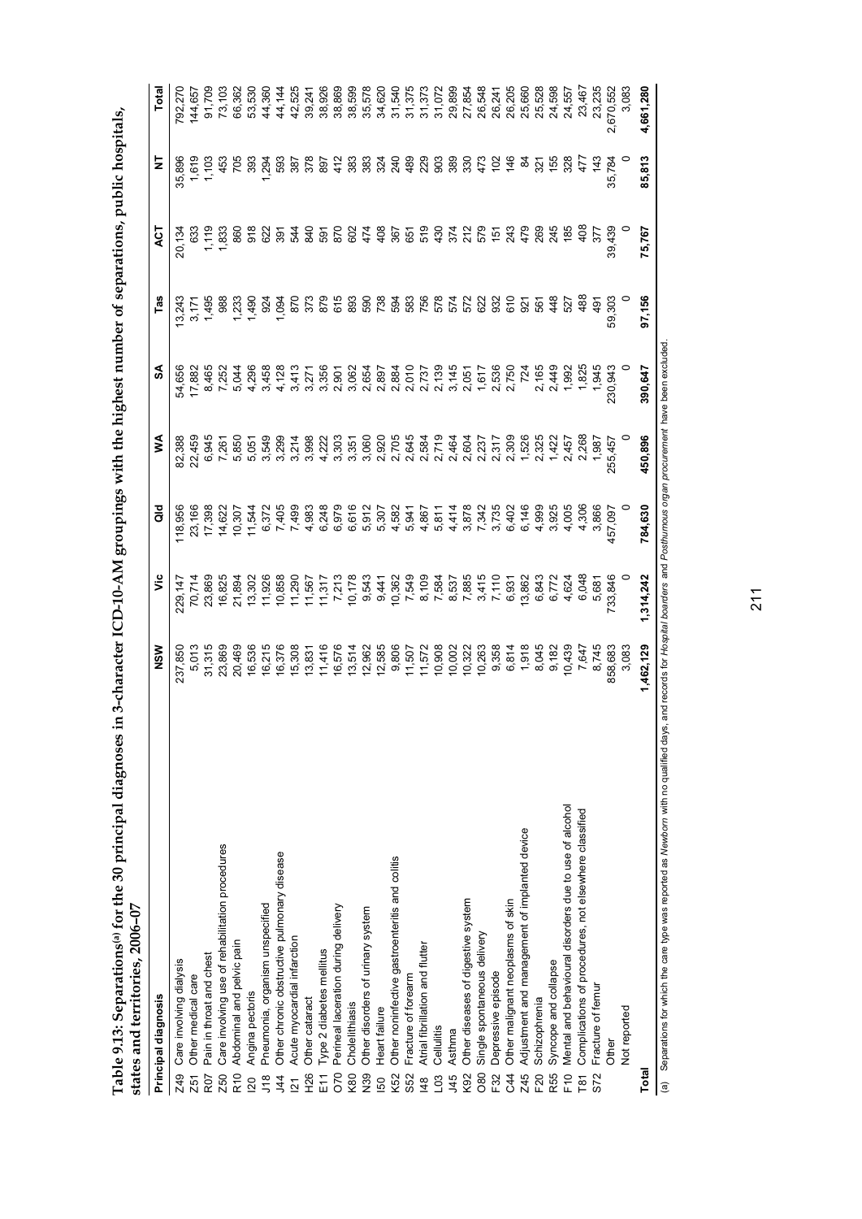**Table 9.13: Separations[(a)] for the 30 principal diagnoses in 3-character ICD-10-AM groupings with the highest number of separations, public hospitals, states and territories, 2006–07**

| Principal diagnosis | | NSW | Vic | Qld | WA | SA | Tas | ACT | NT | Total |
|---|---|---|---|---|---|---|---|---|---|---|
| Z49 | Care involving dialysis | 237,850 | 229,147 | 118,956 | 82,388 | 54,656 | 13,243 | 20,134 | 35,896 | 792,270 |
| Z51 | Other medical care | 5,013 | 70,714 | 23,166 | 22,459 | 17,882 | 3,171 | 633 | 1,619 | 144,657 |
| R07 | Pain in throat and chest | 31,315 | 23,869 | 17,398 | 6,945 | 8,465 | 1,495 | 1,119 | 1,103 | 91,709 |
| Z50 | Care involving use of rehabilitation procedures | 23,869 | 16,825 | 14,622 | 7,261 | 7,252 | 988 | 1,833 | 453 | 73,103 |
| R10 | Abdominal and pelvic pain | 20,469 | 21,894 | 10,307 | 5,850 | 5,044 | 1,233 | 860 | 705 | 66,362 |
| I20 | Angina pectoris | 16,536 | 13,302 | 11,544 | 5,051 | 4,296 | 1,490 | 918 | 393 | 53,530 |
| J18 | Pneumonia, organism unspecified | 16,215 | 11,926 | 6,372 | 3,549 | 3,458 | 924 | 622 | 1,294 | 44,360 |
| J44 | Other chronic obstructive pulmonary disease | 16,376 | 10,858 | 7,405 | 3,299 | 4,128 | 1,094 | 391 | 593 | 44,144 |
| I21 | Acute myocardial infarction | 15,308 | 11,290 | 7,499 | 3,214 | 3,413 | 870 | 544 | 387 | 42,525 |
| H26 | Other cataract | 13,831 | 11,567 | 4,983 | 3,998 | 3,271 | 373 | 840 | 378 | 39,241 |
| E11 | Type 2 diabetes mellitus | 11,416 | 11,317 | 6,248 | 4,222 | 3,356 | 879 | 591 | 897 | 38,926 |
| O70 | Perineal laceration during delivery | 16,576 | 7,213 | 6,979 | 3,303 | 2,901 | 615 | 870 | 412 | 38,869 |
| K80 | Cholelithiasis | 13,514 | 10,178 | 6,616 | 3,351 | 3,062 | 893 | 602 | 383 | 38,599 |
| N39 | Other disorders of urinary system | 12,962 | 9,543 | 5,912 | 3,060 | 2,654 | 590 | 474 | 383 | 35,578 |
| I50 | Heart failure | 12,585 | 9,441 | 5,307 | 2,920 | 2,897 | 738 | 408 | 324 | 34,620 |
| K52 | Other noninfective gastroenteritis and colitis | 9,806 | 10,362 | 4,582 | 2,705 | 2,884 | 594 | 367 | 240 | 31,540 |
| S52 | Fracture of forearm | 11,507 | 7,549 | 5,941 | 2,645 | 2,010 | 583 | 651 | 489 | 31,375 |
| I48 | Atrial fibrillation and flutter | 11,572 | 8,109 | 4,867 | 2,584 | 2,737 | 756 | 519 | 229 | 31,373 |
| L03 | Cellulitis | 10,908 | 7,584 | 5,811 | 2,719 | 2,139 | 578 | 430 | 903 | 31,072 |
| J45 | Asthma | 10,002 | 8,537 | 4,414 | 2,464 | 3,145 | 574 | 374 | 389 | 29,899 |
| K92 | Other diseases of digestive system | 10,322 | 7,885 | 3,878 | 2,604 | 2,051 | 572 | 212 | 330 | 27,854 |
| O80 | Single spontaneous delivery | 10,263 | 3,415 | 7,342 | 2,237 | 1,617 | 622 | 579 | 473 | 26,548 |
| F32 | Depressive episode | 9,358 | 7,110 | 3,735 | 2,317 | 2,536 | 932 | 151 | 102 | 26,241 |
| C44 | Other malignant neoplasms of skin | 6,814 | 6,931 | 6,402 | 2,309 | 2,750 | 610 | 243 | 146 | 26,205 |
| Z45 | Adjustment and management of implanted device | 1,918 | 13,862 | 6,146 | 1,526 | 724 | 921 | 479 | 84 | 25,660 |
| F20 | Schizophrenia | 8,045 | 6,843 | 4,999 | 2,325 | 2,165 | 561 | 269 | 321 | 25,528 |
| R55 | Syncope and collapse | 9,182 | 6,772 | 3,925 | 1,422 | 2,449 | 448 | 245 | 155 | 24,598 |
| F10 | Mental and behavioural disorders due to use of alcohol | 10,439 | 4,624 | 4,005 | 2,457 | 1,992 | 527 | 185 | 328 | 24,557 |
| T81 | Complications of procedures, not elsewhere classified | 7,647 | 6,048 | 4,306 | 2,268 | 1,825 | 488 | 408 | 477 | 23,467 |
| S72 | Fracture of femur | 8,745 | 5,681 | 3,866 | 1,987 | 1,945 | 491 | 377 | 143 | 23,235 |
| | Other | 858,683 | 733,846 | 457,097 | 255,457 | 230,943 | 59,303 | 39,439 | 35,784 | 2,670,552 |
| | Not reported | 3,083 | 0 | 0 | 0 | 0 | 0 | 0 | 0 | 3,083 |
| **Total** | | **1,462,129** | **1,314,242** | **784,630** | **450,896** | **390,647** | **97,156** | **75,767** | **85,813** | **4,661,280** |

(a) Separations for which the care type was reported as *Newborn* with no qualified days, and records for *Hospital boarders* and *Posthumous organ procurement* have been excluded.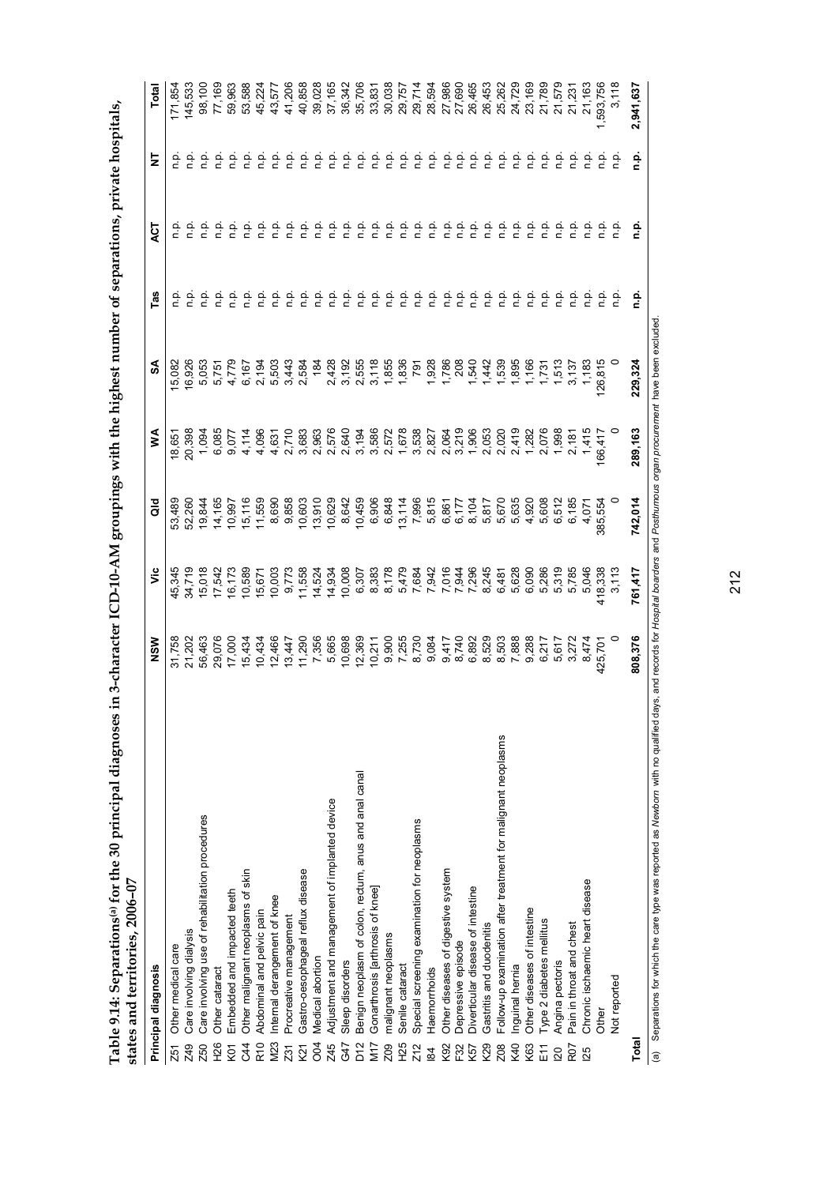**Table 9.14: Separations[(a)] for the 30 principal diagnoses in 3-character ICD-10-AM groupings with the highest number of separations, private hospitals, states and territories, 2006–07**

| Principal diagnosis | | NSW | Vic | Qld | WA | SA | Tas | ACT | NT | Total |
|---|---|---|---|---|---|---|---|---|---|---|
| Z51 | Other medical care | 31,758 | 45,345 | 53,489 | 18,651 | 15,082 | n.p. | n.p. | n.p. | 171,854 |
| Z49 | Care involving dialysis | 21,202 | 34,719 | 52,260 | 20,398 | 16,926 | n.p. | n.p. | n.p. | 145,533 |
| Z50 | Care involving use of rehabilitation procedures | 56,463 | 15,018 | 19,844 | 1,094 | 5,053 | n.p. | n.p. | n.p. | 98,100 |
| H26 | Other cataract | 29,076 | 17,542 | 14,165 | 6,085 | 5,751 | n.p. | n.p. | n.p. | 77,169 |
| K01 | Embedded and impacted teeth | 17,000 | 16,173 | 10,997 | 9,077 | 4,779 | n.p. | n.p. | n.p. | 59,963 |
| C44 | Other malignant neoplasms of skin | 15,434 | 10,589 | 15,116 | 4,114 | 6,167 | n.p. | n.p. | n.p. | 53,588 |
| R10 | Abdominal and pelvic pain | 10,434 | 15,671 | 11,559 | 4,096 | 2,194 | n.p. | n.p. | n.p. | 45,224 |
| M23 | Internal derangement of knee | 12,466 | 10,003 | 8,690 | 4,631 | 5,503 | n.p. | n.p. | n.p. | 43,577 |
| Z31 | Procreative management | 13,447 | 9,773 | 9,858 | 2,710 | 3,443 | n.p. | n.p. | n.p. | 41,206 |
| K21 | Gastro-oesophageal reflux disease | 11,290 | 11,558 | 10,603 | 3,683 | 2,584 | n.p. | n.p. | n.p. | 40,858 |
| O04 | Medical abortion | 7,356 | 14,524 | 13,910 | 2,963 | 184 | n.p. | n.p. | n.p. | 39,028 |
| Z45 | Adjustment and management of implanted device | 5,665 | 14,934 | 10,629 | 2,576 | 2,428 | n.p. | n.p. | n.p. | 37,165 |
| G47 | Sleep disorders | 10,698 | 10,008 | 8,642 | 2,640 | 3,192 | n.p. | n.p. | n.p. | 36,342 |
| D12 | Benign neoplasm of colon, rectum, anus and anal canal | 12,369 | 6,307 | 10,459 | 3,194 | 2,555 | n.p. | n.p. | n.p. | 35,706 |
| M17 | Gonarthrosis [arthrosis of knee] | 10,211 | 8,383 | 6,906 | 3,586 | 3,118 | n.p. | n.p. | n.p. | 33,831 |
| Z09 | malignant neoplasms | 9,900 | 8,178 | 6,848 | 2,572 | 1,855 | n.p. | n.p. | n.p. | 30,038 |
| H25 | Senile cataract | 7,255 | 5,479 | 13,114 | 1,678 | 1,836 | n.p. | n.p. | n.p. | 29,757 |
| Z12 | Special screening examination for neoplasms | 8,730 | 7,684 | 7,996 | 3,538 | 791 | n.p. | n.p. | n.p. | 29,714 |
| I84 | Haemorrhoids | 9,084 | 7,942 | 5,815 | 2,827 | 1,928 | n.p. | n.p. | n.p. | 28,594 |
| K92 | Other diseases of digestive system | 9,417 | 7,016 | 6,861 | 2,064 | 1,786 | n.p. | n.p. | n.p. | 27,986 |
| F32 | Depressive episode | 8,740 | 7,944 | 6,177 | 3,219 | 208 | n.p. | n.p. | n.p. | 27,690 |
| K57 | Diverticular disease of intestine | 6,892 | 7,296 | 8,104 | 1,906 | 1,540 | n.p. | n.p. | n.p. | 26,465 |
| K29 | Gastritis and duodenitis | 8,529 | 8,245 | 5,817 | 2,053 | 1,442 | n.p. | n.p. | n.p. | 26,453 |
| Z08 | Follow-up examination after treatment for malignant neoplasms | 8,503 | 6,481 | 5,670 | 2,020 | 1,539 | n.p. | n.p. | n.p. | 25,262 |
| K40 | Inguinal hernia | 7,888 | 5,628 | 5,635 | 2,419 | 1,895 | n.p. | n.p. | n.p. | 24,729 |
| K63 | Other diseases of intestine | 9,288 | 6,090 | 4,920 | 1,282 | 1,166 | n.p. | n.p. | n.p. | 23,169 |
| E11 | Type 2 diabetes mellitus | 6,217 | 5,286 | 5,608 | 2,076 | 1,731 | n.p. | n.p. | n.p. | 21,789 |
| I20 | Angina pectoris | 5,617 | 5,319 | 6,512 | 1,998 | 1,513 | n.p. | n.p. | n.p. | 21,579 |
| R07 | Pain in throat and chest | 3,272 | 5,785 | 6,185 | 2,181 | 3,137 | n.p. | n.p. | n.p. | 21,231 |
| I25 | Chronic ischaemic heart disease | 8,474 | 5,046 | 4,071 | 1,415 | 1,183 | n.p. | n.p. | n.p. | 21,163 |
| | Other | 425,701 | 418,338 | 385,554 | 166,417 | 126,815 | n.p. | n.p. | n.p. | 1,593,756 |
| | Not reported | 0 | 3,113 | 0 | 0 | 0 | n.p. | n.p. | n.p. | 3,118 |
| **Total** | | **808,376** | **761,417** | **742,014** | **289,163** | **229,324** | **n.p.** | **n.p.** | **n.p.** | **2,941,637** |

(a) Separations for which the care type was reported as *Newborn* with no qualified days, and records for *Hospital boarders* and *Posthumous organ procurement* have been excluded.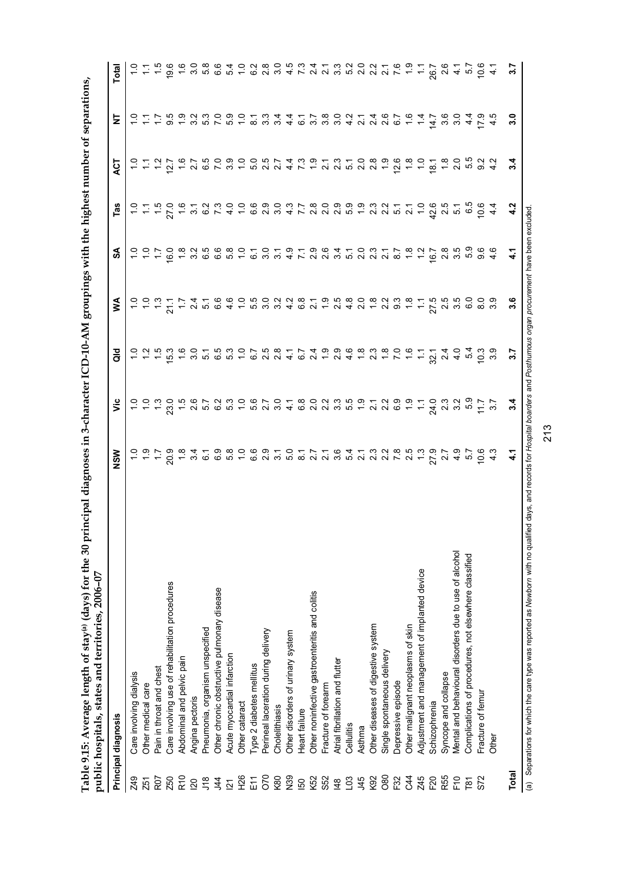**Table 9.15: Average length of stay[(a)] (days) for the 30 principal diagnoses in 3-character ICD-10-AM groupings with the highest number of separations, public hospitals, states and territories, 2006–07**

| | Principal diagnosis | NSW | Vic | Qld | WA | SA | Tas | ACT | NT | Total |
|---|---|---|---|---|---|---|---|---|---|---|
| Z49 | Care involving dialysis | 1.0 | 1.0 | 1.0 | 1.0 | 1.0 | 1.0 | 1.0 | 1.0 | 1.0 |
| Z51 | Other medical care | 1.9 | 1.0 | 1.2 | 1.0 | 1.0 | 1.1 | 1.1 | 1.1 | 1.1 |
| R07 | Pain in throat and chest | 1.7 | 1.3 | 1.5 | 1.3 | 1.7 | 1.5 | 1.2 | 1.7 | 1.5 |
| Z50 | Care involving use of rehabilitation procedures | 20.9 | 23.0 | 15.3 | 21.1 | 16.0 | 27.0 | 12.7 | 9.5 | 19.6 |
| R10 | Abdominal and pelvic pain | 1.8 | 1.5 | 1.6 | 1.7 | 1.8 | 1.6 | 1.6 | 1.9 | 1.6 |
| I20 | Angina pectoris | 3.4 | 2.6 | 3.0 | 2.4 | 3.2 | 3.1 | 2.7 | 3.2 | 3.0 |
| J18 | Pneumonia, organism unspecified | 6.1 | 5.7 | 5.1 | 5.1 | 6.5 | 6.2 | 6.5 | 5.3 | 5.8 |
| J44 | Other chronic obstructive pulmonary disease | 6.9 | 6.2 | 6.5 | 6.6 | 6.6 | 7.3 | 7.0 | 7.0 | 6.6 |
| I21 | Acute myocardial infarction | 5.8 | 5.3 | 5.3 | 4.6 | 5.8 | 4.0 | 3.9 | 5.9 | 5.4 |
| H26 | Other cataract | 1.0 | 1.0 | 1.0 | 1.0 | 1.0 | 1.0 | 1.0 | 1.0 | 1.0 |
| E11 | Type 2 diabetes mellitus | 6.6 | 5.6 | 6.7 | 5.5 | 6.1 | 6.6 | 5.0 | 8.1 | 6.2 |
| O70 | Perineal laceration during delivery | 2.9 | 2.7 | 2.5 | 3.0 | 3.0 | 2.9 | 2.5 | 3.3 | 2.8 |
| K80 | Cholelithiasis | 3.1 | 3.0 | 2.8 | 3.2 | 3.1 | 3.0 | 2.7 | 3.4 | 3.0 |
| N39 | Other disorders of urinary system | 5.0 | 4.1 | 4.1 | 4.2 | 4.9 | 4.3 | 4.4 | 4.4 | 4.5 |
| I50 | Heart failure | 8.1 | 6.8 | 6.7 | 6.8 | 7.1 | 7.7 | 7.3 | 6.1 | 7.3 |
| K52 | Other noninfective gastroenteritis and colitis | 2.7 | 2.0 | 2.4 | 2.1 | 2.9 | 2.8 | 1.9 | 3.7 | 2.4 |
| S52 | Fracture of forearm | 2.1 | 2.2 | 1.9 | 1.9 | 2.6 | 2.0 | 2.1 | 3.8 | 2.1 |
| I48 | Atrial fibrillation and flutter | 3.6 | 3.3 | 2.9 | 2.5 | 3.4 | 2.9 | 2.3 | 3.0 | 3.3 |
| L03 | Cellulitis | 5.4 | 5.5 | 4.6 | 4.8 | 5.1 | 5.9 | 5.1 | 4.2 | 5.2 |
| J45 | Asthma | 2.1 | 1.9 | 1.8 | 2.0 | 2.0 | 1.9 | 2.0 | 2.1 | 2.0 |
| K92 | Other diseases of digestive system | 2.3 | 2.1 | 2.3 | 1.8 | 2.3 | 2.3 | 2.8 | 2.4 | 2.2 |
| O80 | Single spontaneous delivery | 2.2 | 2.2 | 1.8 | 2.2 | 2.1 | 2.2 | 1.9 | 2.6 | 2.1 |
| F32 | Depressive episode | 7.8 | 6.9 | 7.0 | 9.3 | 8.7 | 5.1 | 12.6 | 6.7 | 7.6 |
| C44 | Other malignant neoplasms of skin | 2.5 | 1.9 | 1.6 | 1.8 | 1.8 | 2.1 | 1.8 | 1.6 | 1.9 |
| Z45 | Adjustment and management of implanted device | 1.3 | 1.1 | 1.1 | 1.1 | 1.2 | 1.0 | 1.0 | 1.4 | 1.1 |
| F20 | Schizophrenia | 27.9 | 24.0 | 32.1 | 27.5 | 16.7 | 42.6 | 18.1 | 14.7 | 26.7 |
| R55 | Syncope and collapse | 2.7 | 2.3 | 2.4 | 2.5 | 2.8 | 2.5 | 1.8 | 3.6 | 2.6 |
| F10 | Mental and behavioural disorders due to use of alcohol | 4.9 | 3.2 | 4.0 | 3.5 | 3.5 | 5.1 | 2.0 | 3.0 | 4.1 |
| T81 | Complications of procedures, not elsewhere classified | 5.7 | 5.9 | 5.4 | 6.0 | 5.9 | 6.5 | 5.5 | 4.4 | 5.7 |
| S72 | Fracture of femur | 10.6 | 11.7 | 10.3 | 8.0 | 9.6 | 10.6 | 9.2 | 17.9 | 10.6 |
| | Other | 4.3 | 3.7 | 3.9 | 3.9 | 4.6 | 4.4 | 4.2 | 4.5 | 4.1 |
| **Total** | | **4.1** | **3.4** | **3.7** | **3.6** | **4.1** | **4.2** | **3.4** | **3.0** | **3.7** |

(a) Separations for which the care type was reported as *Newborn* with no qualified days, and records for *Hospital boarders* and *Posthumous organ procurement* have been excluded.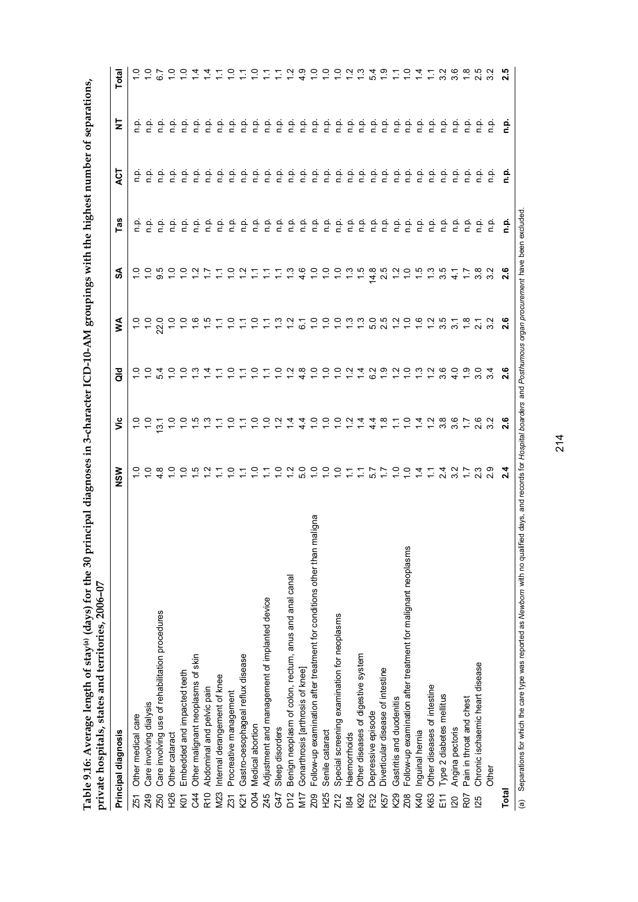**Table 9.16: Average length of stay[(a)] (days) for the 30 principal diagnoses in 3-character ICD-10-AM groupings with the highest number of separations, private hospitals, states and territories, 2006–07**

| Principal diagnosis | | NSW | Vic | Qld | WA | SA | Tas | ACT | NT | Total |
|---|---|---|---|---|---|---|---|---|---|---|
| Z51 | Other medical care | 1.0 | 1.0 | 1.0 | 1.0 | 1.0 | n.p. | n.p. | n.p. | 1.0 |
| Z49 | Care involving dialysis | 1.0 | 1.0 | 1.0 | 1.0 | 1.0 | n.p. | n.p. | n.p. | 1.0 |
| Z50 | Care involving use of rehabilitation procedures | 4.8 | 13.1 | 5.4 | 22.0 | 9.5 | n.p. | n.p. | n.p. | 6.7 |
| H26 | Other cataract | 1.0 | 1.0 | 1.0 | 1.0 | 1.0 | n.p. | n.p. | n.p. | 1.0 |
| K01 | Embedded and impacted teeth | 1.0 | 1.0 | 1.0 | 1.0 | 1.0 | n.p. | n.p. | n.p. | 1.0 |
| C44 | Other malignant neoplasms of skin | 1.5 | 1.5 | 1.3 | 1.6 | 1.2 | n.p. | n.p. | n.p. | 1.4 |
| R10 | Abdominal and pelvic pain | 1.2 | 1.3 | 1.4 | 1.5 | 1.7 | n.p. | n.p. | n.p. | 1.4 |
| M23 | Internal derangement of knee | 1.1 | 1.1 | 1.1 | 1.1 | 1.1 | n.p. | n.p. | n.p. | 1.1 |
| Z31 | Procreative management | 1.0 | 1.0 | 1.0 | 1.0 | 1.0 | n.p. | n.p. | n.p. | 1.0 |
| K21 | Gastro-oesophageal reflux disease | 1.1 | 1.1 | 1.1 | 1.1 | 1.2 | n.p. | n.p. | n.p. | 1.1 |
| O04 | Medical abortion | 1.0 | 1.0 | 1.0 | 1.0 | 1.1 | n.p. | n.p. | n.p. | 1.0 |
| Z45 | Adjustment and management of implanted device | 1.1 | 1.0 | 1.1 | 1.1 | 1.1 | n.p. | n.p. | n.p. | 1.1 |
| G47 | Sleep disorders | 1.0 | 1.2 | 1.0 | 1.3 | 1.1 | n.p. | n.p. | n.p. | 1.1 |
| D12 | Benign neoplasm of colon, rectum, anus and anal canal | 1.2 | 1.4 | 1.2 | 1.2 | 1.3 | n.p. | n.p. | n.p. | 1.2 |
| M17 | Gonarthrosis [arthrosis of knee] | 5.0 | 4.4 | 4.8 | 6.1 | 4.6 | n.p. | n.p. | n.p. | 4.9 |
| Z09 | Follow-up examination after treatment for conditions other than maligna | 1.0 | 1.0 | 1.0 | 1.0 | 1.0 | n.p. | n.p. | n.p. | 1.0 |
| H25 | Senile cataract | 1.0 | 1.0 | 1.0 | 1.0 | 1.0 | n.p. | n.p. | n.p. | 1.0 |
| Z12 | Special screening examination for neoplasms | 1.0 | 1.0 | 1.0 | 1.0 | 1.0 | n.p. | n.p. | n.p. | 1.0 |
| I84 | Haemorrhoids | 1.1 | 1.2 | 1.2 | 1.3 | 1.3 | n.p. | n.p. | n.p. | 1.2 |
| K92 | Other diseases of digestive system | 1.1 | 1.4 | 1.4 | 1.3 | 1.5 | n.p. | n.p. | n.p. | 1.3 |
| F32 | Depressive episode | 5.7 | 4.4 | 6.2 | 5.0 | 14.8 | n.p. | n.p. | n.p. | 5.4 |
| K57 | Diverticular disease of intestine | 1.7 | 1.8 | 1.9 | 2.5 | 2.5 | n.p. | n.p. | n.p. | 1.9 |
| K29 | Gastritis and duodenitis | 1.0 | 1.1 | 1.2 | 1.2 | 1.2 | n.p. | n.p. | n.p. | 1.1 |
| Z08 | Follow-up examination after treatment for malignant neoplasms | 1.0 | 1.0 | 1.0 | 1.0 | 1.0 | n.p. | n.p. | n.p. | 1.0 |
| K40 | Inguinal hernia | 1.4 | 1.4 | 1.3 | 1.6 | 1.5 | n.p. | n.p. | n.p. | 1.4 |
| K63 | Other diseases of intestine | 1.1 | 1.2 | 1.2 | 1.2 | 1.3 | n.p. | n.p. | n.p. | 1.1 |
| E11 | Type 2 diabetes mellitus | 2.4 | 3.8 | 3.6 | 3.5 | 3.5 | n.p. | n.p. | n.p. | 3.2 |
| I20 | Angina pectoris | 3.2 | 3.6 | 4.0 | 3.1 | 4.1 | n.p. | n.p. | n.p. | 3.6 |
| R07 | Pain in throat and chest | 1.7 | 1.7 | 1.9 | 1.8 | 1.7 | n.p. | n.p. | n.p. | 1.8 |
| I25 | Chronic ischaemic heart disease | 2.3 | 2.6 | 3.0 | 2.1 | 3.8 | n.p. | n.p. | n.p. | 2.5 |
| | Other | 2.9 | 3.2 | 3.4 | 3.2 | 3.2 | n.p. | n.p. | n.p. | 3.2 |
| **Total** | | **2.4** | **2.6** | **2.6** | **2.6** | **2.6** | **n.p.** | **n.p.** | **n.p.** | **2.5** |

(a) Separations for which the care type was reported as *Newborn* with no qualified days, and records for *Hospital boarders* and *Posthumous organ procurement* have been excluded.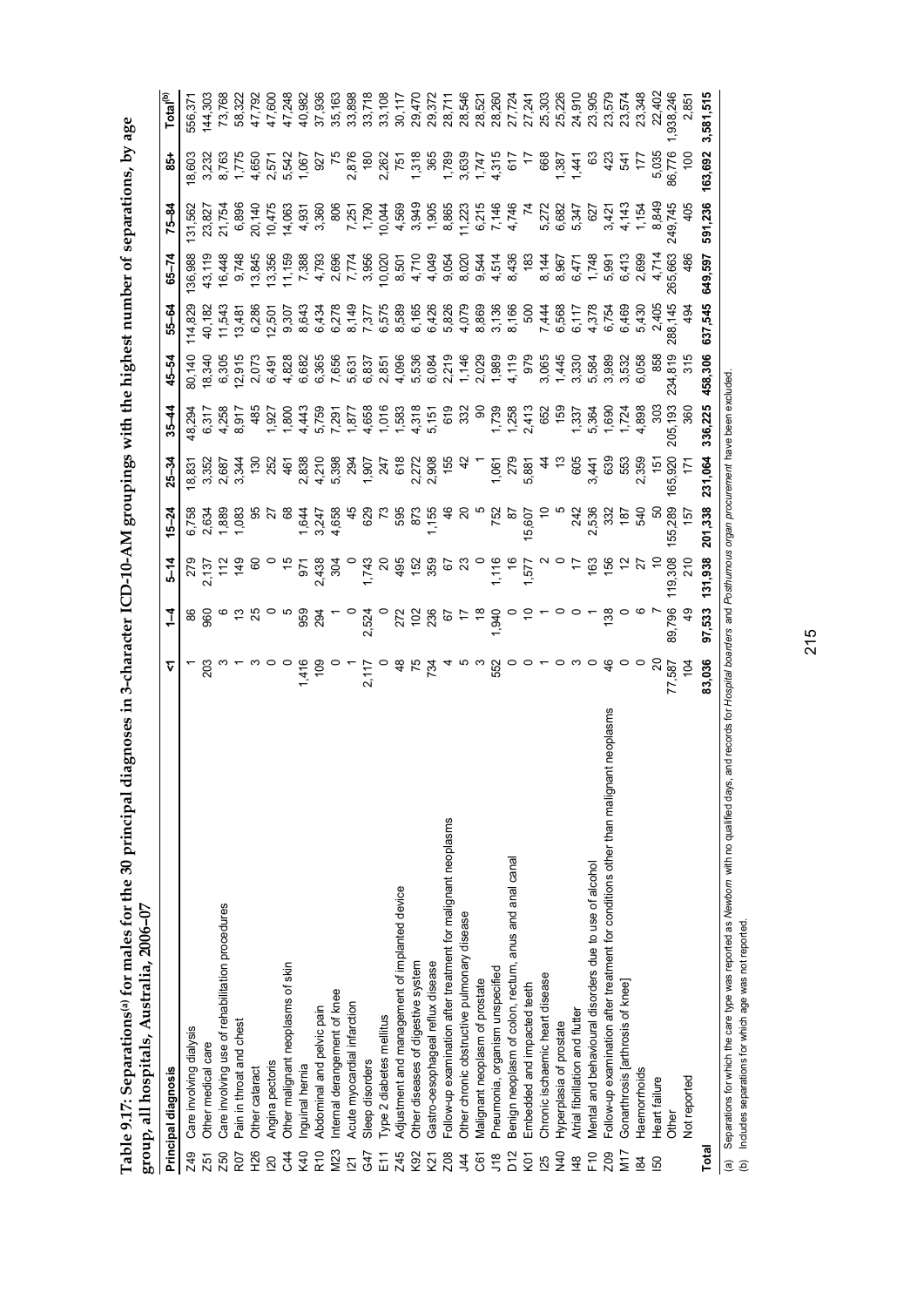**Table 9.17: Separations[(a)] for males for the 30 principal diagnoses in 3-character ICD-10-AM groupings with the highest number of separations, by age group, all hospitals, Australia, 2006–07**

| Principal diagnosis | | <1 | 1–4 | 5–14 | 15–24 | 25–34 | 35–44 | 45–54 | 55–64 | 65–74 | 75–84 | 85+ | Total[(b)] |
|---|---|---|---|---|---|---|---|---|---|---|---|---|---|
| Z49 | Care involving dialysis | 1 | 86 | 279 | 6,758 | 18,831 | 48,294 | 80,140 | 114,829 | 136,988 | 131,562 | 18,603 | 556,371 |
| Z51 | Other medical care | 203 | 960 | 2,137 | 2,634 | 3,352 | 6,317 | 18,340 | 40,182 | 43,119 | 23,827 | 3,232 | 144,303 |
| Z50 | Care involving use of rehabilitation procedures | 3 | 6 | 112 | 1,889 | 2,687 | 4,258 | 6,305 | 11,543 | 16,448 | 21,754 | 8,763 | 73,768 |
| R07 | Pain in throat and chest | 1 | 13 | 149 | 1,083 | 3,344 | 8,917 | 12,915 | 13,481 | 9,748 | 6,896 | 1,775 | 58,322 |
| H26 | Other cataract | 3 | 25 | 60 | 95 | 130 | 485 | 2,073 | 6,286 | 13,845 | 20,140 | 4,650 | 47,792 |
| I20 | Angina pectoris | 0 | 0 | 0 | 27 | 252 | 1,927 | 6,491 | 12,501 | 13,356 | 10,475 | 2,571 | 47,600 |
| C44 | Other malignant neoplasms of skin | 0 | 5 | 15 | 68 | 461 | 1,800 | 4,828 | 9,307 | 11,159 | 14,063 | 5,542 | 47,248 |
| K40 | Inguinal hernia | 1,416 | 959 | 971 | 1,644 | 2,838 | 4,443 | 6,682 | 8,643 | 7,388 | 4,931 | 1,067 | 40,982 |
| R10 | Abdominal and pelvic pain | 109 | 294 | 2,438 | 3,247 | 4,210 | 5,759 | 6,365 | 6,434 | 4,793 | 3,360 | 927 | 37,936 |
| M23 | Internal derangement of knee | 0 | 1 | 304 | 4,658 | 5,398 | 7,291 | 7,656 | 6,278 | 2,696 | 806 | 75 | 35,163 |
| I21 | Acute myocardial infarction | 1 | 0 | 0 | 45 | 294 | 1,877 | 5,631 | 8,149 | 7,774 | 7,251 | 2,876 | 33,898 |
| G47 | Sleep disorders | 2,117 | 2,524 | 1,743 | 629 | 1,907 | 4,658 | 6,837 | 7,377 | 3,956 | 1,790 | 180 | 33,718 |
| E11 | Type 2 diabetes mellitus | 0 | 0 | 20 | 73 | 247 | 1,016 | 2,851 | 6,575 | 10,020 | 10,044 | 2,262 | 33,108 |
| Z45 | Adjustment and management of implanted device | 48 | 272 | 495 | 595 | 618 | 1,583 | 4,096 | 8,589 | 8,501 | 4,569 | 751 | 30,117 |
| K92 | Other diseases of digestive system | 75 | 102 | 152 | 873 | 2,272 | 4,318 | 5,536 | 6,165 | 4,710 | 3,949 | 1,318 | 29,470 |
| K21 | Gastro-oesophageal reflux disease | 734 | 236 | 359 | 1,155 | 2,908 | 5,151 | 6,084 | 6,426 | 4,049 | 1,905 | 365 | 29,372 |
| Z08 | Follow-up examination after treatment for malignant neoplasms | 4 | 67 | 67 | 46 | 155 | 619 | 2,219 | 5,826 | 9,054 | 8,865 | 1,789 | 28,711 |
| J44 | Other chronic obstructive pulmonary disease | 5 | 17 | 23 | 20 | 42 | 332 | 1,146 | 4,079 | 8,020 | 11,223 | 3,639 | 28,546 |
| C61 | Malignant neoplasm of prostate | 3 | 18 | 0 | 5 | 1 | 90 | 2,029 | 8,869 | 9,544 | 6,215 | 1,747 | 28,521 |
| J18 | Pneumonia, organism unspecified | 552 | 1,940 | 1,116 | 752 | 1,061 | 1,739 | 1,989 | 3,136 | 4,514 | 7,146 | 4,315 | 28,260 |
| D12 | Benign neoplasm of colon, rectum, anus and anal canal | 0 | 0 | 16 | 87 | 279 | 1,258 | 4,119 | 8,166 | 8,436 | 4,746 | 617 | 27,724 |
| K01 | Embedded and impacted teeth | 0 | 10 | 1,577 | 15,607 | 5,881 | 2,413 | 979 | 500 | 183 | 74 | 17 | 27,241 |
| I25 | Chronic ischaemic heart disease | 1 | 1 | 2 | 10 | 44 | 652 | 3,065 | 7,444 | 8,144 | 5,272 | 668 | 25,303 |
| N40 | Hyperplasia of prostate | 0 | 0 | 0 | 5 | 13 | 159 | 1,445 | 6,568 | 8,967 | 6,682 | 1,387 | 25,226 |
| I48 | Atrial fibrillation and flutter | 3 | 0 | 17 | 242 | 605 | 1,337 | 3,330 | 6,117 | 6,471 | 5,347 | 1,441 | 24,910 |
| F10 | Mental and behavioural disorders due to use of alcohol | 0 | 1 | 163 | 2,536 | 3,441 | 5,364 | 5,584 | 4,378 | 1,748 | 627 | 63 | 23,905 |
| Z09 | Follow-up examination after treatment for conditions other than malignant neoplasms | 46 | 138 | 156 | 332 | 639 | 1,690 | 3,989 | 6,754 | 5,991 | 3,421 | 423 | 23,579 |
| M17 | Gonarthrosis [arthrosis of knee] | 0 | 0 | 12 | 187 | 553 | 1,724 | 3,532 | 6,469 | 6,413 | 4,143 | 541 | 23,574 |
| I84 | Haemorrhoids | 0 | 6 | 27 | 540 | 2,359 | 4,898 | 6,058 | 5,430 | 2,699 | 1,154 | 177 | 23,348 |
| I50 | Heart failure | 20 | 7 | 10 | 50 | 151 | 303 | 858 | 2,405 | 4,714 | 8,849 | 5,035 | 22,402 |
| | Other | 77,587 | 89,796 | 119,308 | 155,289 | 165,920 | 205,193 | 234,819 | 288,145 | 265,663 | 249,745 | 86,776 | 1,938,246 |
| | Not reported | 104 | 49 | 210 | 157 | 171 | 360 | 315 | 494 | 486 | 405 | 100 | 2,851 |
| **Total** | | **83,036** | **97,533** | **131,938** | **201,338** | **231,064** | **336,225** | **458,306** | **637,545** | **649,597** | **591,236** | **163,692** | **3,581,515** |

(a) Separations for which the care type was reported as *Newborn* with no qualified days, and records for *Hospital boarders* and *Posthumous organ procurement* have been excluded.

(b) Includes separations for which age was not reported.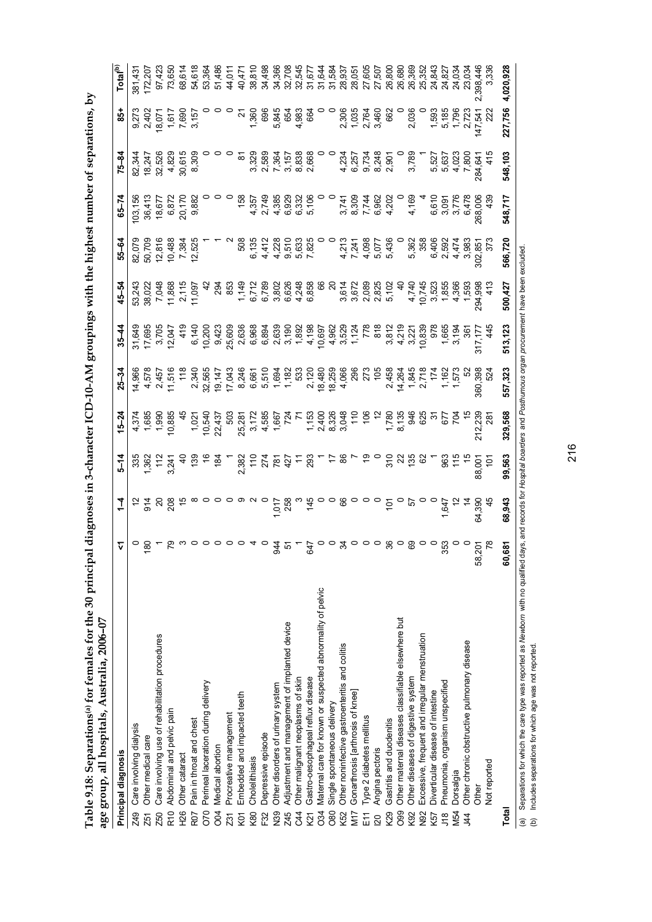**Table 9.18: Separations[(a)] for females for the 30 principal diagnoses in 3-character ICD-10-AM groupings with the highest number of separations, by age group, all hospitals, Australia, 2006–07**

| Principal diagnosis | | <1 | 1–4 | 5–14 | 15–24 | 25–34 | 35–44 | 45–54 | 55–64 | 65–74 | 75–84 | 85+ | Total[(b)] |
|---|---|---|---|---|---|---|---|---|---|---|---|---|---|
| Z49 | Care involving dialysis | 0 | 12 | 335 | 4,374 | 14,966 | 31,649 | 53,243 | 82,079 | 103,156 | 82,344 | 9,273 | 381,431 |
| Z51 | Other medical care | 180 | 914 | 1,362 | 1,685 | 4,578 | 17,695 | 38,022 | 50,709 | 36,413 | 18,247 | 2,402 | 172,207 |
| Z50 | Care involving use of rehabilitation procedures | 1 | 20 | 112 | 1,990 | 2,457 | 3,705 | 7,048 | 12,816 | 18,677 | 32,526 | 18,071 | 97,423 |
| R10 | Abdominal and pelvic pain | 79 | 208 | 3,241 | 10,885 | 11,516 | 12,047 | 11,868 | 10,488 | 6,872 | 4,829 | 1,617 | 73,650 |
| H26 | Other cataract | 3 | 15 | 40 | 45 | 118 | 419 | 2,115 | 7,384 | 20,170 | 30,615 | 7,690 | 68,614 |
| R07 | Pain in throat and chest | 0 | 8 | 139 | 1,021 | 2,340 | 6,140 | 11,097 | 12,525 | 9,882 | 8,309 | 3,157 | 54,618 |
| O70 | Perineal laceration during delivery | 0 | 0 | 16 | 10,540 | 32,565 | 10,200 | 42 | 1 | 0 | 0 | 0 | 53,364 |
| O04 | Medical abortion | 0 | 0 | 184 | 22,437 | 19,147 | 9,423 | 294 | 1 | 0 | 0 | 0 | 51,486 |
| Z31 | Procreative management | 0 | 0 | 1 | 503 | 17,043 | 25,609 | 853 | 2 | 0 | 0 | 0 | 44,011 |
| K01 | Embedded and impacted teeth | 0 | 9 | 2,382 | 25,281 | 8,246 | 2,636 | 1,149 | 508 | 158 | 81 | 21 | 40,471 |
| K80 | Cholelithiasis | 4 | 2 | 110 | 3,172 | 6,661 | 6,968 | 6,712 | 6,135 | 4,357 | 3,329 | 1,360 | 38,810 |
| F32 | Depressive episode | 0 | 0 | 274 | 4,585 | 5,510 | 6,894 | 6,789 | 4,412 | 2,749 | 2,589 | 696 | 34,498 |
| N39 | Other disorders of urinary system | 944 | 1,017 | 781 | 1,667 | 1,694 | 2,639 | 3,802 | 4,228 | 4,385 | 7,364 | 5,845 | 34,366 |
| Z45 | Adjustment and management of implanted device | 51 | 258 | 427 | 724 | 1,182 | 3,190 | 6,626 | 9,510 | 6,929 | 3,157 | 654 | 32,708 |
| C44 | Other malignant neoplasms of skin | 1 | 3 | 11 | 71 | 533 | 1,892 | 4,248 | 5,633 | 6,332 | 8,838 | 4,983 | 32,545 |
| K21 | Gastro-oesophageal reflux disease | 647 | 145 | 293 | 1,153 | 2,120 | 4,198 | 6,858 | 7,825 | 5,106 | 2,668 | 664 | 31,677 |
| O34 | Maternal care for known or suspected abnormality of pelvic | 0 | 0 | 1 | 2,400 | 18,480 | 10,697 | 66 | 0 | 0 | 0 | 0 | 31,644 |
| O80 | Single spontaneous delivery | 0 | 0 | 17 | 8,326 | 18,259 | 4,962 | 20 | 0 | 0 | 0 | 0 | 31,584 |
| K52 | Other noninfective gastroenteritis and colitis | 34 | 66 | 86 | 3,048 | 4,066 | 3,529 | 3,614 | 4,213 | 3,741 | 4,234 | 2,306 | 28,937 |
| M17 | Gonarthrosis [arthrosis of knee] | 0 | 0 | 7 | 110 | 296 | 1,124 | 3,672 | 7,241 | 8,309 | 6,257 | 1,035 | 28,051 |
| E11 | Type 2 diabetes mellitus | 0 | 0 | 19 | 106 | 273 | 778 | 2,089 | 4,098 | 7,744 | 9,734 | 2,764 | 27,605 |
| I20 | Angina pectoris | 0 | 0 | 0 | 12 | 105 | 818 | 2,825 | 5,077 | 6,962 | 8,248 | 3,460 | 27,507 |
| K29 | Gastritis and duodenitis | 36 | 101 | 310 | 1,780 | 2,458 | 3,812 | 5,102 | 5,436 | 4,202 | 2,901 | 662 | 26,800 |
| O99 | Other maternal diseases classifiable elsewhere but | 0 | 0 | 22 | 8,135 | 14,264 | 4,219 | 40 | 0 | 0 | 0 | 0 | 26,680 |
| K92 | Other diseases of digestive system | 69 | 57 | 135 | 946 | 1,845 | 3,221 | 4,740 | 5,362 | 4,169 | 3,789 | 2,036 | 26,369 |
| N92 | Excessive, frequent and irregular menstruation | 0 | 0 | 62 | 625 | 2,718 | 10,839 | 10,745 | 358 | 4 | 1 | 0 | 25,352 |
| K57 | Diverticular disease of intestine | 0 | 0 | 1 | 31 | 174 | 978 | 3,523 | 6,406 | 6,610 | 5,527 | 1,593 | 24,843 |
| J18 | Pneumonia, organism unspecified | 353 | 1,647 | 963 | 677 | 1,162 | 1,665 | 1,855 | 2,592 | 3,091 | 5,637 | 5,185 | 24,827 |
| M54 | Dorsalgia | 0 | 12 | 115 | 704 | 1,573 | 3,194 | 4,366 | 4,474 | 3,776 | 4,023 | 1,796 | 24,034 |
| J44 | Other chronic obstructive pulmonary disease | 0 | 14 | 15 | 15 | 52 | 361 | 1,593 | 3,983 | 6,478 | 7,800 | 2,723 | 23,034 |
| | Other | 58,201 | 64,390 | 88,001 | 212,239 | 360,398 | 317,177 | 294,998 | 302,851 | 268,006 | 284,641 | 147,541 | 2,398,446 |
| | Not reported | 78 | 45 | 101 | 281 | 524 | 445 | 413 | 373 | 439 | 415 | 222 | 3,336 |
| **Total** | | **60,681** | **68,943** | **99,563** | **329,568** | **557,323** | **513,123** | **500,427** | **566,720** | **548,717** | **548,103** | **227,756** | **4,020,928** |

(a) Separations for which the care type was reported as *Newborn* with no qualified days, and records for *Hospital boarders* and *Posthumous organ procurement* have been excluded.

(b) Includes separations for which age was not reported.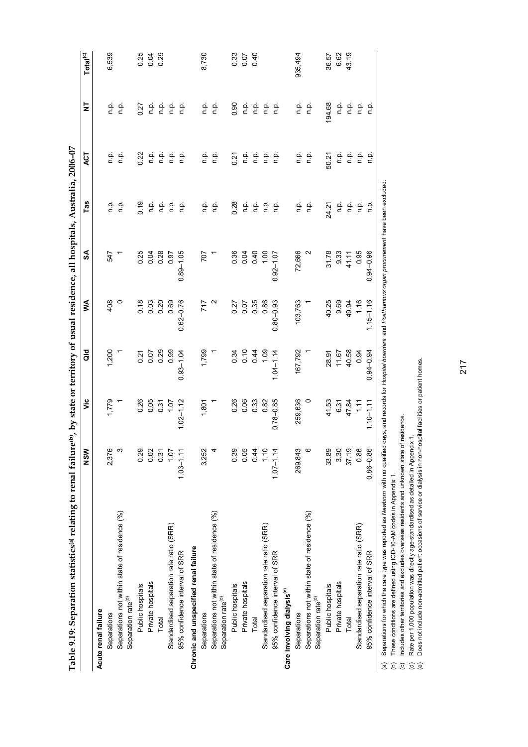**Table 9.19: Separation statistics[(a)] relating to renal failure[(b)], by state or territory of usual residence, all hospitals, Australia, 2006–07**

| | NSW | Vic | Qld | WA | SA | Tas | ACT | NT | Total[(c)] |
|---|---|---|---|---|---|---|---|---|---|
| **Acute renal failure** | | | | | | | | | |
| Separations | 2,376 | 1,779 | 1,200 | 408 | 547 | n.p. | n.p. | n.p. | 6,539 |
| Separations not within state of residence (%) | 3 | 1 | 1 | 0 | 1 | n.p. | n.p. | n.p. | |
| Separation rate[(d)] | | | | | | | | | |
| Public hospitals | 0.29 | 0.26 | 0.21 | 0.18 | 0.25 | 0.19 | 0.22 | 0.27 | 0.25 |
| Private hospitals | 0.02 | 0.05 | 0.07 | 0.03 | 0.04 | n.p. | n.p. | n.p. | 0.04 |
| Total | 0.31 | 0.31 | 0.29 | 0.20 | 0.28 | n.p. | n.p. | n.p. | 0.29 |
| Standardised separation rate ratio (SRR) | 1.07 | 1.07 | 0.99 | 0.69 | 0.97 | n.p. | n.p. | n.p. | |
| 95% confidence interval of SRR | 1.03–1.11 | 1.02–1.12 | 0.93–1.04 | 0.62–0.76 | 0.89–1.05 | n.p. | n.p. | n.p. | |
| **Chronic and unspecified renal failure** | | | | | | | | | |
| Separations | 3,252 | 1,801 | 1,799 | 717 | 707 | n.p. | n.p. | n.p. | 8,730 |
| Separations not within state of residence (%) | 4 | 1 | 1 | 2 | 1 | n.p. | n.p. | n.p. | |
| Separation rate[(d)] | | | | | | | | | |
| Public hospitals | 0.39 | 0.26 | 0.34 | 0.27 | 0.36 | 0.28 | 0.21 | 0.90 | 0.33 |
| Private hospitals | 0.05 | 0.06 | 0.10 | 0.07 | 0.04 | n.p. | n.p. | n.p. | 0.07 |
| Total | 0.44 | 0.33 | 0.44 | 0.35 | 0.40 | n.p. | n.p. | n.p. | 0.40 |
| Standardised separation rate ratio (SRR) | 1.10 | 0.82 | 1.09 | 0.86 | 1.00 | n.p. | n.p. | n.p. | |
| 95% confidence interval of SRR | 1.07–1.14 | 0.78–0.85 | 1.04–1.14 | 0.80–0.93 | 0.92–1.07 | n.p. | n.p. | n.p. | |
| **Care involving dialysis[(e)]** | | | | | | | | | |
| Separations | 269,843 | 259,636 | 167,792 | 103,763 | 72,666 | n.p. | n.p. | n.p. | 935,494 |
| Separations not within state of residence (%) | 6 | 0 | 1 | 1 | 2 | n.p. | n.p. | n.p. | |
| Separation rate[(d)] | | | | | | | | | |
| Public hospitals | 33.89 | 41.53 | 28.91 | 40.25 | 31.78 | 24.21 | 50.21 | 194.68 | 36.57 |
| Private hospitals | 3.30 | 6.31 | 11.67 | 9.69 | 9.33 | n.p. | n.p. | n.p. | 6.62 |
| Total | 37.19 | 47.84 | 40.58 | 49.94 | 41.11 | n.p. | n.p. | n.p. | 43.19 |
| Standardised separation rate ratio (SRR) | 0.86 | 1.11 | 0.94 | 1.16 | 0.95 | n.p. | n.p. | n.p. | |
| 95% confidence interval of SRR | 0.86–0.86 | 1.10–1.11 | 0.94–0.94 | 1.15–1.16 | 0.94–0.96 | n.p. | n.p. | n.p. | |

(a) Separations for which the care type was reported as *Newborn* with no qualified days, and records for *Hospital boarders* and *Posthumous organ procurement* have been excluded.
(b) These conditions are defined using ICD-10-AM codes in Appendix 1.
(c) Includes other territories and excludes overseas residents and unknown state of residence.
(d) Rate per 1,000 population was directly age-standardised as detailed in Appendix 1.
(e) Does not include non-admitted patient occasions of service or dialysis in non-hospital facilities or patient homes.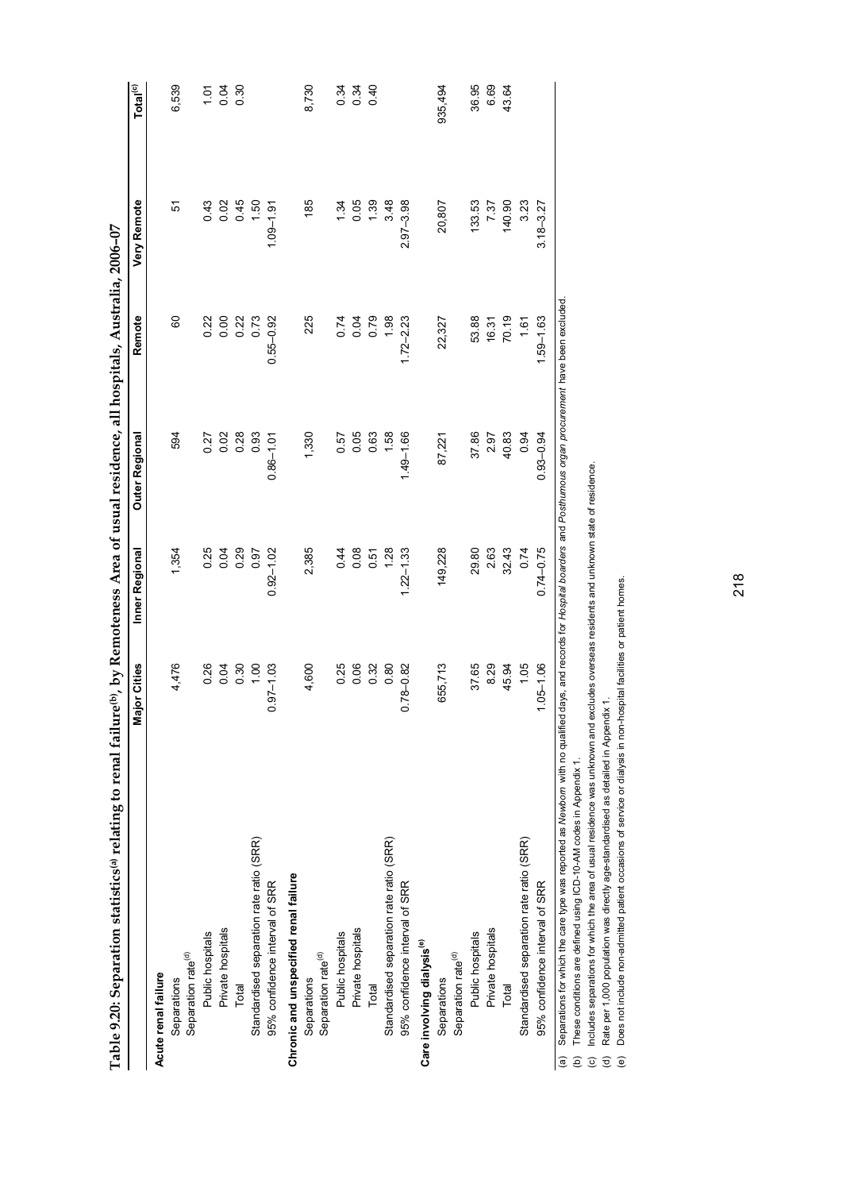**Table 9.20: Separation statistics[(a)] relating to renal failure[(b)], by Remoteness Area of usual residence, all hospitals, Australia, 2006–07**

| | Major Cities | Inner Regional | Outer Regional | Remote | Very Remote | Total[(c)] |
|---|---|---|---|---|---|---|
| **Acute renal failure** | | | | | | |
| Separations | 4,476 | 1,354 | 594 | 60 | 51 | 6,539 |
| Separation rate[(d)] | | | | | | |
| Public hospitals | 0.26 | 0.25 | 0.27 | 0.22 | 0.43 | 1.01 |
| Private hospitals | 0.04 | 0.04 | 0.02 | 0.00 | 0.02 | 0.04 |
| Total | 0.30 | 0.29 | 0.28 | 0.22 | 0.45 | 0.30 |
| Standardised separation rate ratio (SRR) | 1.00 | 0.97 | 0.93 | 0.73 | 1.50 | |
| 95% confidence interval of SRR | 0.97–1.03 | 0.92–1.02 | 0.86–1.01 | 0.55–0.92 | 1.09–1.91 | |
| **Chronic and unspecified renal failure** | | | | | | |
| Separations | 4,600 | 2,385 | 1,330 | 225 | 185 | 8,730 |
| Separation rate[(d)] | | | | | | |
| Public hospitals | 0.25 | 0.44 | 0.57 | 0.74 | 1.34 | 0.34 |
| Private hospitals | 0.06 | 0.08 | 0.05 | 0.04 | 0.05 | 0.34 |
| Total | 0.32 | 0.51 | 0.63 | 0.79 | 1.39 | 0.40 |
| Standardised separation rate ratio (SRR) | 0.80 | 1.28 | 1.58 | 1.98 | 3.48 | |
| 95% confidence interval of SRR | 0.78–0.82 | 1.22–1.33 | 1.49–1.66 | 1.72–2.23 | 2.97–3.98 | |
| **Care involving dialysis[(e)]** | | | | | | |
| Separations | 655,713 | 149,228 | 87,221 | 22,327 | 20,807 | 935,494 |
| Separation rate[(d)] | | | | | | |
| Public hospitals | 37.65 | 29.80 | 37.86 | 53.88 | 133.53 | 36.95 |
| Private hospitals | 8.29 | 2.63 | 2.97 | 16.31 | 7.37 | 6.69 |
| Total | 45.94 | 32.43 | 40.83 | 70.19 | 140.90 | 43.64 |
| Standardised separation rate ratio (SRR) | 1.05 | 0.74 | 0.94 | 1.61 | 3.23 | |
| 95% confidence interval of SRR | 1.05–1.06 | 0.74–0.75 | 0.93–0.94 | 1.59–1.63 | 3.18–3.27 | |

(a) Separations for which the care type was reported as *Newborn* with no qualified days, and records for *Hospital boarders* and *Posthumous organ procurement* have been excluded.

(b) These conditions are defined using ICD-10-AM codes in Appendix 1.

(c) Includes separations for which the area of usual residence was unknown and excludes overseas residents and unknown state of residence.

(d) Rate per 1,000 population was directly age-standardised as detailed in Appendix 1.

(e) Does not include non-admitted patient occasions of service or dialysis in non-hospital facilities or patient homes.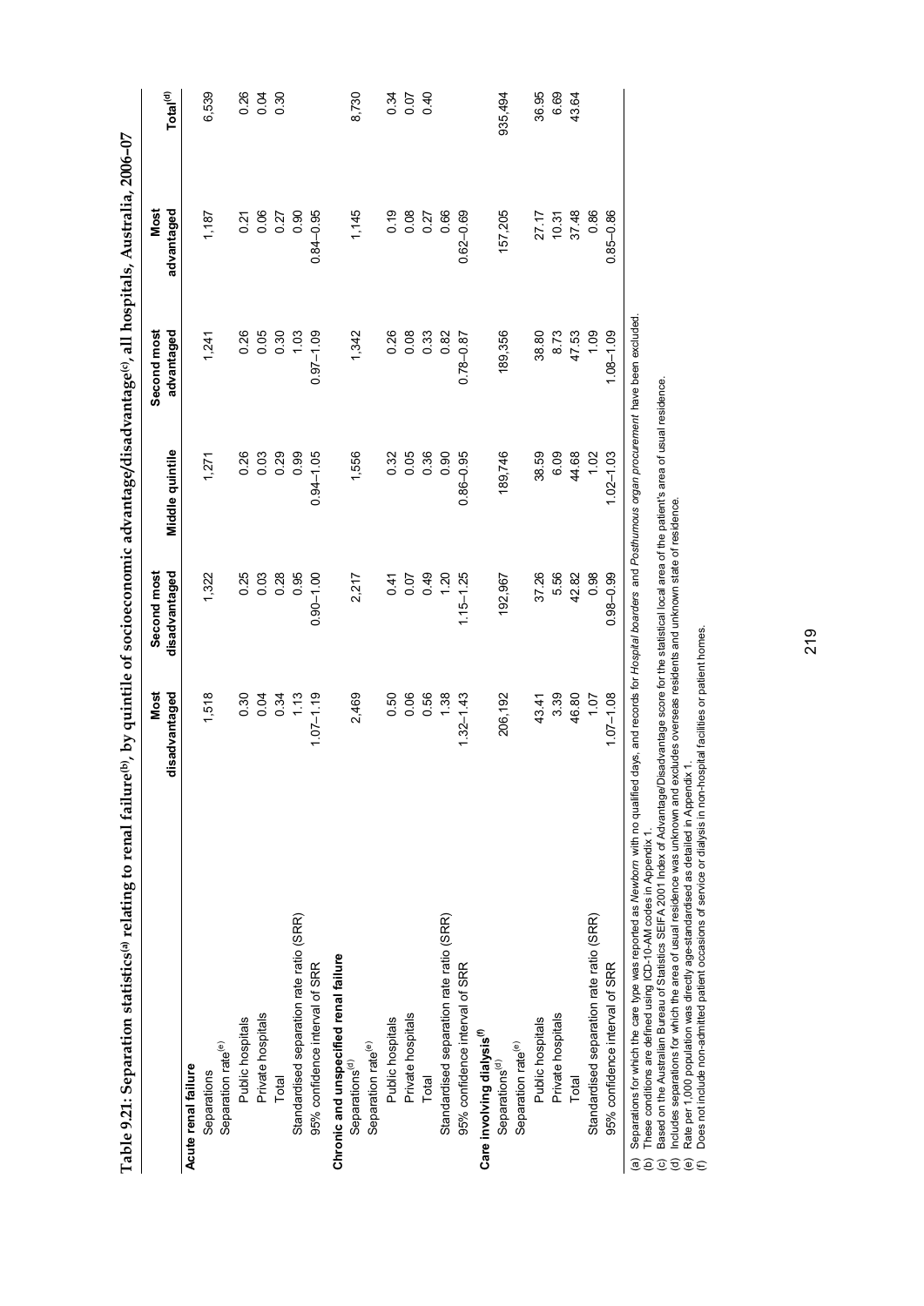**Table 9.21: Separation statistics[(a)] relating to renal failure[(b)], by quintile of socioeconomic advantage/disadvantage[(c)], all hospitals, Australia, 2006–07**

| | Most disadvantaged | Second most disadvantaged | Middle quintile | Second most advantaged | Most advantaged | Total[(d)] |
|---|---|---|---|---|---|---|
| **Acute renal failure** | | | | | | |
| Separations | 1,518 | 1,322 | 1,271 | 1,241 | 1,187 | 6,539 |
| Separation rate[(e)] | | | | | | |
| Public hospitals | 0.30 | 0.25 | 0.26 | 0.26 | 0.21 | 0.26 |
| Private hospitals | 0.04 | 0.03 | 0.03 | 0.05 | 0.06 | 0.04 |
| Total | 0.34 | 0.28 | 0.29 | 0.30 | 0.27 | 0.30 |
| Standardised separation rate ratio (SRR) | 1.13 | 0.95 | 0.99 | 1.03 | 0.90 | |
| 95% confidence interval of SRR | 1.07–1.19 | 0.90–1.00 | 0.94–1.05 | 0.97–1.09 | 0.84–0.95 | |
| **Chronic and unspecified renal failure** | | | | | | |
| Separations[(d)] | 2,469 | 2,217 | 1,556 | 1,342 | 1,145 | 8,730 |
| Separation rate[(e)] | | | | | | |
| Public hospitals | 0.50 | 0.41 | 0.32 | 0.26 | 0.19 | 0.34 |
| Private hospitals | 0.06 | 0.07 | 0.05 | 0.08 | 0.08 | 0.07 |
| Total | 0.56 | 0.49 | 0.36 | 0.33 | 0.27 | 0.40 |
| Standardised separation rate ratio (SRR) | 1.38 | 1.20 | 0.90 | 0.82 | 0.66 | |
| 95% confidence interval of SRR | 1.32–1.43 | 1.15–1.25 | 0.86–0.95 | 0.78–0.87 | 0.62–0.69 | |
| **Care involving dialysis[(f)]** | | | | | | |
| Separations[(d)] | 206,192 | 192,967 | 189,746 | 189,356 | 157,205 | 935,494 |
| Separation rate[(e)] | | | | | | |
| Public hospitals | 43.41 | 37.26 | 38.59 | 38.80 | 27.17 | 36.95 |
| Private hospitals | 3.39 | 5.56 | 6.09 | 8.73 | 10.31 | 6.69 |
| Total | 46.80 | 42.82 | 44.68 | 47.53 | 37.48 | 43.64 |
| Standardised separation rate ratio (SRR) | 1.07 | 0.98 | 1.02 | 1.09 | 0.86 | |
| 95% confidence interval of SRR | 1.07–1.08 | 0.98–0.99 | 1.02–1.03 | 1.08–1.09 | 0.85–0.86 | |

(a) Separations for which the care type was reported as *Newborn* with no qualified days, and records for *Hospital boarders* and *Posthumous organ procurement* have been excluded.
(b) These conditions are defined using ICD-10-AM codes in Appendix 1.
(c) Based on the Australian Bureau of Statistics SEIFA 2001 Index of Advantage/Disadvantage score for the statistical local area of the patient's area of usual residence.
(d) Includes separations for which the area of usual residence was unknown and excludes overseas residents and unknown state of residence.
(e) Rate per 1,000 population was directly age-standardised as detailed in Appendix 1.
(f) Does not include non-admitted patient occasions of service or dialysis in non-hospital facilities or patient homes.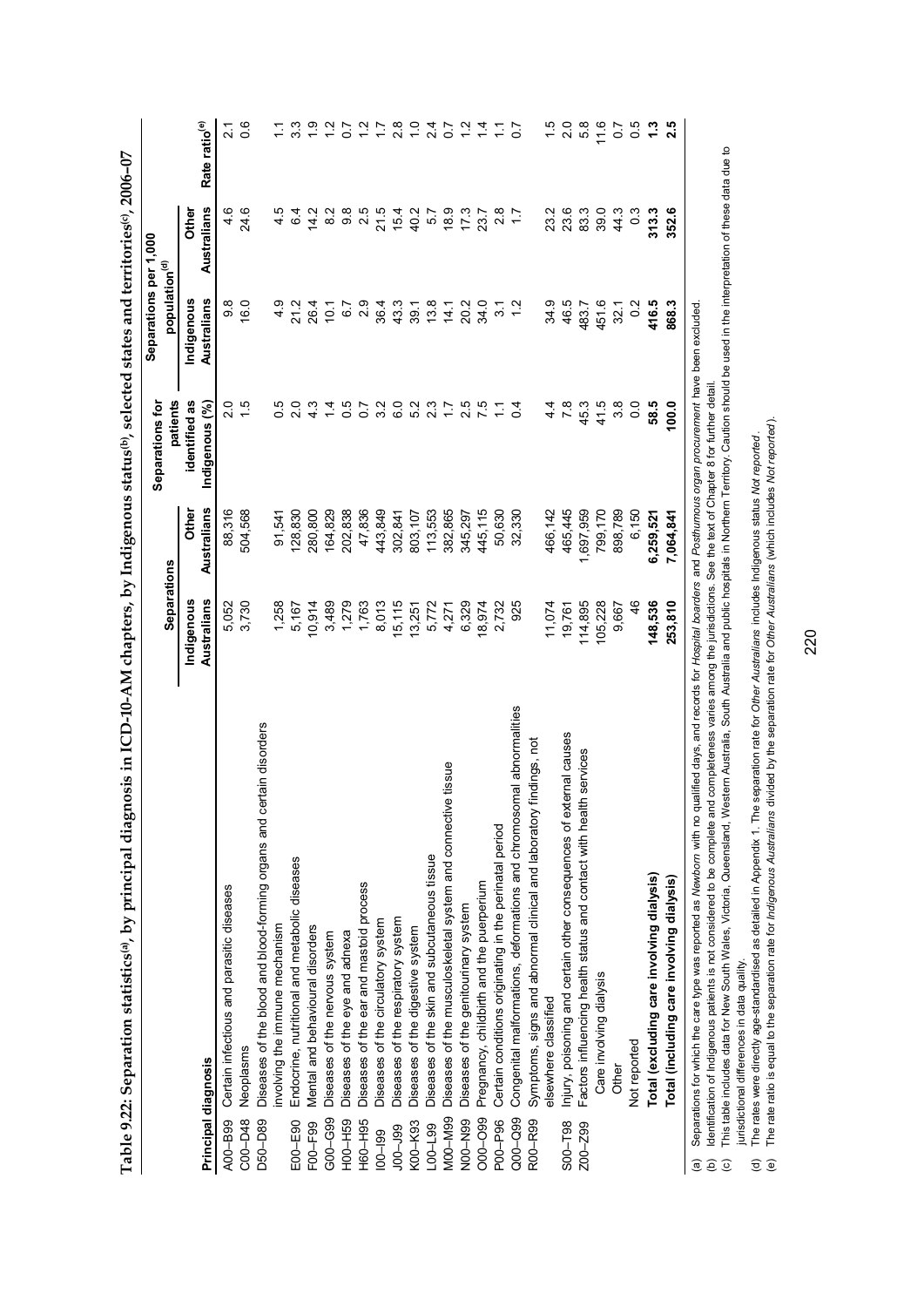**Table 9.22: Separation statistics[(a)], by principal diagnosis in ICD-10-AM chapters, by Indigenous status[(b)], selected states and territories[(c)], 2006–07**

| Principal diagnosis | | Separations | | Separations for patients identified as Indigenous (%) | Separations per 1,000 population[(d)] | | Rate ratio[(e)] |
|---|---|---|---|---|---|---|---|
| | | Indigenous Australians | Other Australians | | Indigenous Australians | Other Australians | |
| A00–B99 | Certain infectious and parasitic diseases | 5,052 | 88,316 | 2.0 | 9.8 | 4.6 | 2.1 |
| C00–D48 | Neoplasms | 3,730 | 504,568 | 1.5 | 16.0 | 24.6 | 0.6 |
| D50–D89 | Diseases of the blood and blood-forming organs and certain disorders involving the immune mechanism | 1,258 | 91,541 | 0.5 | 4.9 | 4.5 | 1.1 |
| E00–E90 | Endocrine, nutritional and metabolic diseases | 5,167 | 128,830 | 2.0 | 21.2 | 6.4 | 3.3 |
| F00–F99 | Mental and behavioural disorders | 10,914 | 280,800 | 4.3 | 26.4 | 14.2 | 1.9 |
| G00–G99 | Diseases of the nervous system | 3,489 | 164,829 | 1.4 | 10.1 | 8.2 | 1.2 |
| H00–H59 | Diseases of the eye and adnexa | 1,279 | 202,838 | 0.5 | 6.7 | 9.8 | 0.7 |
| H60–H95 | Diseases of the ear and mastoid process | 1,763 | 47,836 | 0.7 | 2.9 | 2.5 | 1.2 |
| I00–I99 | Diseases of the circulatory system | 8,013 | 443,849 | 3.2 | 36.4 | 21.5 | 1.7 |
| J00–J99 | Diseases of the respiratory system | 15,115 | 302,841 | 6.0 | 43.3 | 15.4 | 2.8 |
| K00–K93 | Diseases of the digestive system | 13,251 | 803,107 | 5.2 | 39.1 | 40.2 | 1.0 |
| L00–L99 | Diseases of the skin and subcutaneous tissue | 5,772 | 113,553 | 2.3 | 13.8 | 5.7 | 2.4 |
| M00–M99 | Diseases of the musculoskeletal system and connective tissue | 4,271 | 382,865 | 1.7 | 14.1 | 18.9 | 0.7 |
| N00–N99 | Diseases of the genitourinary system | 6,329 | 345,297 | 2.5 | 20.2 | 17.3 | 1.2 |
| O00–O99 | Pregnancy, childbirth and the puerperium | 18,974 | 445,115 | 7.5 | 34.0 | 23.7 | 1.4 |
| P00–P96 | Certain conditions originating in the perinatal period | 2,732 | 50,630 | 1.1 | 3.1 | 2.8 | 1.1 |
| Q00–Q99 | Congenital malformations, deformations and chromosomal abnormalities | 925 | 32,330 | 0.4 | 1.2 | 1.7 | 0.7 |
| R00–R99 | Symptoms, signs and abnormal clinical and laboratory findings, not elsewhere classified | 11,074 | 466,142 | 4.4 | 34.9 | 23.2 | 1.5 |
| S00–T98 | Injury, poisoning and certain other consequences of external causes | 19,761 | 465,445 | 7.8 | 46.5 | 23.6 | 2.0 |
| Z00–Z99 | Factors influencing health status and contact with health services | 114,895 | 1,697,959 | 45.3 | 483.7 | 83.3 | 5.8 |
| | Care involving dialysis | 105,228 | 799,170 | 41.5 | 451.6 | 39.0 | 11.6 |
| | Other | 9,667 | 898,789 | 3.8 | 32.1 | 44.3 | 0.7 |
| | Not reported | 46 | 6,150 | 0.0 | 0.2 | 0.3 | 0.5 |
| | **Total (excluding care involving dialysis)** | **148,536** | **6,259,521** | **58.5** | **416.5** | **313.3** | **1.3** |
| | **Total (including care involving dialysis)** | **253,810** | **7,064,841** | **100.0** | **868.3** | **352.6** | **2.5** |

(a) Separations for which the care type was reported as *Newborn* with no qualified days, and records for *Hospital boarders* and *Posthumous organ procurement* have been excluded.

(b) Identification of Indigenous patients is not considered to be complete and completeness varies among the jurisdictions. See the text of Chapter 8 for further detail.

(c) This table includes data for New South Wales, Victoria, Queensland, Western Australia, South Australia and public hospitals in Northern Territory. Caution should be used in the interpretation of these data due to jurisdictional differences in data quality.

(d) The rates were directly age-standardised as detailed in Appendix 1. The separation rate for *Other Australians* includes Indigenous status *Not reported*.

(e) The rate ratio is equal to the separation rate for *Indigenous Australians* divided by the separation rate for *Other Australians* (which includes *Not reported*).